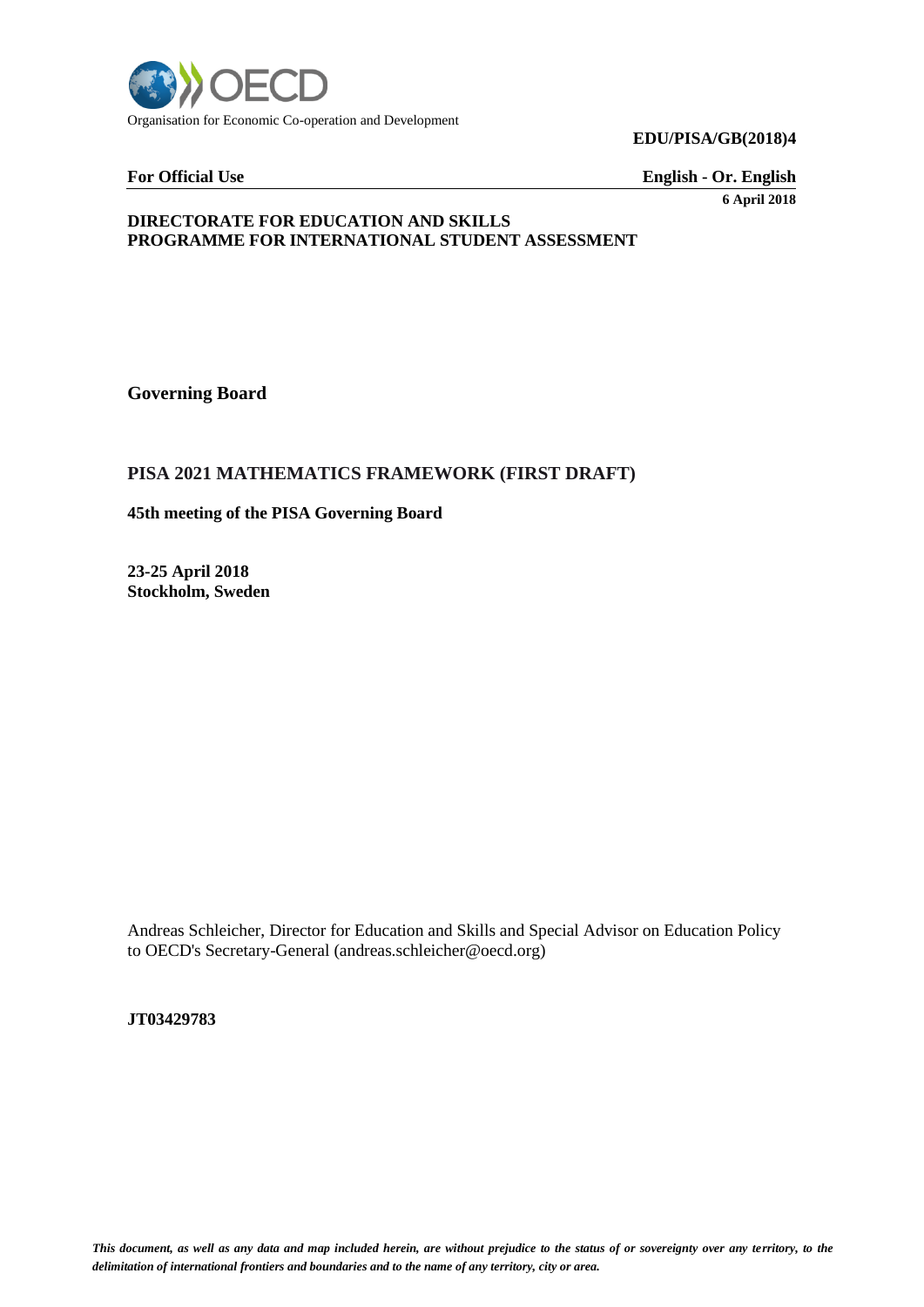Organisation for Economic Co-operation and Development

**EDU/PISA/GB(2018)4**

**For Official Use** **English - Or. English**

**6 April 2018**

**DIRECTORATE FOR EDUCATION AND SKILLS**
**PROGRAMME FOR INTERNATIONAL STUDENT ASSESSMENT**

**Governing Board**

## PISA 2021 MATHEMATICS FRAMEWORK (FIRST DRAFT)

**45th meeting of the PISA Governing Board**

**23-25 April 2018**
**Stockholm, Sweden**

Andreas Schleicher, Director for Education and Skills and Special Advisor on Education Policy to OECD's Secretary-General (andreas.schleicher@oecd.org)

**JT03429783**

***This document, as well as any data and map included herein, are without prejudice to the status of or sovereignty over any territory, to the delimitation of international frontiers and boundaries and to the name of any territory, city or area.***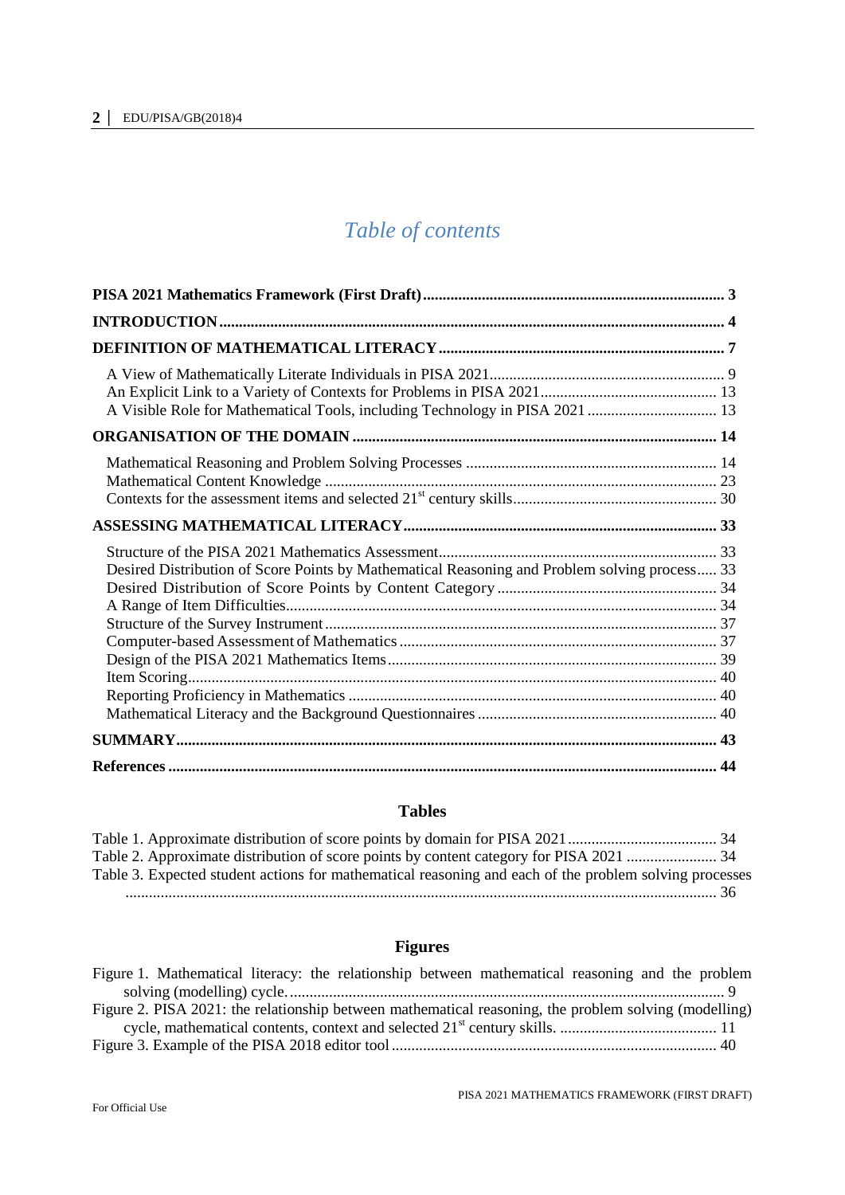# *Table of contents*

**PISA 2021 Mathematics Framework (First Draft)** ........ 3

**INTRODUCTION** ........ 4

**DEFINITION OF MATHEMATICAL LITERACY** ........ 7

- A View of Mathematically Literate Individuals in PISA 2021 ........ 9
- An Explicit Link to a Variety of Contexts for Problems in PISA 2021 ........ 13
- A Visible Role for Mathematical Tools, including Technology in PISA 2021 ........ 13

**ORGANISATION OF THE DOMAIN** ........ 14

- Mathematical Reasoning and Problem Solving Processes ........ 14
- Mathematical Content Knowledge ........ 23
- Contexts for the assessment items and selected 21st century skills ........ 30

**ASSESSING MATHEMATICAL LITERACY** ........ 33

- Structure of the PISA 2021 Mathematics Assessment ........ 33
- Desired Distribution of Score Points by Mathematical Reasoning and Problem solving process ........ 33
- Desired Distribution of Score Points by Content Category ........ 34
- A Range of Item Difficulties ........ 34
- Structure of the Survey Instrument ........ 37
- Computer-based Assessment of Mathematics ........ 37
- Design of the PISA 2021 Mathematics Items ........ 39
- Item Scoring ........ 40
- Reporting Proficiency in Mathematics ........ 40
- Mathematical Literacy and the Background Questionnaires ........ 40

**SUMMARY** ........ 43

**References** ........ 44

## Tables

Table 1. Approximate distribution of score points by domain for PISA 2021 ........ 34

Table 2. Approximate distribution of score points by content category for PISA 2021 ........ 34

Table 3. Expected student actions for mathematical reasoning and each of the problem solving processes ........ 36

## Figures

Figure 1. Mathematical literacy: the relationship between mathematical reasoning and the problem solving (modelling) cycle. ........ 9

Figure 2. PISA 2021: the relationship between mathematical reasoning, the problem solving (modelling) cycle, mathematical contents, context and selected 21st century skills. ........ 11

Figure 3. Example of the PISA 2018 editor tool ........ 40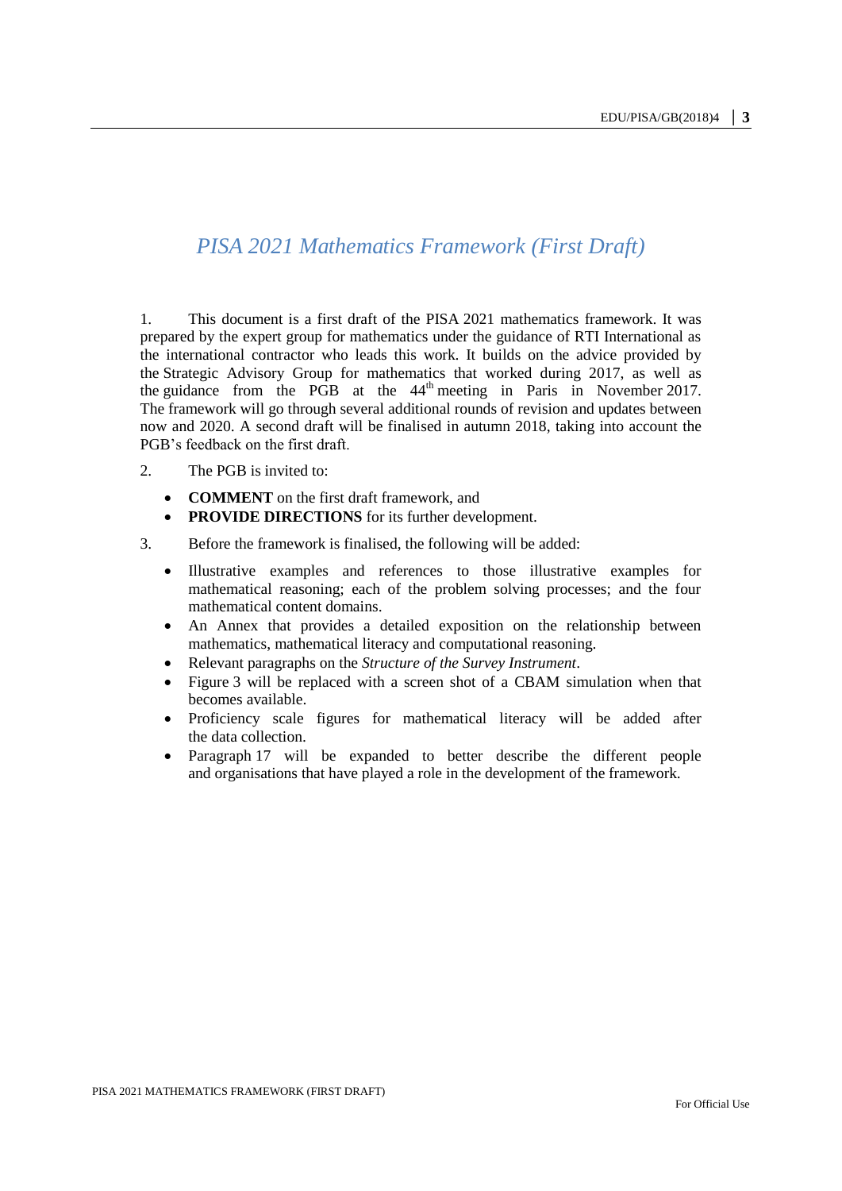# *PISA 2021 Mathematics Framework (First Draft)*

1. This document is a first draft of the PISA 2021 mathematics framework. It was prepared by the expert group for mathematics under the guidance of RTI International as the international contractor who leads this work. It builds on the advice provided by the Strategic Advisory Group for mathematics that worked during 2017, as well as the guidance from the PGB at the 44th meeting in Paris in November 2017. The framework will go through several additional rounds of revision and updates between now and 2020. A second draft will be finalised in autumn 2018, taking into account the PGB's feedback on the first draft.

2. The PGB is invited to:

- **COMMENT** on the first draft framework, and
- **PROVIDE DIRECTIONS** for its further development.

3. Before the framework is finalised, the following will be added:

- Illustrative examples and references to those illustrative examples for mathematical reasoning; each of the problem solving processes; and the four mathematical content domains.
- An Annex that provides a detailed exposition on the relationship between mathematics, mathematical literacy and computational reasoning.
- Relevant paragraphs on the *Structure of the Survey Instrument*.
- Figure 3 will be replaced with a screen shot of a CBAM simulation when that becomes available.
- Proficiency scale figures for mathematical literacy will be added after the data collection.
- Paragraph 17 will be expanded to better describe the different people and organisations that have played a role in the development of the framework.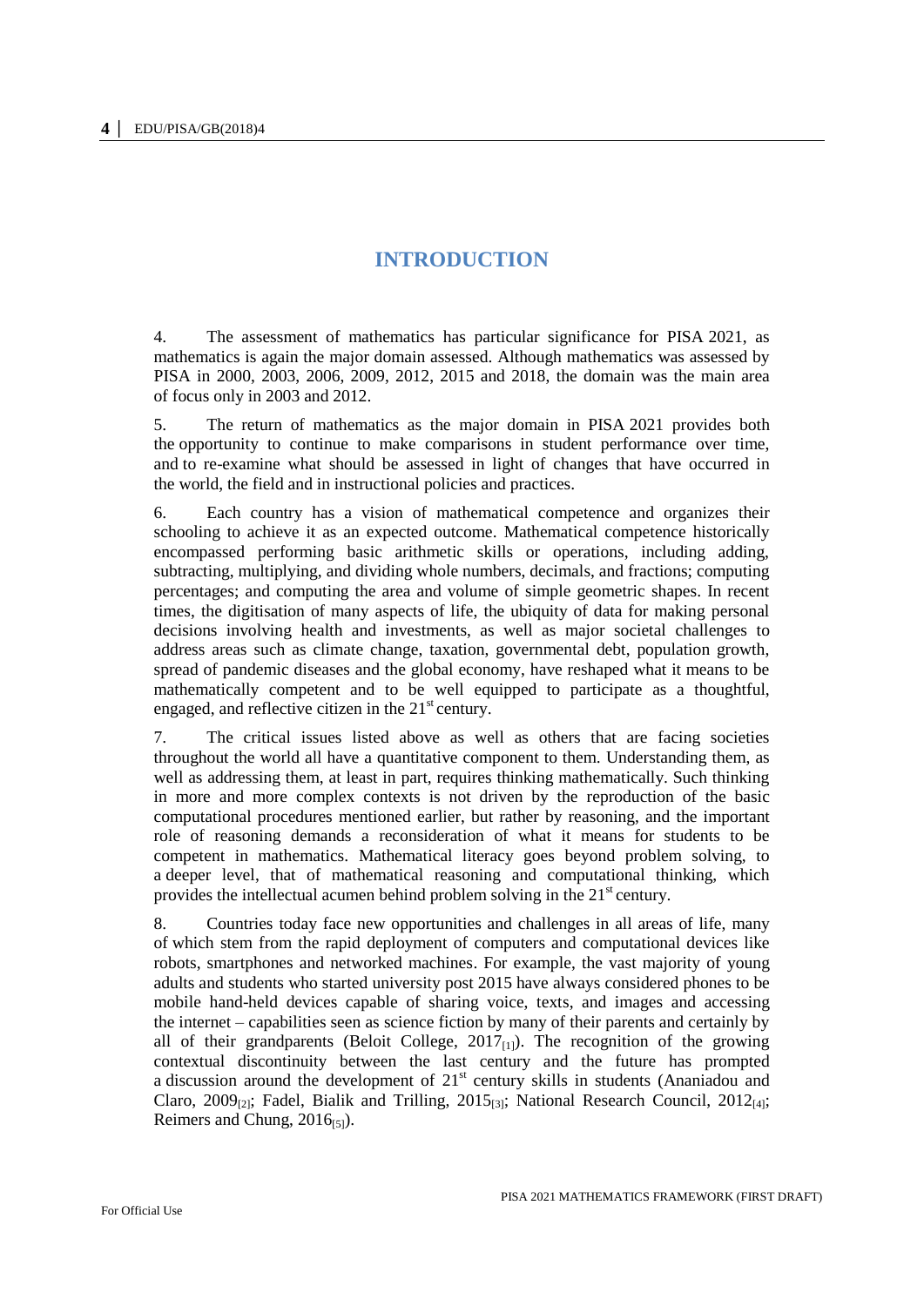# INTRODUCTION

4. The assessment of mathematics has particular significance for PISA 2021, as mathematics is again the major domain assessed. Although mathematics was assessed by PISA in 2000, 2003, 2006, 2009, 2012, 2015 and 2018, the domain was the main area of focus only in 2003 and 2012.

5. The return of mathematics as the major domain in PISA 2021 provides both the opportunity to continue to make comparisons in student performance over time, and to re-examine what should be assessed in light of changes that have occurred in the world, the field and in instructional policies and practices.

6. Each country has a vision of mathematical competence and organizes their schooling to achieve it as an expected outcome. Mathematical competence historically encompassed performing basic arithmetic skills or operations, including adding, subtracting, multiplying, and dividing whole numbers, decimals, and fractions; computing percentages; and computing the area and volume of simple geometric shapes. In recent times, the digitisation of many aspects of life, the ubiquity of data for making personal decisions involving health and investments, as well as major societal challenges to address areas such as climate change, taxation, governmental debt, population growth, spread of pandemic diseases and the global economy, have reshaped what it means to be mathematically competent and to be well equipped to participate as a thoughtful, engaged, and reflective citizen in the 21st century.

7. The critical issues listed above as well as others that are facing societies throughout the world all have a quantitative component to them. Understanding them, as well as addressing them, at least in part, requires thinking mathematically. Such thinking in more and more complex contexts is not driven by the reproduction of the basic computational procedures mentioned earlier, but rather by reasoning, and the important role of reasoning demands a reconsideration of what it means for students to be competent in mathematics. Mathematical literacy goes beyond problem solving, to a deeper level, that of mathematical reasoning and computational thinking, which provides the intellectual acumen behind problem solving in the 21st century.

8. Countries today face new opportunities and challenges in all areas of life, many of which stem from the rapid deployment of computers and computational devices like robots, smartphones and networked machines. For example, the vast majority of young adults and students who started university post 2015 have always considered phones to be mobile hand-held devices capable of sharing voice, texts, and images and accessing the internet – capabilities seen as science fiction by many of their parents and certainly by all of their grandparents (Beloit College, 2017[1]). The recognition of the growing contextual discontinuity between the last century and the future has prompted a discussion around the development of 21st century skills in students (Ananiadou and Claro, 2009[2]; Fadel, Bialik and Trilling, 2015[3]; National Research Council, 2012[4]; Reimers and Chung, 2016[5]).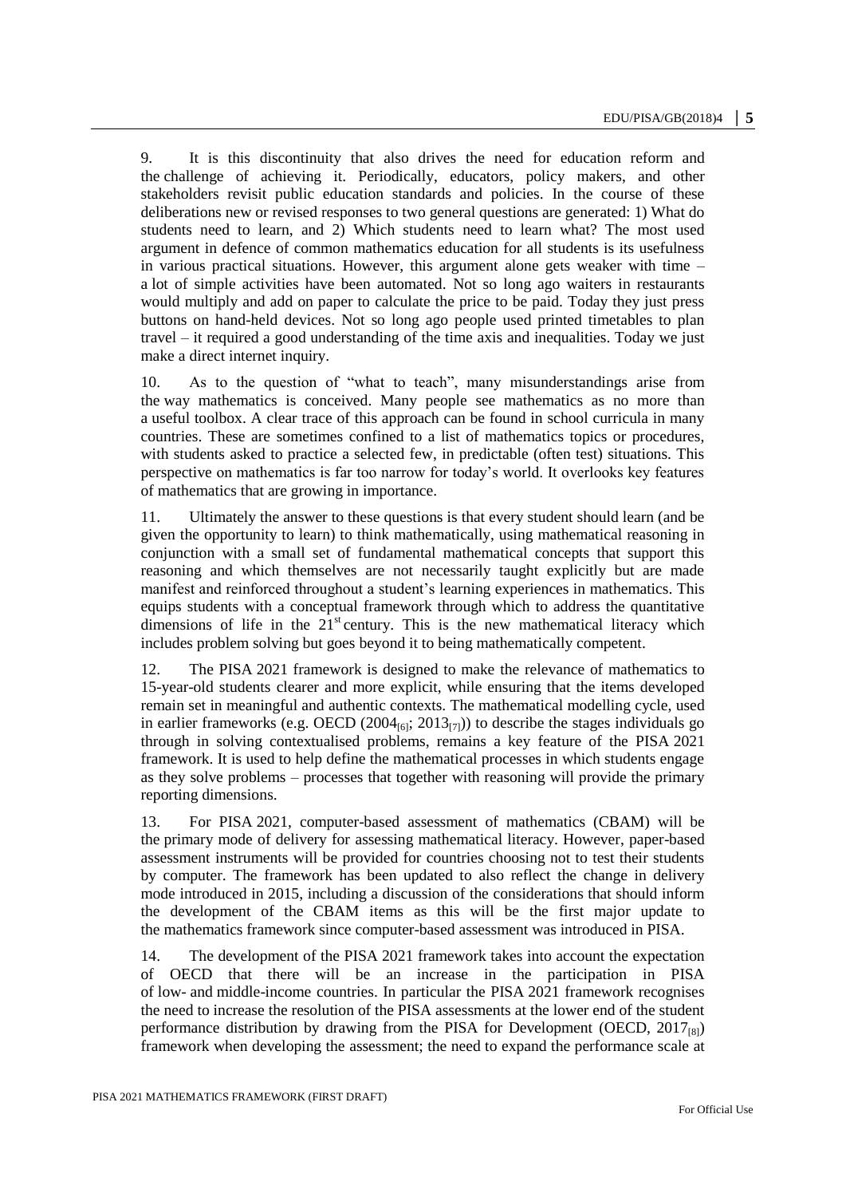9. It is this discontinuity that also drives the need for education reform and the challenge of achieving it. Periodically, educators, policy makers, and other stakeholders revisit public education standards and policies. In the course of these deliberations new or revised responses to two general questions are generated: 1) What do students need to learn, and 2) Which students need to learn what? The most used argument in defence of common mathematics education for all students is its usefulness in various practical situations. However, this argument alone gets weaker with time – a lot of simple activities have been automated. Not so long ago waiters in restaurants would multiply and add on paper to calculate the price to be paid. Today they just press buttons on hand-held devices. Not so long ago people used printed timetables to plan travel – it required a good understanding of the time axis and inequalities. Today we just make a direct internet inquiry.

10. As to the question of "what to teach", many misunderstandings arise from the way mathematics is conceived. Many people see mathematics as no more than a useful toolbox. A clear trace of this approach can be found in school curricula in many countries. These are sometimes confined to a list of mathematics topics or procedures, with students asked to practice a selected few, in predictable (often test) situations. This perspective on mathematics is far too narrow for today's world. It overlooks key features of mathematics that are growing in importance.

11. Ultimately the answer to these questions is that every student should learn (and be given the opportunity to learn) to think mathematically, using mathematical reasoning in conjunction with a small set of fundamental mathematical concepts that support this reasoning and which themselves are not necessarily taught explicitly but are made manifest and reinforced throughout a student's learning experiences in mathematics. This equips students with a conceptual framework through which to address the quantitative dimensions of life in the 21st century. This is the new mathematical literacy which includes problem solving but goes beyond it to being mathematically competent.

12. The PISA 2021 framework is designed to make the relevance of mathematics to 15-year-old students clearer and more explicit, while ensuring that the items developed remain set in meaningful and authentic contexts. The mathematical modelling cycle, used in earlier frameworks (e.g. OECD (2004[6]; 2013[7])) to describe the stages individuals go through in solving contextualised problems, remains a key feature of the PISA 2021 framework. It is used to help define the mathematical processes in which students engage as they solve problems – processes that together with reasoning will provide the primary reporting dimensions.

13. For PISA 2021, computer-based assessment of mathematics (CBAM) will be the primary mode of delivery for assessing mathematical literacy. However, paper-based assessment instruments will be provided for countries choosing not to test their students by computer. The framework has been updated to also reflect the change in delivery mode introduced in 2015, including a discussion of the considerations that should inform the development of the CBAM items as this will be the first major update to the mathematics framework since computer-based assessment was introduced in PISA.

14. The development of the PISA 2021 framework takes into account the expectation of OECD that there will be an increase in the participation in PISA of low- and middle-income countries. In particular the PISA 2021 framework recognises the need to increase the resolution of the PISA assessments at the lower end of the student performance distribution by drawing from the PISA for Development (OECD, 2017[8]) framework when developing the assessment; the need to expand the performance scale at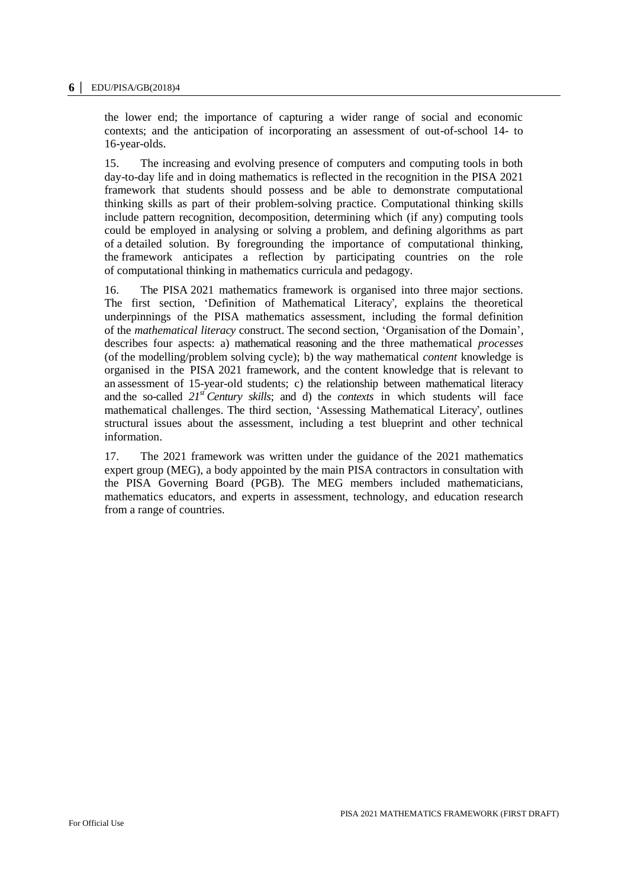the lower end; the importance of capturing a wider range of social and economic contexts; and the anticipation of incorporating an assessment of out-of-school 14- to 16-year-olds.

15. The increasing and evolving presence of computers and computing tools in both day-to-day life and in doing mathematics is reflected in the recognition in the PISA 2021 framework that students should possess and be able to demonstrate computational thinking skills as part of their problem-solving practice. Computational thinking skills include pattern recognition, decomposition, determining which (if any) computing tools could be employed in analysing or solving a problem, and defining algorithms as part of a detailed solution. By foregrounding the importance of computational thinking, the framework anticipates a reflection by participating countries on the role of computational thinking in mathematics curricula and pedagogy.

16. The PISA 2021 mathematics framework is organised into three major sections. The first section, 'Definition of Mathematical Literacy', explains the theoretical underpinnings of the PISA mathematics assessment, including the formal definition of the *mathematical literacy* construct. The second section, 'Organisation of the Domain', describes four aspects: a) mathematical reasoning and the three mathematical *processes* (of the modelling/problem solving cycle); b) the way mathematical *content* knowledge is organised in the PISA 2021 framework, and the content knowledge that is relevant to an assessment of 15-year-old students; c) the relationship between mathematical literacy and the so-called *21st Century skills*; and d) the *contexts* in which students will face mathematical challenges. The third section, 'Assessing Mathematical Literacy', outlines structural issues about the assessment, including a test blueprint and other technical information.

17. The 2021 framework was written under the guidance of the 2021 mathematics expert group (MEG), a body appointed by the main PISA contractors in consultation with the PISA Governing Board (PGB). The MEG members included mathematicians, mathematics educators, and experts in assessment, technology, and education research from a range of countries.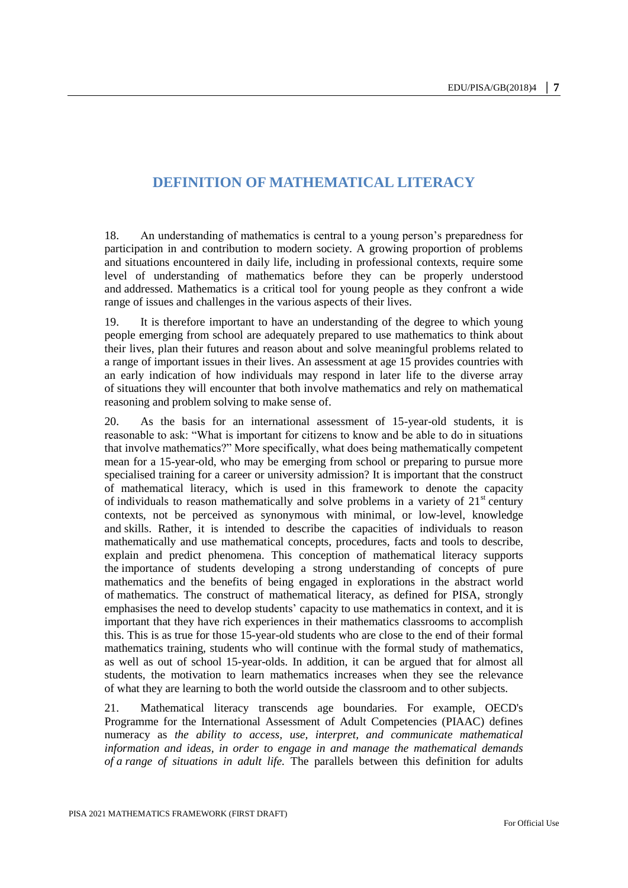# DEFINITION OF MATHEMATICAL LITERACY

18. An understanding of mathematics is central to a young person's preparedness for participation in and contribution to modern society. A growing proportion of problems and situations encountered in daily life, including in professional contexts, require some level of understanding of mathematics before they can be properly understood and addressed. Mathematics is a critical tool for young people as they confront a wide range of issues and challenges in the various aspects of their lives.

19. It is therefore important to have an understanding of the degree to which young people emerging from school are adequately prepared to use mathematics to think about their lives, plan their futures and reason about and solve meaningful problems related to a range of important issues in their lives. An assessment at age 15 provides countries with an early indication of how individuals may respond in later life to the diverse array of situations they will encounter that both involve mathematics and rely on mathematical reasoning and problem solving to make sense of.

20. As the basis for an international assessment of 15-year-old students, it is reasonable to ask: "What is important for citizens to know and be able to do in situations that involve mathematics?" More specifically, what does being mathematically competent mean for a 15-year-old, who may be emerging from school or preparing to pursue more specialised training for a career or university admission? It is important that the construct of mathematical literacy, which is used in this framework to denote the capacity of individuals to reason mathematically and solve problems in a variety of 21st century contexts, not be perceived as synonymous with minimal, or low-level, knowledge and skills. Rather, it is intended to describe the capacities of individuals to reason mathematically and use mathematical concepts, procedures, facts and tools to describe, explain and predict phenomena. This conception of mathematical literacy supports the importance of students developing a strong understanding of concepts of pure mathematics and the benefits of being engaged in explorations in the abstract world of mathematics. The construct of mathematical literacy, as defined for PISA, strongly emphasises the need to develop students' capacity to use mathematics in context, and it is important that they have rich experiences in their mathematics classrooms to accomplish this. This is as true for those 15-year-old students who are close to the end of their formal mathematics training, students who will continue with the formal study of mathematics, as well as out of school 15-year-olds. In addition, it can be argued that for almost all students, the motivation to learn mathematics increases when they see the relevance of what they are learning to both the world outside the classroom and to other subjects.

21. Mathematical literacy transcends age boundaries. For example, OECD's Programme for the International Assessment of Adult Competencies (PIAAC) defines numeracy as *the ability to access, use, interpret, and communicate mathematical information and ideas, in order to engage in and manage the mathematical demands of a range of situations in adult life.* The parallels between this definition for adults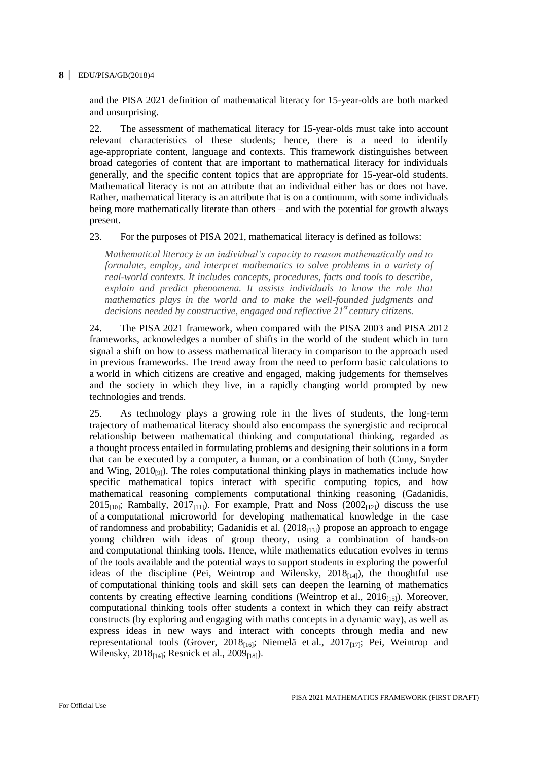and the PISA 2021 definition of mathematical literacy for 15-year-olds are both marked and unsurprising.

22. The assessment of mathematical literacy for 15-year-olds must take into account relevant characteristics of these students; hence, there is a need to identify age-appropriate content, language and contexts. This framework distinguishes between broad categories of content that are important to mathematical literacy for individuals generally, and the specific content topics that are appropriate for 15-year-old students. Mathematical literacy is not an attribute that an individual either has or does not have. Rather, mathematical literacy is an attribute that is on a continuum, with some individuals being more mathematically literate than others – and with the potential for growth always present.

23. For the purposes of PISA 2021, mathematical literacy is defined as follows:

> *Mathematical literacy is an individual's capacity to reason mathematically and to formulate, employ, and interpret mathematics to solve problems in a variety of real-world contexts. It includes concepts, procedures, facts and tools to describe, explain and predict phenomena. It assists individuals to know the role that mathematics plays in the world and to make the well-founded judgments and decisions needed by constructive, engaged and reflective 21st century citizens.*

24. The PISA 2021 framework, when compared with the PISA 2003 and PISA 2012 frameworks, acknowledges a number of shifts in the world of the student which in turn signal a shift on how to assess mathematical literacy in comparison to the approach used in previous frameworks. The trend away from the need to perform basic calculations to a world in which citizens are creative and engaged, making judgements for themselves and the society in which they live, in a rapidly changing world prompted by new technologies and trends.

25. As technology plays a growing role in the lives of students, the long-term trajectory of mathematical literacy should also encompass the synergistic and reciprocal relationship between mathematical thinking and computational thinking, regarded as a thought process entailed in formulating problems and designing their solutions in a form that can be executed by a computer, a human, or a combination of both (Cuny, Snyder and Wing, 2010[9]). The roles computational thinking plays in mathematics include how specific mathematical topics interact with specific computing topics, and how mathematical reasoning complements computational thinking reasoning (Gadanidis, 2015[10]; Rambally, 2017[11]). For example, Pratt and Noss (2002[12]) discuss the use of a computational microworld for developing mathematical knowledge in the case of randomness and probability; Gadanidis et al. (2018[13]) propose an approach to engage young children with ideas of group theory, using a combination of hands-on and computational thinking tools. Hence, while mathematics education evolves in terms of the tools available and the potential ways to support students in exploring the powerful ideas of the discipline (Pei, Weintrop and Wilensky, 2018[14]), the thoughtful use of computational thinking tools and skill sets can deepen the learning of mathematics contents by creating effective learning conditions (Weintrop et al., 2016[15]). Moreover, computational thinking tools offer students a context in which they can reify abstract constructs (by exploring and engaging with maths concepts in a dynamic way), as well as express ideas in new ways and interact with concepts through media and new representational tools (Grover, 2018[16]; Niemelä et al., 2017[17]; Pei, Weintrop and Wilensky, 2018[14]; Resnick et al., 2009[18]).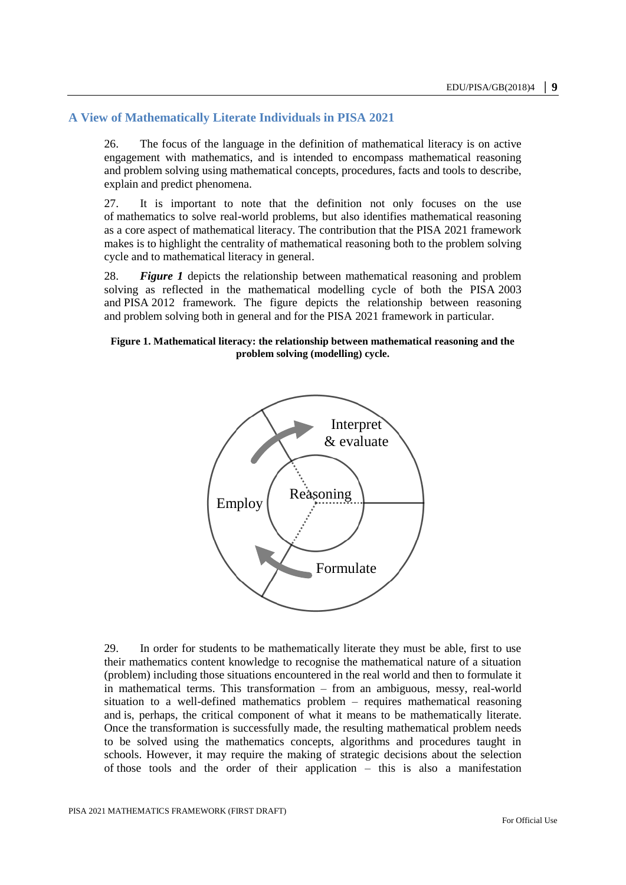## A View of Mathematically Literate Individuals in PISA 2021

26. The focus of the language in the definition of mathematical literacy is on active engagement with mathematics, and is intended to encompass mathematical reasoning and problem solving using mathematical concepts, procedures, facts and tools to describe, explain and predict phenomena.

27. It is important to note that the definition not only focuses on the use of mathematics to solve real-world problems, but also identifies mathematical reasoning as a core aspect of mathematical literacy. The contribution that the PISA 2021 framework makes is to highlight the centrality of mathematical reasoning both to the problem solving cycle and to mathematical literacy in general.

28. ***Figure 1*** depicts the relationship between mathematical reasoning and problem solving as reflected in the mathematical modelling cycle of both the PISA 2003 and PISA 2012 framework. The figure depicts the relationship between reasoning and problem solving both in general and for the PISA 2021 framework in particular.

**Figure 1. Mathematical literacy: the relationship between mathematical reasoning and the problem solving (modelling) cycle.**

Interpret & evaluate

Reasoning

Employ

Formulate

29. In order for students to be mathematically literate they must be able, first to use their mathematics content knowledge to recognise the mathematical nature of a situation (problem) including those situations encountered in the real world and then to formulate it in mathematical terms. This transformation – from an ambiguous, messy, real-world situation to a well-defined mathematics problem – requires mathematical reasoning and is, perhaps, the critical component of what it means to be mathematically literate. Once the transformation is successfully made, the resulting mathematical problem needs to be solved using the mathematics concepts, algorithms and procedures taught in schools. However, it may require the making of strategic decisions about the selection of those tools and the order of their application – this is also a manifestation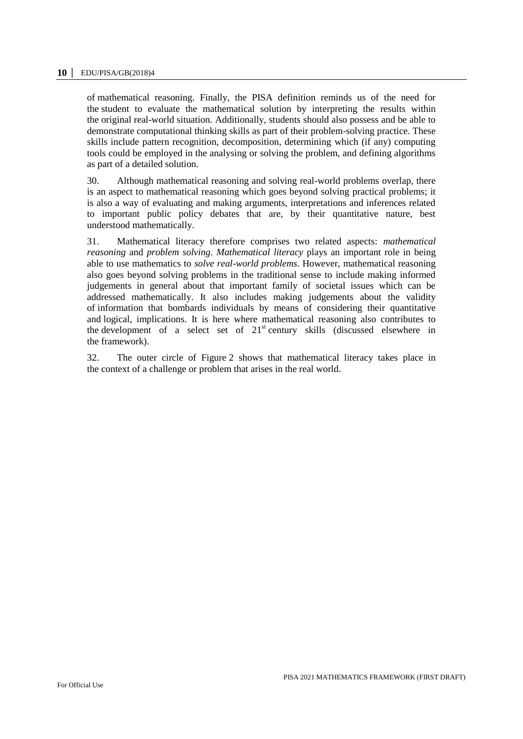of mathematical reasoning. Finally, the PISA definition reminds us of the need for the student to evaluate the mathematical solution by interpreting the results within the original real-world situation. Additionally, students should also possess and be able to demonstrate computational thinking skills as part of their problem-solving practice. These skills include pattern recognition, decomposition, determining which (if any) computing tools could be employed in the analysing or solving the problem, and defining algorithms as part of a detailed solution.

30. Although mathematical reasoning and solving real-world problems overlap, there is an aspect to mathematical reasoning which goes beyond solving practical problems; it is also a way of evaluating and making arguments, interpretations and inferences related to important public policy debates that are, by their quantitative nature, best understood mathematically.

31. Mathematical literacy therefore comprises two related aspects: *mathematical reasoning* and *problem solving*. *Mathematical literacy* plays an important role in being able to use mathematics to *solve real-world problems*. However, mathematical reasoning also goes beyond solving problems in the traditional sense to include making informed judgements in general about that important family of societal issues which can be addressed mathematically. It also includes making judgements about the validity of information that bombards individuals by means of considering their quantitative and logical, implications. It is here where mathematical reasoning also contributes to the development of a select set of 21st century skills (discussed elsewhere in the framework).

32. The outer circle of Figure 2 shows that mathematical literacy takes place in the context of a challenge or problem that arises in the real world.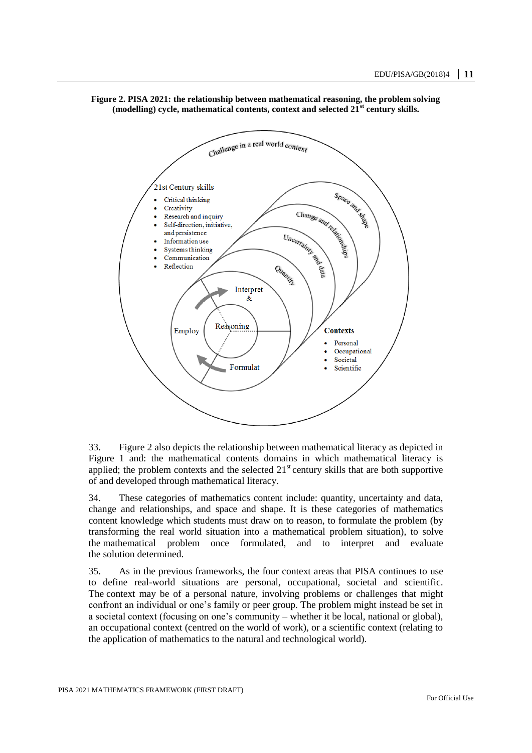**Figure 2. PISA 2021: the relationship between mathematical reasoning, the problem solving (modelling) cycle, mathematical contents, context and selected 21st century skills.**

Challenge in a real world context

21st Century skills

- Critical thinking
- Creativity
- Research and inquiry
- Self-direction, initiative, and persistence
- Information use
- Systems thinking
- Communication
- Reflection

Space and shape

Change and relationships

Uncertainty and data

Quantity

Interpret &

Reasoning

Employ

Formulat

**Contexts**

- Personal
- Occupational
- Societal
- Scientific

33. Figure 2 also depicts the relationship between mathematical literacy as depicted in Figure 1 and: the mathematical contents domains in which mathematical literacy is applied; the problem contexts and the selected 21st century skills that are both supportive of and developed through mathematical literacy.

34. These categories of mathematics content include: quantity, uncertainty and data, change and relationships, and space and shape. It is these categories of mathematics content knowledge which students must draw on to reason, to formulate the problem (by transforming the real world situation into a mathematical problem situation), to solve the mathematical problem once formulated, and to interpret and evaluate the solution determined.

35. As in the previous frameworks, the four context areas that PISA continues to use to define real-world situations are personal, occupational, societal and scientific. The context may be of a personal nature, involving problems or challenges that might confront an individual or one's family or peer group. The problem might instead be set in a societal context (focusing on one's community – whether it be local, national or global), an occupational context (centred on the world of work), or a scientific context (relating to the application of mathematics to the natural and technological world).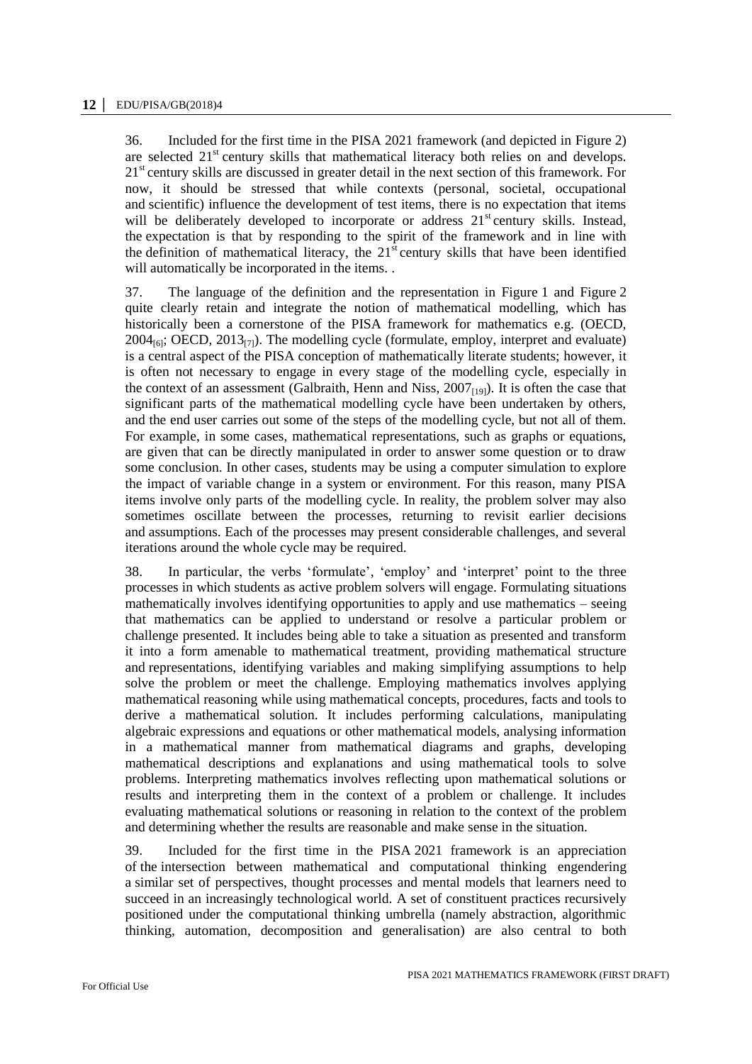36. Included for the first time in the PISA 2021 framework (and depicted in Figure 2) are selected 21st century skills that mathematical literacy both relies on and develops. 21st century skills are discussed in greater detail in the next section of this framework. For now, it should be stressed that while contexts (personal, societal, occupational and scientific) influence the development of test items, there is no expectation that items will be deliberately developed to incorporate or address 21st century skills. Instead, the expectation is that by responding to the spirit of the framework and in line with the definition of mathematical literacy, the 21st century skills that have been identified will automatically be incorporated in the items. .

37. The language of the definition and the representation in Figure 1 and Figure 2 quite clearly retain and integrate the notion of mathematical modelling, which has historically been a cornerstone of the PISA framework for mathematics e.g. (OECD, 2004[6]; OECD, 2013[7]). The modelling cycle (formulate, employ, interpret and evaluate) is a central aspect of the PISA conception of mathematically literate students; however, it is often not necessary to engage in every stage of the modelling cycle, especially in the context of an assessment (Galbraith, Henn and Niss, 2007[19]). It is often the case that significant parts of the mathematical modelling cycle have been undertaken by others, and the end user carries out some of the steps of the modelling cycle, but not all of them. For example, in some cases, mathematical representations, such as graphs or equations, are given that can be directly manipulated in order to answer some question or to draw some conclusion. In other cases, students may be using a computer simulation to explore the impact of variable change in a system or environment. For this reason, many PISA items involve only parts of the modelling cycle. In reality, the problem solver may also sometimes oscillate between the processes, returning to revisit earlier decisions and assumptions. Each of the processes may present considerable challenges, and several iterations around the whole cycle may be required.

38. In particular, the verbs 'formulate', 'employ' and 'interpret' point to the three processes in which students as active problem solvers will engage. Formulating situations mathematically involves identifying opportunities to apply and use mathematics – seeing that mathematics can be applied to understand or resolve a particular problem or challenge presented. It includes being able to take a situation as presented and transform it into a form amenable to mathematical treatment, providing mathematical structure and representations, identifying variables and making simplifying assumptions to help solve the problem or meet the challenge. Employing mathematics involves applying mathematical reasoning while using mathematical concepts, procedures, facts and tools to derive a mathematical solution. It includes performing calculations, manipulating algebraic expressions and equations or other mathematical models, analysing information in a mathematical manner from mathematical diagrams and graphs, developing mathematical descriptions and explanations and using mathematical tools to solve problems. Interpreting mathematics involves reflecting upon mathematical solutions or results and interpreting them in the context of a problem or challenge. It includes evaluating mathematical solutions or reasoning in relation to the context of the problem and determining whether the results are reasonable and make sense in the situation.

39. Included for the first time in the PISA 2021 framework is an appreciation of the intersection between mathematical and computational thinking engendering a similar set of perspectives, thought processes and mental models that learners need to succeed in an increasingly technological world. A set of constituent practices recursively positioned under the computational thinking umbrella (namely abstraction, algorithmic thinking, automation, decomposition and generalisation) are also central to both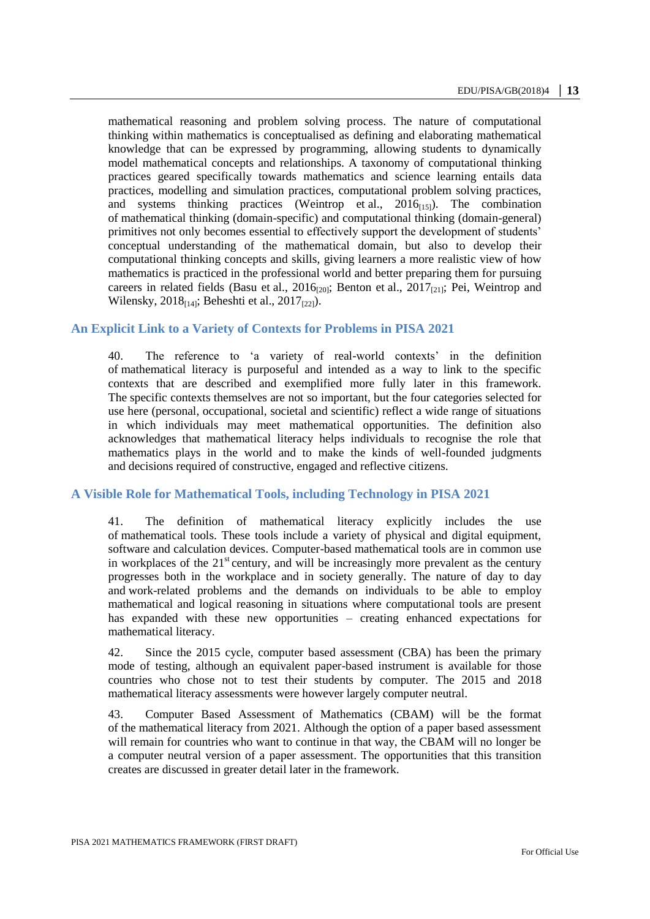mathematical reasoning and problem solving process. The nature of computational thinking within mathematics is conceptualised as defining and elaborating mathematical knowledge that can be expressed by programming, allowing students to dynamically model mathematical concepts and relationships. A taxonomy of computational thinking practices geared specifically towards mathematics and science learning entails data practices, modelling and simulation practices, computational problem solving practices, and systems thinking practices (Weintrop et al., 2016[15]). The combination of mathematical thinking (domain-specific) and computational thinking (domain-general) primitives not only becomes essential to effectively support the development of students' conceptual understanding of the mathematical domain, but also to develop their computational thinking concepts and skills, giving learners a more realistic view of how mathematics is practiced in the professional world and better preparing them for pursuing careers in related fields (Basu et al., 2016[20]; Benton et al., 2017[21]; Pei, Weintrop and Wilensky, 2018[14]; Beheshti et al., 2017[22]).

## An Explicit Link to a Variety of Contexts for Problems in PISA 2021

40. The reference to 'a variety of real-world contexts' in the definition of mathematical literacy is purposeful and intended as a way to link to the specific contexts that are described and exemplified more fully later in this framework. The specific contexts themselves are not so important, but the four categories selected for use here (personal, occupational, societal and scientific) reflect a wide range of situations in which individuals may meet mathematical opportunities. The definition also acknowledges that mathematical literacy helps individuals to recognise the role that mathematics plays in the world and to make the kinds of well-founded judgments and decisions required of constructive, engaged and reflective citizens.

## A Visible Role for Mathematical Tools, including Technology in PISA 2021

41. The definition of mathematical literacy explicitly includes the use of mathematical tools. These tools include a variety of physical and digital equipment, software and calculation devices. Computer-based mathematical tools are in common use in workplaces of the 21st century, and will be increasingly more prevalent as the century progresses both in the workplace and in society generally. The nature of day to day and work-related problems and the demands on individuals to be able to employ mathematical and logical reasoning in situations where computational tools are present has expanded with these new opportunities – creating enhanced expectations for mathematical literacy.

42. Since the 2015 cycle, computer based assessment (CBA) has been the primary mode of testing, although an equivalent paper-based instrument is available for those countries who chose not to test their students by computer. The 2015 and 2018 mathematical literacy assessments were however largely computer neutral.

43. Computer Based Assessment of Mathematics (CBAM) will be the format of the mathematical literacy from 2021. Although the option of a paper based assessment will remain for countries who want to continue in that way, the CBAM will no longer be a computer neutral version of a paper assessment. The opportunities that this transition creates are discussed in greater detail later in the framework.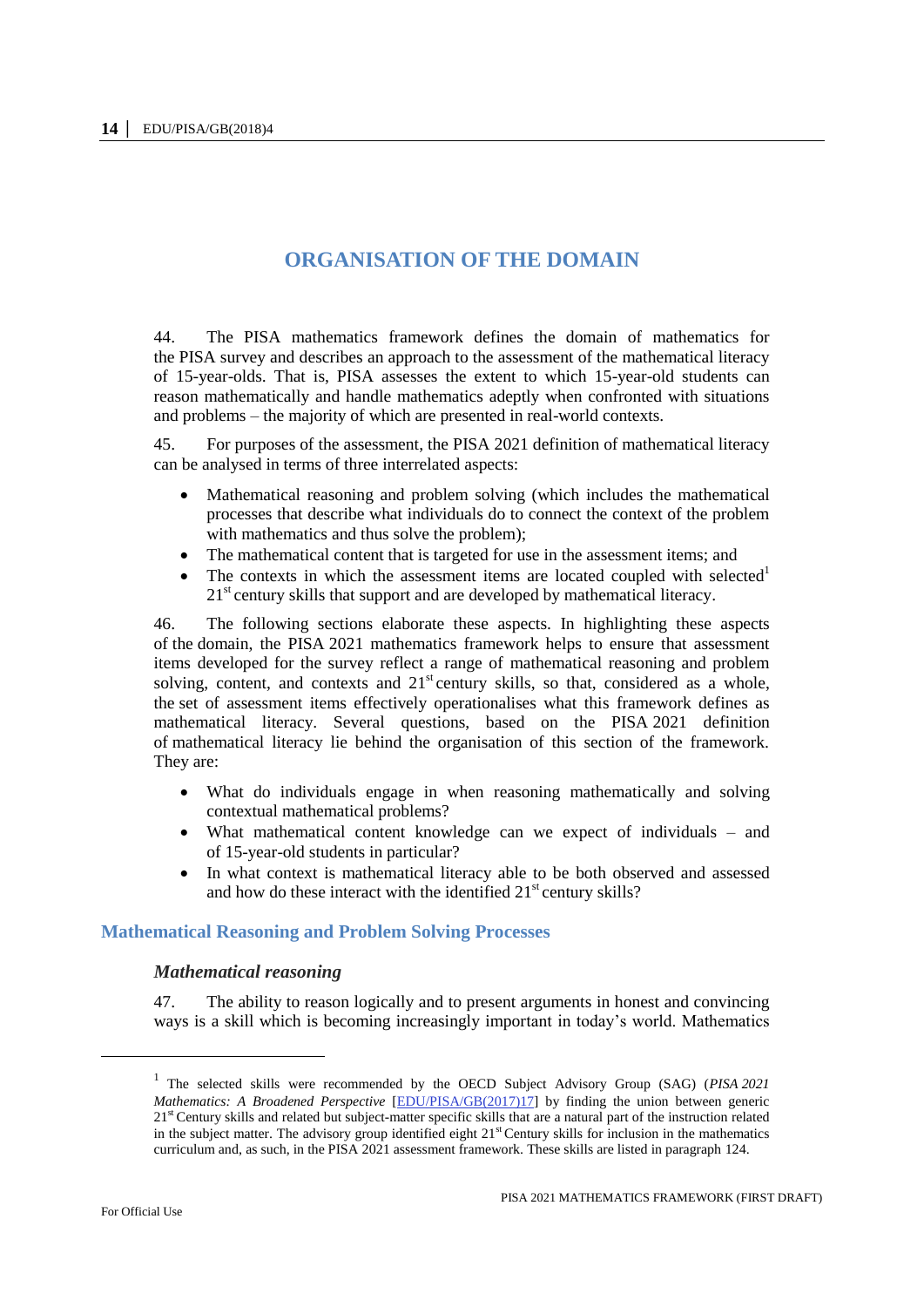# ORGANISATION OF THE DOMAIN

44. The PISA mathematics framework defines the domain of mathematics for the PISA survey and describes an approach to the assessment of the mathematical literacy of 15-year-olds. That is, PISA assesses the extent to which 15-year-old students can reason mathematically and handle mathematics adeptly when confronted with situations and problems – the majority of which are presented in real-world contexts.

45. For purposes of the assessment, the PISA 2021 definition of mathematical literacy can be analysed in terms of three interrelated aspects:

- Mathematical reasoning and problem solving (which includes the mathematical processes that describe what individuals do to connect the context of the problem with mathematics and thus solve the problem);
- The mathematical content that is targeted for use in the assessment items; and
- The contexts in which the assessment items are located coupled with selected[1] 21st century skills that support and are developed by mathematical literacy.

46. The following sections elaborate these aspects. In highlighting these aspects of the domain, the PISA 2021 mathematics framework helps to ensure that assessment items developed for the survey reflect a range of mathematical reasoning and problem solving, content, and contexts and 21st century skills, so that, considered as a whole, the set of assessment items effectively operationalises what this framework defines as mathematical literacy. Several questions, based on the PISA 2021 definition of mathematical literacy lie behind the organisation of this section of the framework. They are:

- What do individuals engage in when reasoning mathematically and solving contextual mathematical problems?
- What mathematical content knowledge can we expect of individuals – and of 15-year-old students in particular?
- In what context is mathematical literacy able to be both observed and assessed and how do these interact with the identified 21st century skills?

## Mathematical Reasoning and Problem Solving Processes

### *Mathematical reasoning*

47. The ability to reason logically and to present arguments in honest and convincing ways is a skill which is becoming increasingly important in today's world. Mathematics

---

[1] The selected skills were recommended by the OECD Subject Advisory Group (SAG) (*PISA 2021 Mathematics: A Broadened Perspective* [EDU/PISA/GB(2017)17] by finding the union between generic 21st Century skills and related but subject-matter specific skills that are a natural part of the instruction related in the subject matter. The advisory group identified eight 21st Century skills for inclusion in the mathematics curriculum and, as such, in the PISA 2021 assessment framework. These skills are listed in paragraph 124.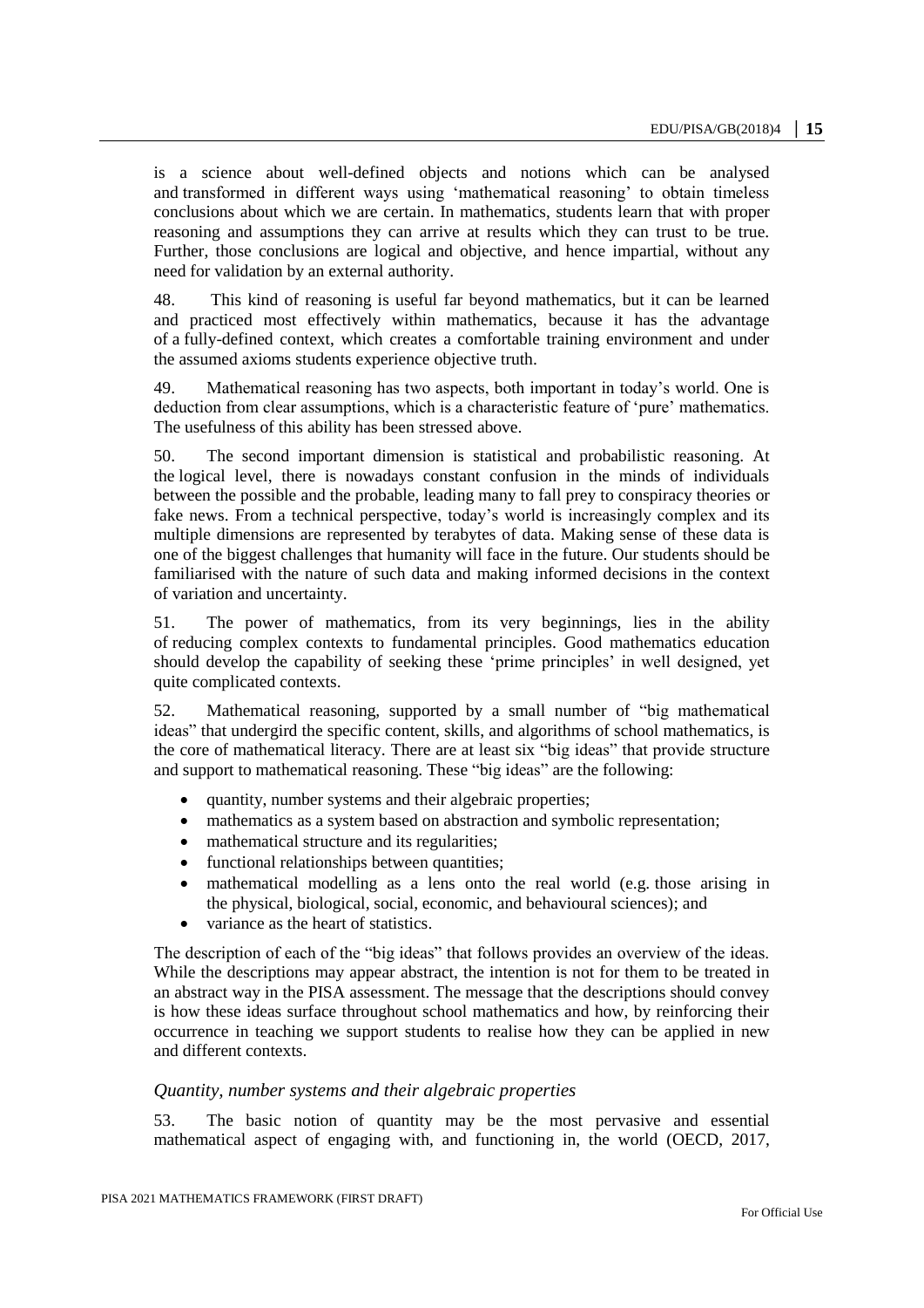is a science about well-defined objects and notions which can be analysed and transformed in different ways using 'mathematical reasoning' to obtain timeless conclusions about which we are certain. In mathematics, students learn that with proper reasoning and assumptions they can arrive at results which they can trust to be true. Further, those conclusions are logical and objective, and hence impartial, without any need for validation by an external authority.

48. This kind of reasoning is useful far beyond mathematics, but it can be learned and practiced most effectively within mathematics, because it has the advantage of a fully-defined context, which creates a comfortable training environment and under the assumed axioms students experience objective truth.

49. Mathematical reasoning has two aspects, both important in today's world. One is deduction from clear assumptions, which is a characteristic feature of 'pure' mathematics. The usefulness of this ability has been stressed above.

50. The second important dimension is statistical and probabilistic reasoning. At the logical level, there is nowadays constant confusion in the minds of individuals between the possible and the probable, leading many to fall prey to conspiracy theories or fake news. From a technical perspective, today's world is increasingly complex and its multiple dimensions are represented by terabytes of data. Making sense of these data is one of the biggest challenges that humanity will face in the future. Our students should be familiarised with the nature of such data and making informed decisions in the context of variation and uncertainty.

51. The power of mathematics, from its very beginnings, lies in the ability of reducing complex contexts to fundamental principles. Good mathematics education should develop the capability of seeking these 'prime principles' in well designed, yet quite complicated contexts.

52. Mathematical reasoning, supported by a small number of "big mathematical ideas" that undergird the specific content, skills, and algorithms of school mathematics, is the core of mathematical literacy. There are at least six "big ideas" that provide structure and support to mathematical reasoning. These "big ideas" are the following:

- quantity, number systems and their algebraic properties;
- mathematics as a system based on abstraction and symbolic representation;
- mathematical structure and its regularities;
- functional relationships between quantities;
- mathematical modelling as a lens onto the real world (e.g. those arising in the physical, biological, social, economic, and behavioural sciences); and
- variance as the heart of statistics.

The description of each of the "big ideas" that follows provides an overview of the ideas. While the descriptions may appear abstract, the intention is not for them to be treated in an abstract way in the PISA assessment. The message that the descriptions should convey is how these ideas surface throughout school mathematics and how, by reinforcing their occurrence in teaching we support students to realise how they can be applied in new and different contexts.

### *Quantity, number systems and their algebraic properties*

53. The basic notion of quantity may be the most pervasive and essential mathematical aspect of engaging with, and functioning in, the world (OECD, 2017,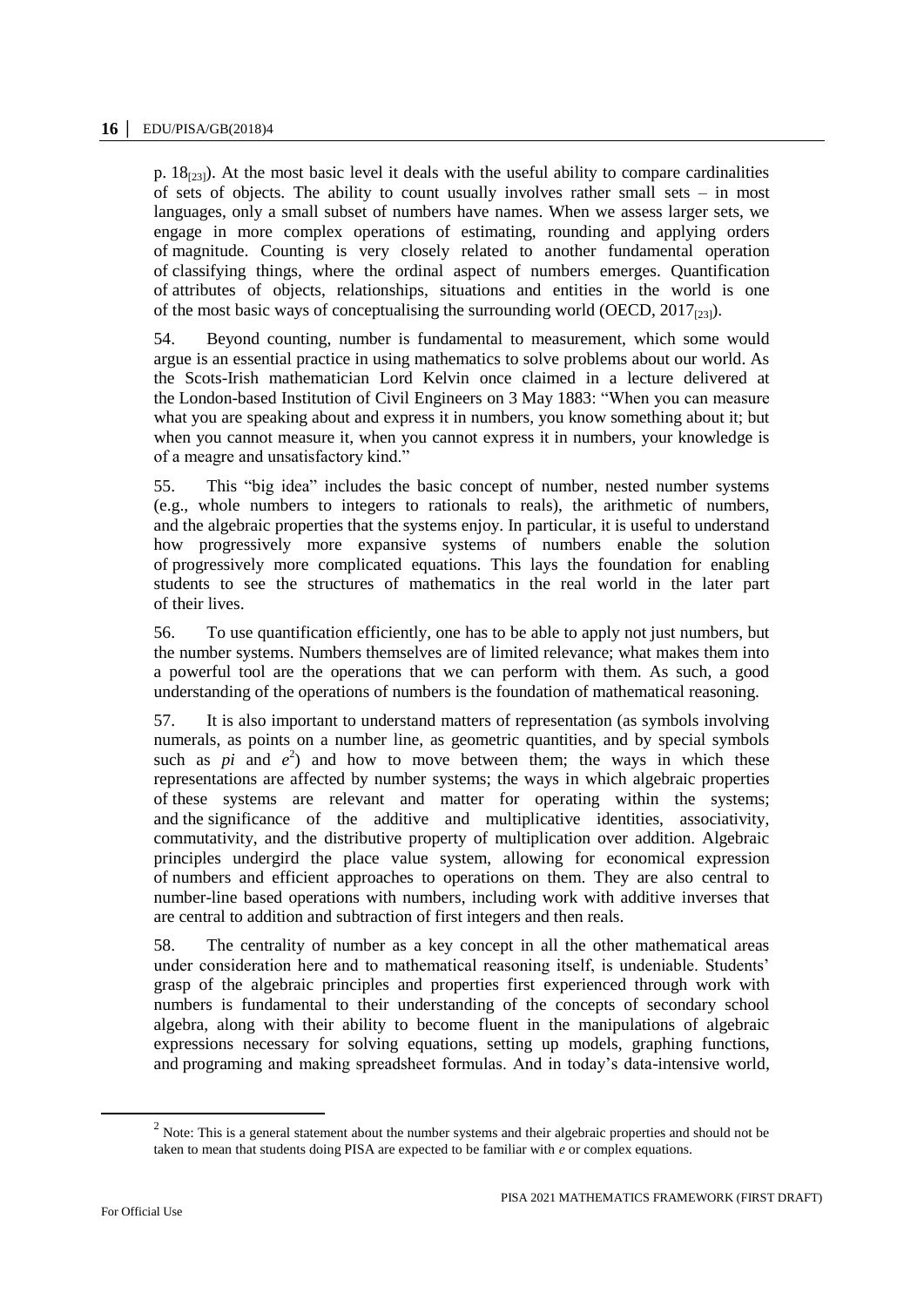p. $18_{[23]}$). At the most basic level it deals with the useful ability to compare cardinalities of sets of objects. The ability to count usually involves rather small sets – in most languages, only a small subset of numbers have names. When we assess larger sets, we engage in more complex operations of estimating, rounding and applying orders of magnitude. Counting is very closely related to another fundamental operation of classifying things, where the ordinal aspect of numbers emerges. Quantification of attributes of objects, relationships, situations and entities in the world is one of the most basic ways of conceptualising the surrounding world (OECD, $2017_{[23]}$).

54. Beyond counting, number is fundamental to measurement, which some would argue is an essential practice in using mathematics to solve problems about our world. As the Scots-Irish mathematician Lord Kelvin once claimed in a lecture delivered at the London-based Institution of Civil Engineers on 3 May 1883: "When you can measure what you are speaking about and express it in numbers, you know something about it; but when you cannot measure it, when you cannot express it in numbers, your knowledge is of a meagre and unsatisfactory kind."

55. This "big idea" includes the basic concept of number, nested number systems (e.g., whole numbers to integers to rationals to reals), the arithmetic of numbers, and the algebraic properties that the systems enjoy. In particular, it is useful to understand how progressively more expansive systems of numbers enable the solution of progressively more complicated equations. This lays the foundation for enabling students to see the structures of mathematics in the real world in the later part of their lives.

56. To use quantification efficiently, one has to be able to apply not just numbers, but the number systems. Numbers themselves are of limited relevance; what makes them into a powerful tool are the operations that we can perform with them. As such, a good understanding of the operations of numbers is the foundation of mathematical reasoning.

57. It is also important to understand matters of representation (as symbols involving numerals, as points on a number line, as geometric quantities, and by special symbols such as *pi* and *e*[2]) and how to move between them; the ways in which these representations are affected by number systems; the ways in which algebraic properties of these systems are relevant and matter for operating within the systems; and the significance of the additive and multiplicative identities, associativity, commutativity, and the distributive property of multiplication over addition. Algebraic principles undergird the place value system, allowing for economical expression of numbers and efficient approaches to operations on them. They are also central to number-line based operations with numbers, including work with additive inverses that are central to addition and subtraction of first integers and then reals.

58. The centrality of number as a key concept in all the other mathematical areas under consideration here and to mathematical reasoning itself, is undeniable. Students' grasp of the algebraic principles and properties first experienced through work with numbers is fundamental to their understanding of the concepts of secondary school algebra, along with their ability to become fluent in the manipulations of algebraic expressions necessary for solving equations, setting up models, graphing functions, and programing and making spreadsheet formulas. And in today's data-intensive world,

[2] Note: This is a general statement about the number systems and their algebraic properties and should not be taken to mean that students doing PISA are expected to be familiar with *e* or complex equations.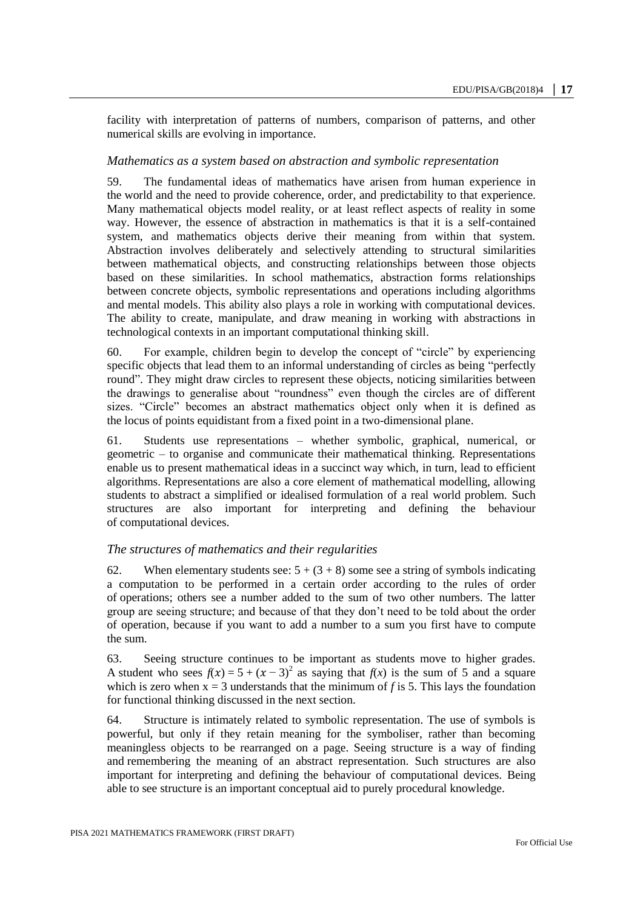facility with interpretation of patterns of numbers, comparison of patterns, and other numerical skills are evolving in importance.

### *Mathematics as a system based on abstraction and symbolic representation*

59. The fundamental ideas of mathematics have arisen from human experience in the world and the need to provide coherence, order, and predictability to that experience. Many mathematical objects model reality, or at least reflect aspects of reality in some way. However, the essence of abstraction in mathematics is that it is a self-contained system, and mathematics objects derive their meaning from within that system. Abstraction involves deliberately and selectively attending to structural similarities between mathematical objects, and constructing relationships between those objects based on these similarities. In school mathematics, abstraction forms relationships between concrete objects, symbolic representations and operations including algorithms and mental models. This ability also plays a role in working with computational devices. The ability to create, manipulate, and draw meaning in working with abstractions in technological contexts in an important computational thinking skill.

60. For example, children begin to develop the concept of "circle" by experiencing specific objects that lead them to an informal understanding of circles as being "perfectly round". They might draw circles to represent these objects, noticing similarities between the drawings to generalise about "roundness" even though the circles are of different sizes. "Circle" becomes an abstract mathematics object only when it is defined as the locus of points equidistant from a fixed point in a two-dimensional plane.

61. Students use representations – whether symbolic, graphical, numerical, or geometric – to organise and communicate their mathematical thinking. Representations enable us to present mathematical ideas in a succinct way which, in turn, lead to efficient algorithms. Representations are also a core element of mathematical modelling, allowing students to abstract a simplified or idealised formulation of a real world problem. Such structures are also important for interpreting and defining the behaviour of computational devices.

### *The structures of mathematics and their regularities*

62. When elementary students see: $5 + (3 + 8)$ some see a string of symbols indicating a computation to be performed in a certain order according to the rules of order of operations; others see a number added to the sum of two other numbers. The latter group are seeing structure; and because of that they don't need to be told about the order of operation, because if you want to add a number to a sum you first have to compute the sum.

63. Seeing structure continues to be important as students move to higher grades. A student who sees $f(x) = 5 + (x - 3)^2$ as saying that $f(x)$ is the sum of 5 and a square which is zero when $x = 3$ understands that the minimum of $f$ is 5. This lays the foundation for functional thinking discussed in the next section.

64. Structure is intimately related to symbolic representation. The use of symbols is powerful, but only if they retain meaning for the symboliser, rather than becoming meaningless objects to be rearranged on a page. Seeing structure is a way of finding and remembering the meaning of an abstract representation. Such structures are also important for interpreting and defining the behaviour of computational devices. Being able to see structure is an important conceptual aid to purely procedural knowledge.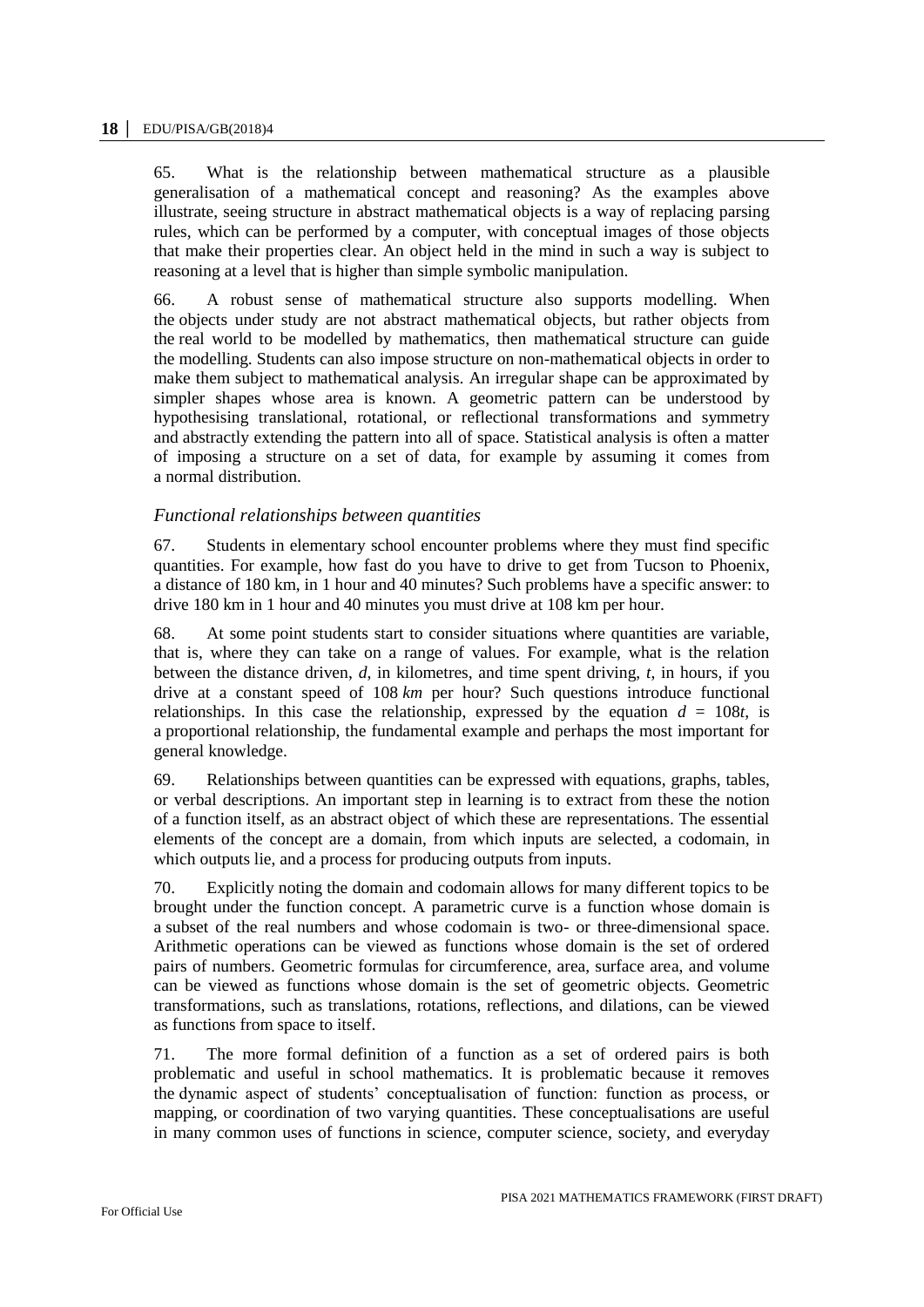65. What is the relationship between mathematical structure as a plausible generalisation of a mathematical concept and reasoning? As the examples above illustrate, seeing structure in abstract mathematical objects is a way of replacing parsing rules, which can be performed by a computer, with conceptual images of those objects that make their properties clear. An object held in the mind in such a way is subject to reasoning at a level that is higher than simple symbolic manipulation.

66. A robust sense of mathematical structure also supports modelling. When the objects under study are not abstract mathematical objects, but rather objects from the real world to be modelled by mathematics, then mathematical structure can guide the modelling. Students can also impose structure on non-mathematical objects in order to make them subject to mathematical analysis. An irregular shape can be approximated by simpler shapes whose area is known. A geometric pattern can be understood by hypothesising translational, rotational, or reflectional transformations and symmetry and abstractly extending the pattern into all of space. Statistical analysis is often a matter of imposing a structure on a set of data, for example by assuming it comes from a normal distribution.

### *Functional relationships between quantities*

67. Students in elementary school encounter problems where they must find specific quantities. For example, how fast do you have to drive to get from Tucson to Phoenix, a distance of 180 km, in 1 hour and 40 minutes? Such problems have a specific answer: to drive 180 km in 1 hour and 40 minutes you must drive at 108 km per hour.

68. At some point students start to consider situations where quantities are variable, that is, where they can take on a range of values. For example, what is the relation between the distance driven, $d$, in kilometres, and time spent driving, $t$, in hours, if you drive at a constant speed of 108 *km* per hour? Such questions introduce functional relationships. In this case the relationship, expressed by the equation $d = 108t$, is a proportional relationship, the fundamental example and perhaps the most important for general knowledge.

69. Relationships between quantities can be expressed with equations, graphs, tables, or verbal descriptions. An important step in learning is to extract from these the notion of a function itself, as an abstract object of which these are representations. The essential elements of the concept are a domain, from which inputs are selected, a codomain, in which outputs lie, and a process for producing outputs from inputs.

70. Explicitly noting the domain and codomain allows for many different topics to be brought under the function concept. A parametric curve is a function whose domain is a subset of the real numbers and whose codomain is two- or three-dimensional space. Arithmetic operations can be viewed as functions whose domain is the set of ordered pairs of numbers. Geometric formulas for circumference, area, surface area, and volume can be viewed as functions whose domain is the set of geometric objects. Geometric transformations, such as translations, rotations, reflections, and dilations, can be viewed as functions from space to itself.

71. The more formal definition of a function as a set of ordered pairs is both problematic and useful in school mathematics. It is problematic because it removes the dynamic aspect of students' conceptualisation of function: function as process, or mapping, or coordination of two varying quantities. These conceptualisations are useful in many common uses of functions in science, computer science, society, and everyday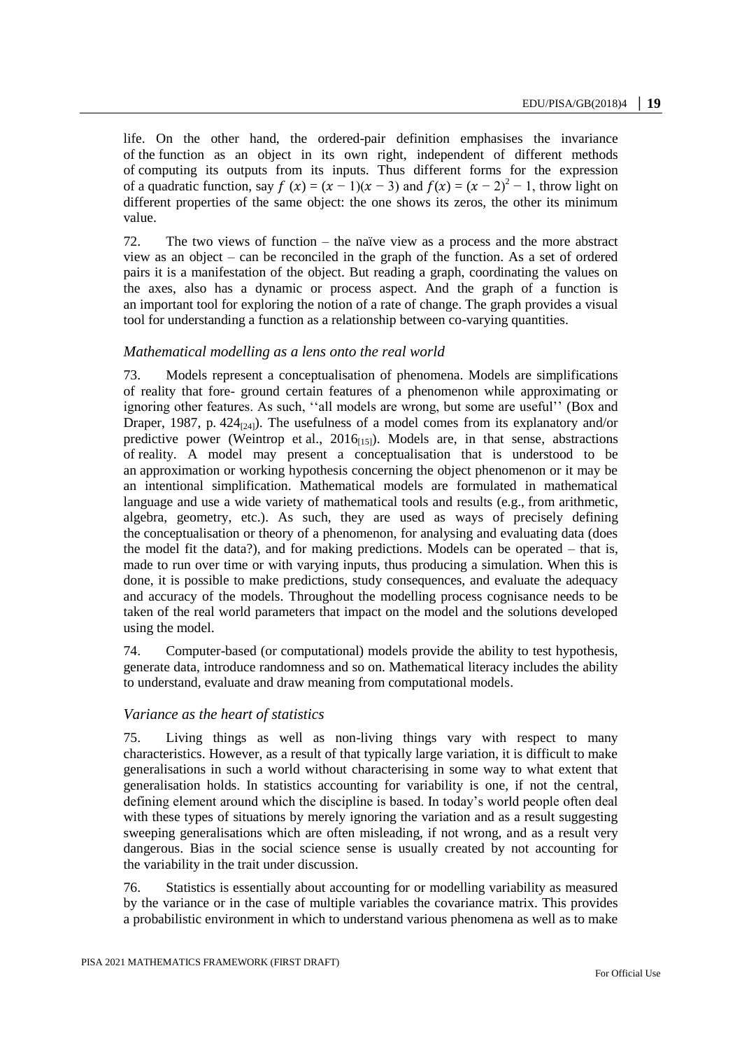life. On the other hand, the ordered-pair definition emphasises the invariance of the function as an object in its own right, independent of different methods of computing its outputs from its inputs. Thus different forms for the expression of a quadratic function, say $f(x) = (x - 1)(x - 3)$ and $f(x) = (x - 2)^2 - 1$, throw light on different properties of the same object: the one shows its zeros, the other its minimum value.

72. The two views of function – the naïve view as a process and the more abstract view as an object – can be reconciled in the graph of the function. As a set of ordered pairs it is a manifestation of the object. But reading a graph, coordinating the values on the axes, also has a dynamic or process aspect. And the graph of a function is an important tool for exploring the notion of a rate of change. The graph provides a visual tool for understanding a function as a relationship between co-varying quantities.

### *Mathematical modelling as a lens onto the real world*

73. Models represent a conceptualisation of phenomena. Models are simplifications of reality that fore- ground certain features of a phenomenon while approximating or ignoring other features. As such, ''all models are wrong, but some are useful'' (Box and Draper, 1987, p. 424[24]). The usefulness of a model comes from its explanatory and/or predictive power (Weintrop et al., 2016[15]). Models are, in that sense, abstractions of reality. A model may present a conceptualisation that is understood to be an approximation or working hypothesis concerning the object phenomenon or it may be an intentional simplification. Mathematical models are formulated in mathematical language and use a wide variety of mathematical tools and results (e.g., from arithmetic, algebra, geometry, etc.). As such, they are used as ways of precisely defining the conceptualisation or theory of a phenomenon, for analysing and evaluating data (does the model fit the data?), and for making predictions. Models can be operated – that is, made to run over time or with varying inputs, thus producing a simulation. When this is done, it is possible to make predictions, study consequences, and evaluate the adequacy and accuracy of the models. Throughout the modelling process cognisance needs to be taken of the real world parameters that impact on the model and the solutions developed using the model.

74. Computer-based (or computational) models provide the ability to test hypothesis, generate data, introduce randomness and so on. Mathematical literacy includes the ability to understand, evaluate and draw meaning from computational models.

### *Variance as the heart of statistics*

75. Living things as well as non-living things vary with respect to many characteristics. However, as a result of that typically large variation, it is difficult to make generalisations in such a world without characterising in some way to what extent that generalisation holds. In statistics accounting for variability is one, if not the central, defining element around which the discipline is based. In today's world people often deal with these types of situations by merely ignoring the variation and as a result suggesting sweeping generalisations which are often misleading, if not wrong, and as a result very dangerous. Bias in the social science sense is usually created by not accounting for the variability in the trait under discussion.

76. Statistics is essentially about accounting for or modelling variability as measured by the variance or in the case of multiple variables the covariance matrix. This provides a probabilistic environment in which to understand various phenomena as well as to make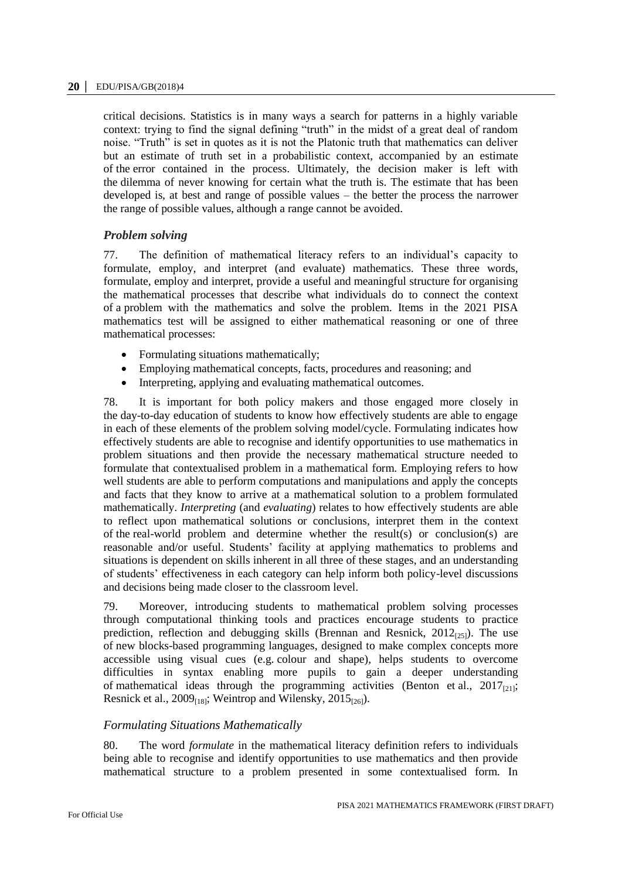critical decisions. Statistics is in many ways a search for patterns in a highly variable context: trying to find the signal defining "truth" in the midst of a great deal of random noise. "Truth" is set in quotes as it is not the Platonic truth that mathematics can deliver but an estimate of truth set in a probabilistic context, accompanied by an estimate of the error contained in the process. Ultimately, the decision maker is left with the dilemma of never knowing for certain what the truth is. The estimate that has been developed is, at best and range of possible values – the better the process the narrower the range of possible values, although a range cannot be avoided.

### *Problem solving*

77. The definition of mathematical literacy refers to an individual's capacity to formulate, employ, and interpret (and evaluate) mathematics. These three words, formulate, employ and interpret, provide a useful and meaningful structure for organising the mathematical processes that describe what individuals do to connect the context of a problem with the mathematics and solve the problem. Items in the 2021 PISA mathematics test will be assigned to either mathematical reasoning or one of three mathematical processes:

- Formulating situations mathematically;
- Employing mathematical concepts, facts, procedures and reasoning; and
- Interpreting, applying and evaluating mathematical outcomes.

78. It is important for both policy makers and those engaged more closely in the day-to-day education of students to know how effectively students are able to engage in each of these elements of the problem solving model/cycle. Formulating indicates how effectively students are able to recognise and identify opportunities to use mathematics in problem situations and then provide the necessary mathematical structure needed to formulate that contextualised problem in a mathematical form. Employing refers to how well students are able to perform computations and manipulations and apply the concepts and facts that they know to arrive at a mathematical solution to a problem formulated mathematically. *Interpreting* (and *evaluating*) relates to how effectively students are able to reflect upon mathematical solutions or conclusions, interpret them in the context of the real-world problem and determine whether the result(s) or conclusion(s) are reasonable and/or useful. Students' facility at applying mathematics to problems and situations is dependent on skills inherent in all three of these stages, and an understanding of students' effectiveness in each category can help inform both policy-level discussions and decisions being made closer to the classroom level.

79. Moreover, introducing students to mathematical problem solving processes through computational thinking tools and practices encourage students to practice prediction, reflection and debugging skills (Brennan and Resnick, 2012[25]). The use of new blocks-based programming languages, designed to make complex concepts more accessible using visual cues (e.g. colour and shape), helps students to overcome difficulties in syntax enabling more pupils to gain a deeper understanding of mathematical ideas through the programming activities (Benton et al., 2017[21]; Resnick et al., 2009[18]; Weintrop and Wilensky, 2015[26]).

### *Formulating Situations Mathematically*

80. The word *formulate* in the mathematical literacy definition refers to individuals being able to recognise and identify opportunities to use mathematics and then provide mathematical structure to a problem presented in some contextualised form. In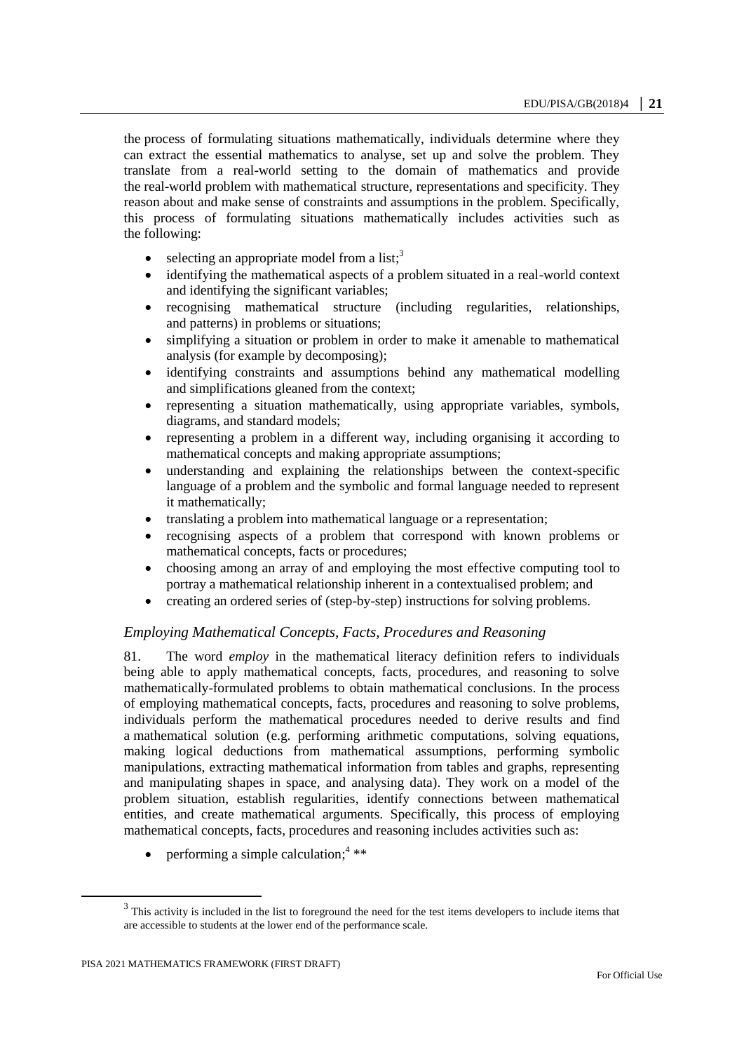the process of formulating situations mathematically, individuals determine where they can extract the essential mathematics to analyse, set up and solve the problem. They translate from a real-world setting to the domain of mathematics and provide the real-world problem with mathematical structure, representations and specificity. They reason about and make sense of constraints and assumptions in the problem. Specifically, this process of formulating situations mathematically includes activities such as the following:

- selecting an appropriate model from a list;[3]
- identifying the mathematical aspects of a problem situated in a real-world context and identifying the significant variables;
- recognising mathematical structure (including regularities, relationships, and patterns) in problems or situations;
- simplifying a situation or problem in order to make it amenable to mathematical analysis (for example by decomposing);
- identifying constraints and assumptions behind any mathematical modelling and simplifications gleaned from the context;
- representing a situation mathematically, using appropriate variables, symbols, diagrams, and standard models;
- representing a problem in a different way, including organising it according to mathematical concepts and making appropriate assumptions;
- understanding and explaining the relationships between the context-specific language of a problem and the symbolic and formal language needed to represent it mathematically;
- translating a problem into mathematical language or a representation;
- recognising aspects of a problem that correspond with known problems or mathematical concepts, facts or procedures;
- choosing among an array of and employing the most effective computing tool to portray a mathematical relationship inherent in a contextualised problem; and
- creating an ordered series of (step-by-step) instructions for solving problems.

### *Employing Mathematical Concepts, Facts, Procedures and Reasoning*

81. The word *employ* in the mathematical literacy definition refers to individuals being able to apply mathematical concepts, facts, procedures, and reasoning to solve mathematically-formulated problems to obtain mathematical conclusions. In the process of employing mathematical concepts, facts, procedures and reasoning to solve problems, individuals perform the mathematical procedures needed to derive results and find a mathematical solution (e.g. performing arithmetic computations, solving equations, making logical deductions from mathematical assumptions, performing symbolic manipulations, extracting mathematical information from tables and graphs, representing and manipulating shapes in space, and analysing data). They work on a model of the problem situation, establish regularities, identify connections between mathematical entities, and create mathematical arguments. Specifically, this process of employing mathematical concepts, facts, procedures and reasoning includes activities such as:

- performing a simple calculation;[4] **

---

[3] This activity is included in the list to foreground the need for the test items developers to include items that are accessible to students at the lower end of the performance scale.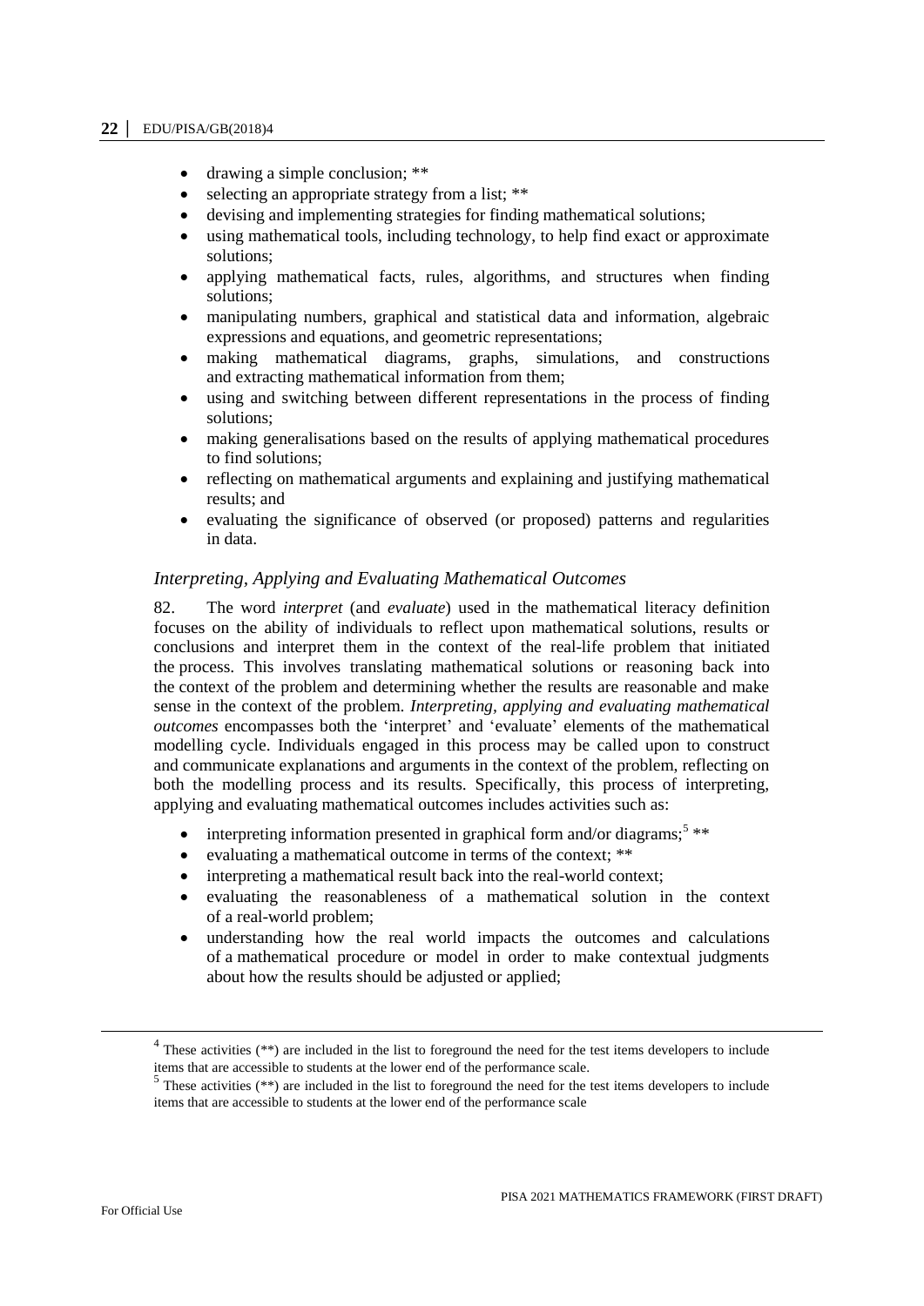- drawing a simple conclusion; **
- selecting an appropriate strategy from a list; **
- devising and implementing strategies for finding mathematical solutions;
- using mathematical tools, including technology, to help find exact or approximate solutions;
- applying mathematical facts, rules, algorithms, and structures when finding solutions;
- manipulating numbers, graphical and statistical data and information, algebraic expressions and equations, and geometric representations;
- making mathematical diagrams, graphs, simulations, and constructions and extracting mathematical information from them;
- using and switching between different representations in the process of finding solutions;
- making generalisations based on the results of applying mathematical procedures to find solutions;
- reflecting on mathematical arguments and explaining and justifying mathematical results; and
- evaluating the significance of observed (or proposed) patterns and regularities in data.

### *Interpreting, Applying and Evaluating Mathematical Outcomes*

82. The word *interpret* (and *evaluate*) used in the mathematical literacy definition focuses on the ability of individuals to reflect upon mathematical solutions, results or conclusions and interpret them in the context of the real-life problem that initiated the process. This involves translating mathematical solutions or reasoning back into the context of the problem and determining whether the results are reasonable and make sense in the context of the problem. *Interpreting, applying and evaluating mathematical outcomes* encompasses both the 'interpret' and 'evaluate' elements of the mathematical modelling cycle. Individuals engaged in this process may be called upon to construct and communicate explanations and arguments in the context of the problem, reflecting on both the modelling process and its results. Specifically, this process of interpreting, applying and evaluating mathematical outcomes includes activities such as:

- interpreting information presented in graphical form and/or diagrams;[5] **
- evaluating a mathematical outcome in terms of the context; **
- interpreting a mathematical result back into the real-world context;
- evaluating the reasonableness of a mathematical solution in the context of a real-world problem;
- understanding how the real world impacts the outcomes and calculations of a mathematical procedure or model in order to make contextual judgments about how the results should be adjusted or applied;

---

[4] These activities (**) are included in the list to foreground the need for the test items developers to include items that are accessible to students at the lower end of the performance scale.

[5] These activities (**) are included in the list to foreground the need for the test items developers to include items that are accessible to students at the lower end of the performance scale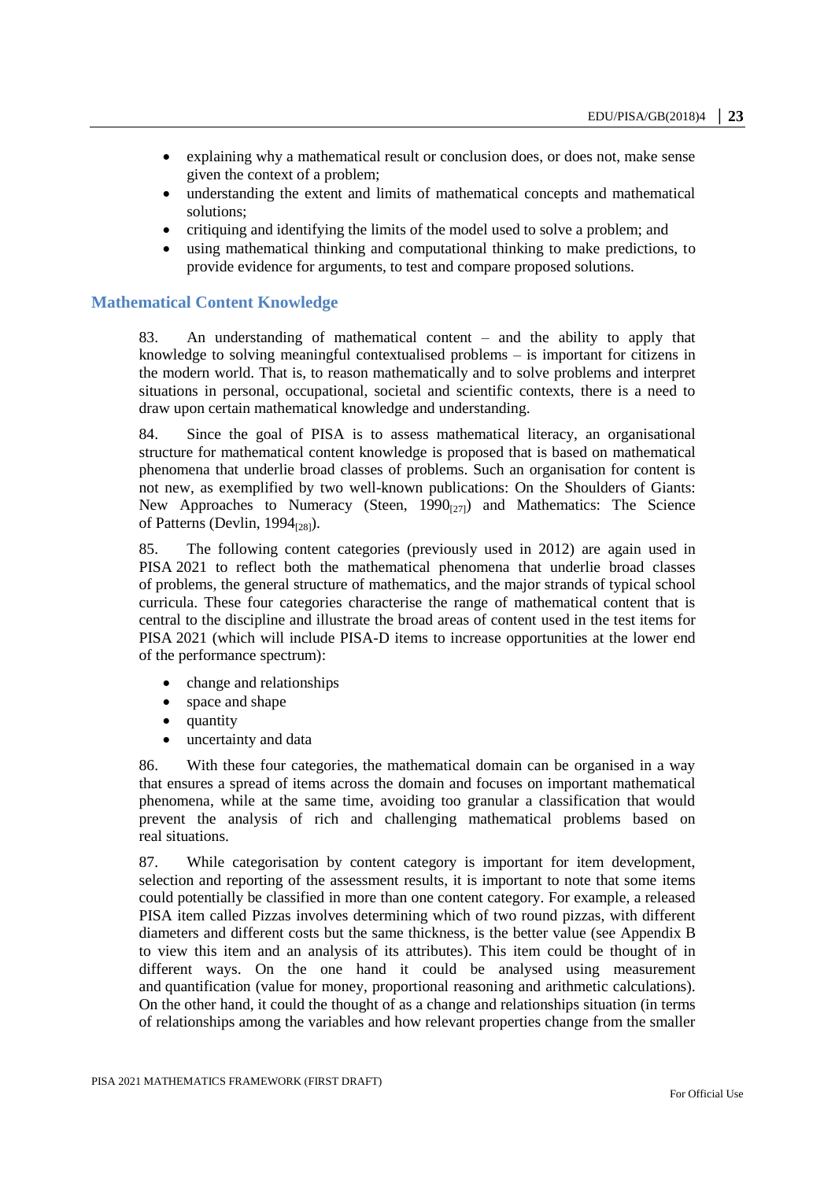- explaining why a mathematical result or conclusion does, or does not, make sense given the context of a problem;
- understanding the extent and limits of mathematical concepts and mathematical solutions;
- critiquing and identifying the limits of the model used to solve a problem; and
- using mathematical thinking and computational thinking to make predictions, to provide evidence for arguments, to test and compare proposed solutions.

## Mathematical Content Knowledge

83. An understanding of mathematical content – and the ability to apply that knowledge to solving meaningful contextualised problems – is important for citizens in the modern world. That is, to reason mathematically and to solve problems and interpret situations in personal, occupational, societal and scientific contexts, there is a need to draw upon certain mathematical knowledge and understanding.

84. Since the goal of PISA is to assess mathematical literacy, an organisational structure for mathematical content knowledge is proposed that is based on mathematical phenomena that underlie broad classes of problems. Such an organisation for content is not new, as exemplified by two well-known publications: On the Shoulders of Giants: New Approaches to Numeracy (Steen, 1990[27]) and Mathematics: The Science of Patterns (Devlin, 1994[28]).

85. The following content categories (previously used in 2012) are again used in PISA 2021 to reflect both the mathematical phenomena that underlie broad classes of problems, the general structure of mathematics, and the major strands of typical school curricula. These four categories characterise the range of mathematical content that is central to the discipline and illustrate the broad areas of content used in the test items for PISA 2021 (which will include PISA-D items to increase opportunities at the lower end of the performance spectrum):

- change and relationships
- space and shape
- quantity
- uncertainty and data

86. With these four categories, the mathematical domain can be organised in a way that ensures a spread of items across the domain and focuses on important mathematical phenomena, while at the same time, avoiding too granular a classification that would prevent the analysis of rich and challenging mathematical problems based on real situations.

87. While categorisation by content category is important for item development, selection and reporting of the assessment results, it is important to note that some items could potentially be classified in more than one content category. For example, a released PISA item called Pizzas involves determining which of two round pizzas, with different diameters and different costs but the same thickness, is the better value (see Appendix B to view this item and an analysis of its attributes). This item could be thought of in different ways. On the one hand it could be analysed using measurement and quantification (value for money, proportional reasoning and arithmetic calculations). On the other hand, it could the thought of as a change and relationships situation (in terms of relationships among the variables and how relevant properties change from the smaller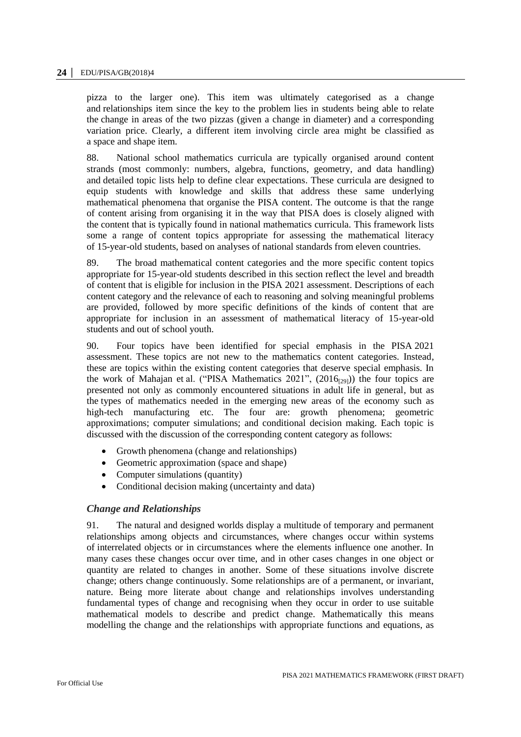pizza to the larger one). This item was ultimately categorised as a change and relationships item since the key to the problem lies in students being able to relate the change in areas of the two pizzas (given a change in diameter) and a corresponding variation price. Clearly, a different item involving circle area might be classified as a space and shape item.

88. National school mathematics curricula are typically organised around content strands (most commonly: numbers, algebra, functions, geometry, and data handling) and detailed topic lists help to define clear expectations. These curricula are designed to equip students with knowledge and skills that address these same underlying mathematical phenomena that organise the PISA content. The outcome is that the range of content arising from organising it in the way that PISA does is closely aligned with the content that is typically found in national mathematics curricula. This framework lists some a range of content topics appropriate for assessing the mathematical literacy of 15-year-old students, based on analyses of national standards from eleven countries.

89. The broad mathematical content categories and the more specific content topics appropriate for 15-year-old students described in this section reflect the level and breadth of content that is eligible for inclusion in the PISA 2021 assessment. Descriptions of each content category and the relevance of each to reasoning and solving meaningful problems are provided, followed by more specific definitions of the kinds of content that are appropriate for inclusion in an assessment of mathematical literacy of 15-year-old students and out of school youth.

90. Four topics have been identified for special emphasis in the PISA 2021 assessment. These topics are not new to the mathematics content categories. Instead, these are topics within the existing content categories that deserve special emphasis. In the work of Mahajan et al. ("PISA Mathematics 2021", (2016[29])) the four topics are presented not only as commonly encountered situations in adult life in general, but as the types of mathematics needed in the emerging new areas of the economy such as high-tech manufacturing etc. The four are: growth phenomena; geometric approximations; computer simulations; and conditional decision making. Each topic is discussed with the discussion of the corresponding content category as follows:

- Growth phenomena (change and relationships)
- Geometric approximation (space and shape)
- Computer simulations (quantity)
- Conditional decision making (uncertainty and data)

### *Change and Relationships*

91. The natural and designed worlds display a multitude of temporary and permanent relationships among objects and circumstances, where changes occur within systems of interrelated objects or in circumstances where the elements influence one another. In many cases these changes occur over time, and in other cases changes in one object or quantity are related to changes in another. Some of these situations involve discrete change; others change continuously. Some relationships are of a permanent, or invariant, nature. Being more literate about change and relationships involves understanding fundamental types of change and recognising when they occur in order to use suitable mathematical models to describe and predict change. Mathematically this means modelling the change and the relationships with appropriate functions and equations, as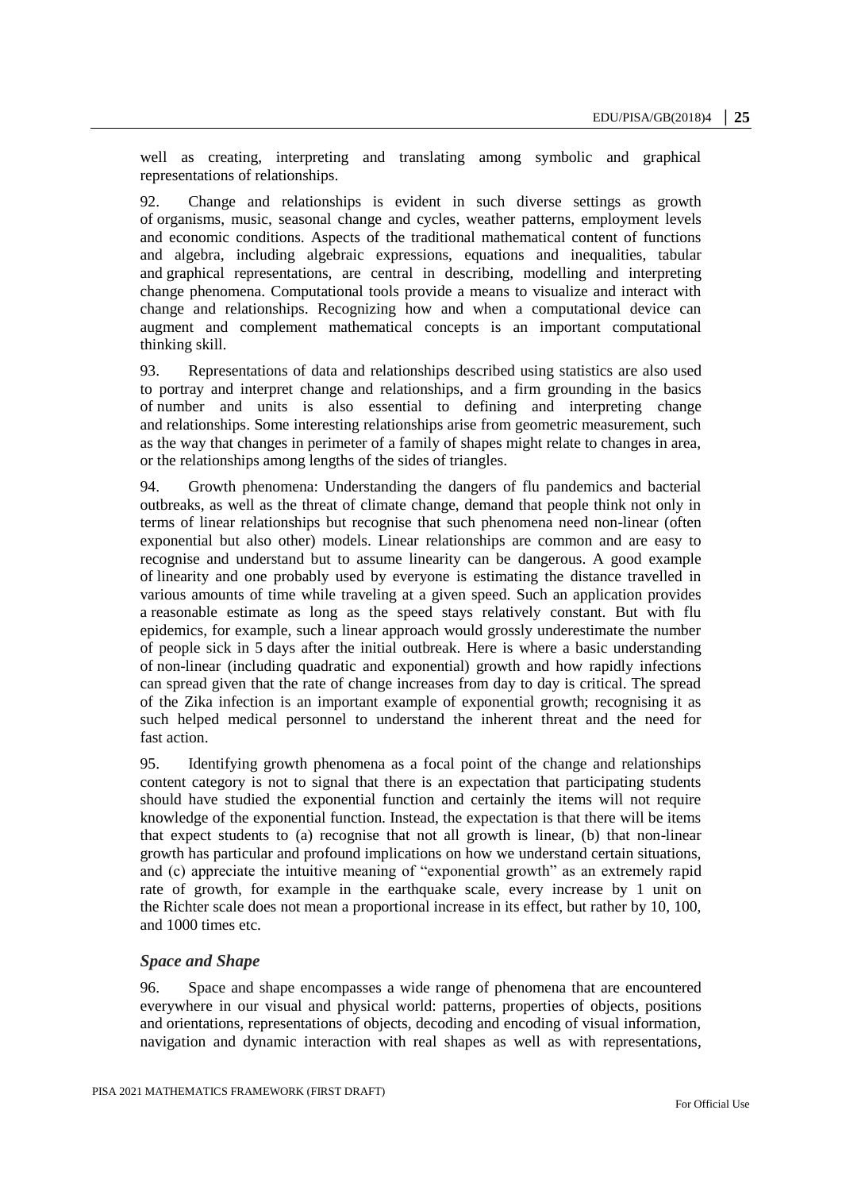well as creating, interpreting and translating among symbolic and graphical representations of relationships.

92. Change and relationships is evident in such diverse settings as growth of organisms, music, seasonal change and cycles, weather patterns, employment levels and economic conditions. Aspects of the traditional mathematical content of functions and algebra, including algebraic expressions, equations and inequalities, tabular and graphical representations, are central in describing, modelling and interpreting change phenomena. Computational tools provide a means to visualize and interact with change and relationships. Recognizing how and when a computational device can augment and complement mathematical concepts is an important computational thinking skill.

93. Representations of data and relationships described using statistics are also used to portray and interpret change and relationships, and a firm grounding in the basics of number and units is also essential to defining and interpreting change and relationships. Some interesting relationships arise from geometric measurement, such as the way that changes in perimeter of a family of shapes might relate to changes in area, or the relationships among lengths of the sides of triangles.

94. Growth phenomena: Understanding the dangers of flu pandemics and bacterial outbreaks, as well as the threat of climate change, demand that people think not only in terms of linear relationships but recognise that such phenomena need non-linear (often exponential but also other) models. Linear relationships are common and are easy to recognise and understand but to assume linearity can be dangerous. A good example of linearity and one probably used by everyone is estimating the distance travelled in various amounts of time while traveling at a given speed. Such an application provides a reasonable estimate as long as the speed stays relatively constant. But with flu epidemics, for example, such a linear approach would grossly underestimate the number of people sick in 5 days after the initial outbreak. Here is where a basic understanding of non-linear (including quadratic and exponential) growth and how rapidly infections can spread given that the rate of change increases from day to day is critical. The spread of the Zika infection is an important example of exponential growth; recognising it as such helped medical personnel to understand the inherent threat and the need for fast action.

95. Identifying growth phenomena as a focal point of the change and relationships content category is not to signal that there is an expectation that participating students should have studied the exponential function and certainly the items will not require knowledge of the exponential function. Instead, the expectation is that there will be items that expect students to (a) recognise that not all growth is linear, (b) that non-linear growth has particular and profound implications on how we understand certain situations, and (c) appreciate the intuitive meaning of "exponential growth" as an extremely rapid rate of growth, for example in the earthquake scale, every increase by 1 unit on the Richter scale does not mean a proportional increase in its effect, but rather by 10, 100, and 1000 times etc.

### *Space and Shape*

96. Space and shape encompasses a wide range of phenomena that are encountered everywhere in our visual and physical world: patterns, properties of objects, positions and orientations, representations of objects, decoding and encoding of visual information, navigation and dynamic interaction with real shapes as well as with representations,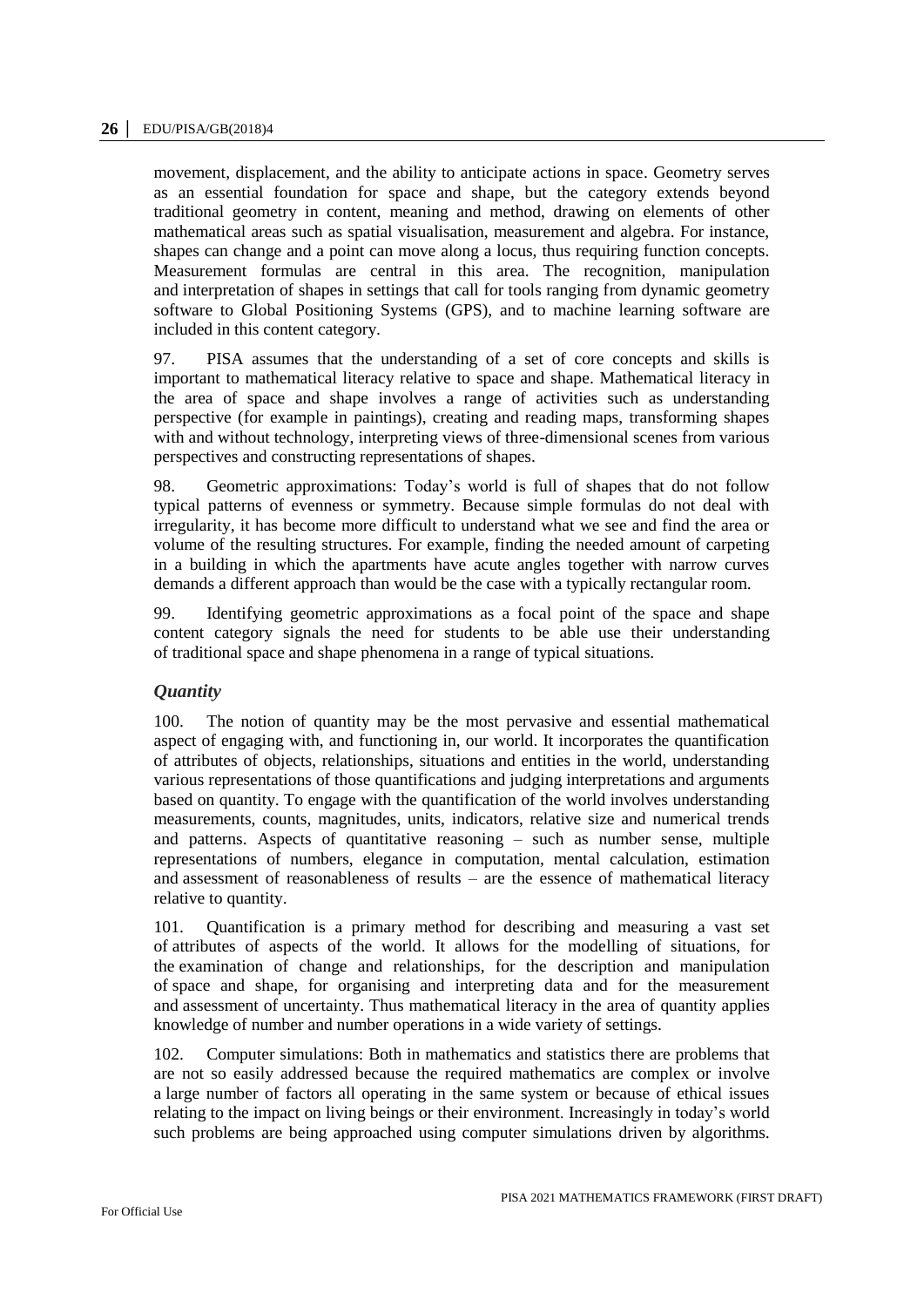movement, displacement, and the ability to anticipate actions in space. Geometry serves as an essential foundation for space and shape, but the category extends beyond traditional geometry in content, meaning and method, drawing on elements of other mathematical areas such as spatial visualisation, measurement and algebra. For instance, shapes can change and a point can move along a locus, thus requiring function concepts. Measurement formulas are central in this area. The recognition, manipulation and interpretation of shapes in settings that call for tools ranging from dynamic geometry software to Global Positioning Systems (GPS), and to machine learning software are included in this content category.

97. PISA assumes that the understanding of a set of core concepts and skills is important to mathematical literacy relative to space and shape. Mathematical literacy in the area of space and shape involves a range of activities such as understanding perspective (for example in paintings), creating and reading maps, transforming shapes with and without technology, interpreting views of three-dimensional scenes from various perspectives and constructing representations of shapes.

98. Geometric approximations: Today's world is full of shapes that do not follow typical patterns of evenness or symmetry. Because simple formulas do not deal with irregularity, it has become more difficult to understand what we see and find the area or volume of the resulting structures. For example, finding the needed amount of carpeting in a building in which the apartments have acute angles together with narrow curves demands a different approach than would be the case with a typically rectangular room.

99. Identifying geometric approximations as a focal point of the space and shape content category signals the need for students to be able use their understanding of traditional space and shape phenomena in a range of typical situations.

### *Quantity*

100. The notion of quantity may be the most pervasive and essential mathematical aspect of engaging with, and functioning in, our world. It incorporates the quantification of attributes of objects, relationships, situations and entities in the world, understanding various representations of those quantifications and judging interpretations and arguments based on quantity. To engage with the quantification of the world involves understanding measurements, counts, magnitudes, units, indicators, relative size and numerical trends and patterns. Aspects of quantitative reasoning – such as number sense, multiple representations of numbers, elegance in computation, mental calculation, estimation and assessment of reasonableness of results – are the essence of mathematical literacy relative to quantity.

101. Quantification is a primary method for describing and measuring a vast set of attributes of aspects of the world. It allows for the modelling of situations, for the examination of change and relationships, for the description and manipulation of space and shape, for organising and interpreting data and for the measurement and assessment of uncertainty. Thus mathematical literacy in the area of quantity applies knowledge of number and number operations in a wide variety of settings.

102. Computer simulations: Both in mathematics and statistics there are problems that are not so easily addressed because the required mathematics are complex or involve a large number of factors all operating in the same system or because of ethical issues relating to the impact on living beings or their environment. Increasingly in today's world such problems are being approached using computer simulations driven by algorithms.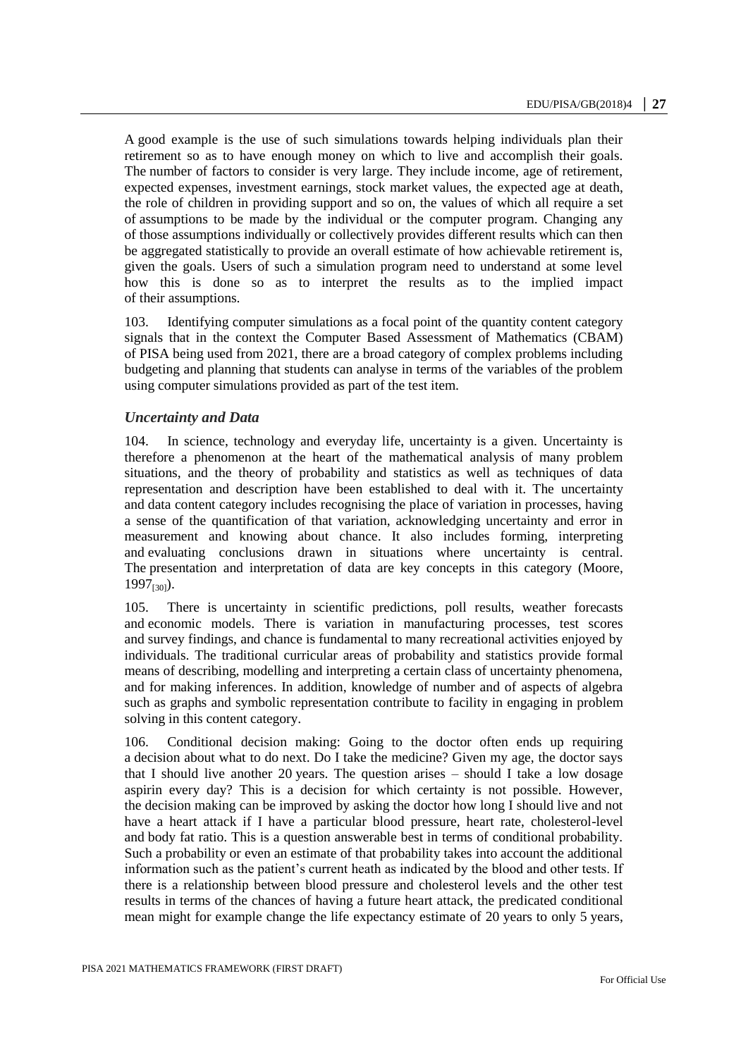A good example is the use of such simulations towards helping individuals plan their retirement so as to have enough money on which to live and accomplish their goals. The number of factors to consider is very large. They include income, age of retirement, expected expenses, investment earnings, stock market values, the expected age at death, the role of children in providing support and so on, the values of which all require a set of assumptions to be made by the individual or the computer program. Changing any of those assumptions individually or collectively provides different results which can then be aggregated statistically to provide an overall estimate of how achievable retirement is, given the goals. Users of such a simulation program need to understand at some level how this is done so as to interpret the results as to the implied impact of their assumptions.

103. Identifying computer simulations as a focal point of the quantity content category signals that in the context the Computer Based Assessment of Mathematics (CBAM) of PISA being used from 2021, there are a broad category of complex problems including budgeting and planning that students can analyse in terms of the variables of the problem using computer simulations provided as part of the test item.

### *Uncertainty and Data*

104. In science, technology and everyday life, uncertainty is a given. Uncertainty is therefore a phenomenon at the heart of the mathematical analysis of many problem situations, and the theory of probability and statistics as well as techniques of data representation and description have been established to deal with it. The uncertainty and data content category includes recognising the place of variation in processes, having a sense of the quantification of that variation, acknowledging uncertainty and error in measurement and knowing about chance. It also includes forming, interpreting and evaluating conclusions drawn in situations where uncertainty is central. The presentation and interpretation of data are key concepts in this category (Moore, 1997[30]).

105. There is uncertainty in scientific predictions, poll results, weather forecasts and economic models. There is variation in manufacturing processes, test scores and survey findings, and chance is fundamental to many recreational activities enjoyed by individuals. The traditional curricular areas of probability and statistics provide formal means of describing, modelling and interpreting a certain class of uncertainty phenomena, and for making inferences. In addition, knowledge of number and of aspects of algebra such as graphs and symbolic representation contribute to facility in engaging in problem solving in this content category.

106. Conditional decision making: Going to the doctor often ends up requiring a decision about what to do next. Do I take the medicine? Given my age, the doctor says that I should live another 20 years. The question arises – should I take a low dosage aspirin every day? This is a decision for which certainty is not possible. However, the decision making can be improved by asking the doctor how long I should live and not have a heart attack if I have a particular blood pressure, heart rate, cholesterol-level and body fat ratio. This is a question answerable best in terms of conditional probability. Such a probability or even an estimate of that probability takes into account the additional information such as the patient's current heath as indicated by the blood and other tests. If there is a relationship between blood pressure and cholesterol levels and the other test results in terms of the chances of having a future heart attack, the predicated conditional mean might for example change the life expectancy estimate of 20 years to only 5 years,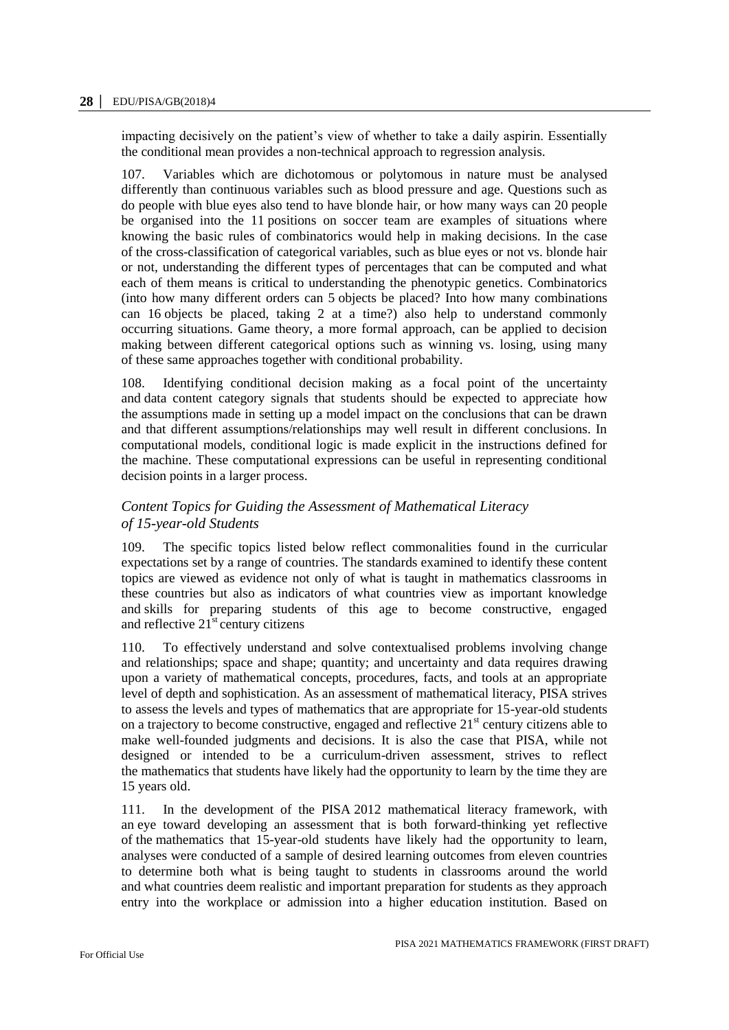impacting decisively on the patient's view of whether to take a daily aspirin. Essentially the conditional mean provides a non-technical approach to regression analysis.

107. Variables which are dichotomous or polytomous in nature must be analysed differently than continuous variables such as blood pressure and age. Questions such as do people with blue eyes also tend to have blonde hair, or how many ways can 20 people be organised into the 11 positions on soccer team are examples of situations where knowing the basic rules of combinatorics would help in making decisions. In the case of the cross-classification of categorical variables, such as blue eyes or not vs. blonde hair or not, understanding the different types of percentages that can be computed and what each of them means is critical to understanding the phenotypic genetics. Combinatorics (into how many different orders can 5 objects be placed? Into how many combinations can 16 objects be placed, taking 2 at a time?) also help to understand commonly occurring situations. Game theory, a more formal approach, can be applied to decision making between different categorical options such as winning vs. losing, using many of these same approaches together with conditional probability.

108. Identifying conditional decision making as a focal point of the uncertainty and data content category signals that students should be expected to appreciate how the assumptions made in setting up a model impact on the conclusions that can be drawn and that different assumptions/relationships may well result in different conclusions. In computational models, conditional logic is made explicit in the instructions defined for the machine. These computational expressions can be useful in representing conditional decision points in a larger process.

### *Content Topics for Guiding the Assessment of Mathematical Literacy of 15-year-old Students*

109. The specific topics listed below reflect commonalities found in the curricular expectations set by a range of countries. The standards examined to identify these content topics are viewed as evidence not only of what is taught in mathematics classrooms in these countries but also as indicators of what countries view as important knowledge and skills for preparing students of this age to become constructive, engaged and reflective 21st century citizens

110. To effectively understand and solve contextualised problems involving change and relationships; space and shape; quantity; and uncertainty and data requires drawing upon a variety of mathematical concepts, procedures, facts, and tools at an appropriate level of depth and sophistication. As an assessment of mathematical literacy, PISA strives to assess the levels and types of mathematics that are appropriate for 15-year-old students on a trajectory to become constructive, engaged and reflective 21st century citizens able to make well-founded judgments and decisions. It is also the case that PISA, while not designed or intended to be a curriculum-driven assessment, strives to reflect the mathematics that students have likely had the opportunity to learn by the time they are 15 years old.

111. In the development of the PISA 2012 mathematical literacy framework, with an eye toward developing an assessment that is both forward-thinking yet reflective of the mathematics that 15-year-old students have likely had the opportunity to learn, analyses were conducted of a sample of desired learning outcomes from eleven countries to determine both what is being taught to students in classrooms around the world and what countries deem realistic and important preparation for students as they approach entry into the workplace or admission into a higher education institution. Based on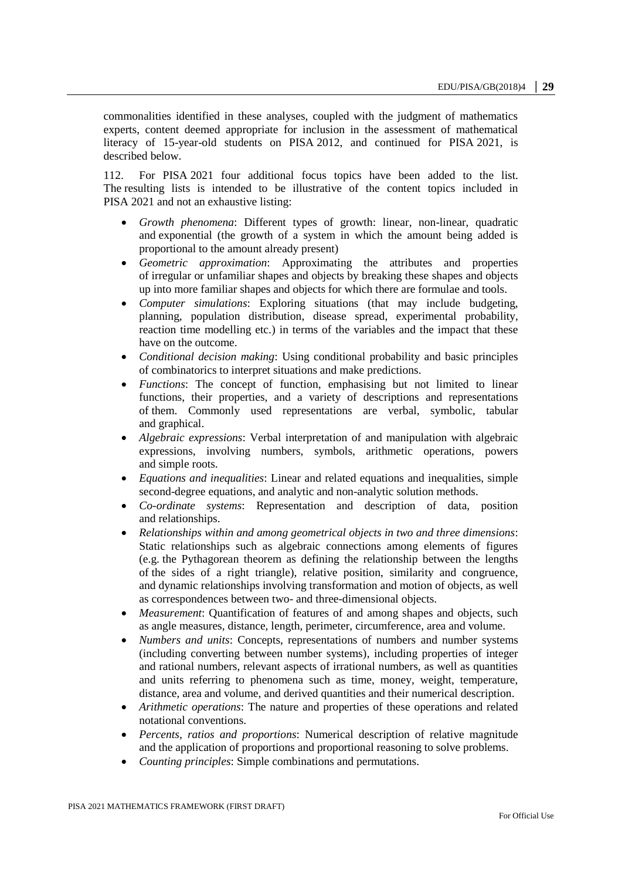commonalities identified in these analyses, coupled with the judgment of mathematics experts, content deemed appropriate for inclusion in the assessment of mathematical literacy of 15-year-old students on PISA 2012, and continued for PISA 2021, is described below.

112. For PISA 2021 four additional focus topics have been added to the list. The resulting lists is intended to be illustrative of the content topics included in PISA 2021 and not an exhaustive listing:

- *Growth phenomena*: Different types of growth: linear, non-linear, quadratic and exponential (the growth of a system in which the amount being added is proportional to the amount already present)
- *Geometric approximation*: Approximating the attributes and properties of irregular or unfamiliar shapes and objects by breaking these shapes and objects up into more familiar shapes and objects for which there are formulae and tools.
- *Computer simulations*: Exploring situations (that may include budgeting, planning, population distribution, disease spread, experimental probability, reaction time modelling etc.) in terms of the variables and the impact that these have on the outcome.
- *Conditional decision making*: Using conditional probability and basic principles of combinatorics to interpret situations and make predictions.
- *Functions*: The concept of function, emphasising but not limited to linear functions, their properties, and a variety of descriptions and representations of them. Commonly used representations are verbal, symbolic, tabular and graphical.
- *Algebraic expressions*: Verbal interpretation of and manipulation with algebraic expressions, involving numbers, symbols, arithmetic operations, powers and simple roots.
- *Equations and inequalities*: Linear and related equations and inequalities, simple second-degree equations, and analytic and non-analytic solution methods.
- *Co-ordinate systems*: Representation and description of data, position and relationships.
- *Relationships within and among geometrical objects in two and three dimensions*: Static relationships such as algebraic connections among elements of figures (e.g. the Pythagorean theorem as defining the relationship between the lengths of the sides of a right triangle), relative position, similarity and congruence, and dynamic relationships involving transformation and motion of objects, as well as correspondences between two- and three-dimensional objects.
- *Measurement*: Quantification of features of and among shapes and objects, such as angle measures, distance, length, perimeter, circumference, area and volume.
- *Numbers and units*: Concepts, representations of numbers and number systems (including converting between number systems), including properties of integer and rational numbers, relevant aspects of irrational numbers, as well as quantities and units referring to phenomena such as time, money, weight, temperature, distance, area and volume, and derived quantities and their numerical description.
- *Arithmetic operations*: The nature and properties of these operations and related notational conventions.
- *Percents, ratios and proportions*: Numerical description of relative magnitude and the application of proportions and proportional reasoning to solve problems.
- *Counting principles*: Simple combinations and permutations.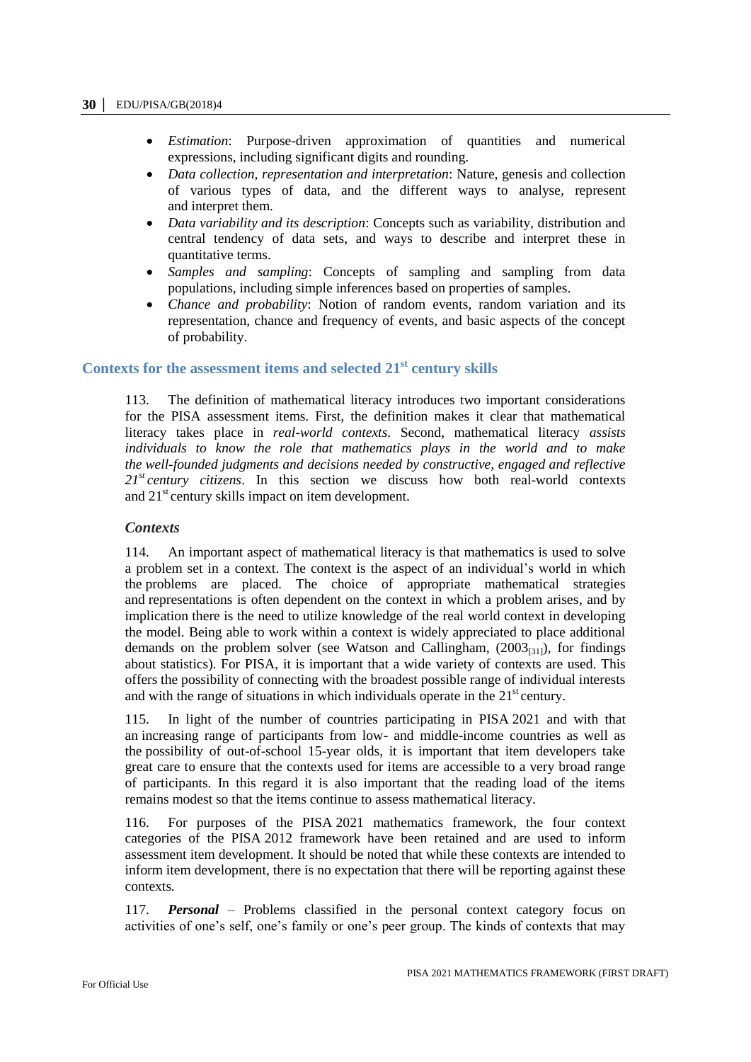- *Estimation*: Purpose-driven approximation of quantities and numerical expressions, including significant digits and rounding.
- *Data collection, representation and interpretation*: Nature, genesis and collection of various types of data, and the different ways to analyse, represent and interpret them.
- *Data variability and its description*: Concepts such as variability, distribution and central tendency of data sets, and ways to describe and interpret these in quantitative terms.
- *Samples and sampling*: Concepts of sampling and sampling from data populations, including simple inferences based on properties of samples.
- *Chance and probability*: Notion of random events, random variation and its representation, chance and frequency of events, and basic aspects of the concept of probability.

## Contexts for the assessment items and selected 21st century skills

113. The definition of mathematical literacy introduces two important considerations for the PISA assessment items. First, the definition makes it clear that mathematical literacy takes place in *real-world contexts*. Second, mathematical literacy *assists individuals to know the role that mathematics plays in the world and to make the well-founded judgments and decisions needed by constructive, engaged and reflective 21st century citizens*. In this section we discuss how both real-world contexts and 21st century skills impact on item development.

### *Contexts*

114. An important aspect of mathematical literacy is that mathematics is used to solve a problem set in a context. The context is the aspect of an individual's world in which the problems are placed. The choice of appropriate mathematical strategies and representations is often dependent on the context in which a problem arises, and by implication there is the need to utilize knowledge of the real world context in developing the model. Being able to work within a context is widely appreciated to place additional demands on the problem solver (see Watson and Callingham, (2003[31]), for findings about statistics). For PISA, it is important that a wide variety of contexts are used. This offers the possibility of connecting with the broadest possible range of individual interests and with the range of situations in which individuals operate in the 21st century.

115. In light of the number of countries participating in PISA 2021 and with that an increasing range of participants from low- and middle-income countries as well as the possibility of out-of-school 15-year olds, it is important that item developers take great care to ensure that the contexts used for items are accessible to a very broad range of participants. In this regard it is also important that the reading load of the items remains modest so that the items continue to assess mathematical literacy.

116. For purposes of the PISA 2021 mathematics framework, the four context categories of the PISA 2012 framework have been retained and are used to inform assessment item development. It should be noted that while these contexts are intended to inform item development, there is no expectation that there will be reporting against these contexts.

117. ***Personal*** – Problems classified in the personal context category focus on activities of one's self, one's family or one's peer group. The kinds of contexts that may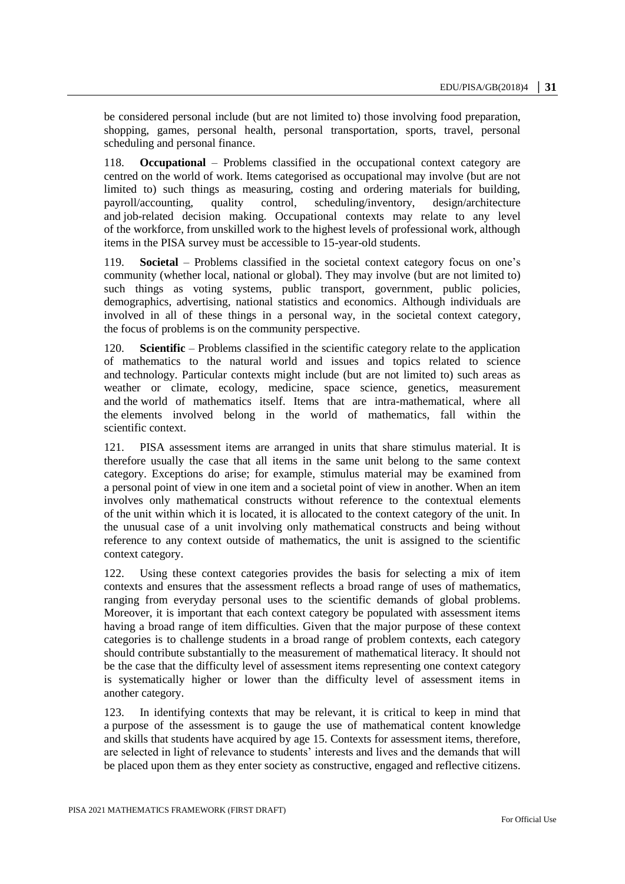be considered personal include (but are not limited to) those involving food preparation, shopping, games, personal health, personal transportation, sports, travel, personal scheduling and personal finance.

118. **Occupational** – Problems classified in the occupational context category are centred on the world of work. Items categorised as occupational may involve (but are not limited to) such things as measuring, costing and ordering materials for building, payroll/accounting, quality control, scheduling/inventory, design/architecture and job-related decision making. Occupational contexts may relate to any level of the workforce, from unskilled work to the highest levels of professional work, although items in the PISA survey must be accessible to 15-year-old students.

119. **Societal** – Problems classified in the societal context category focus on one's community (whether local, national or global). They may involve (but are not limited to) such things as voting systems, public transport, government, public policies, demographics, advertising, national statistics and economics. Although individuals are involved in all of these things in a personal way, in the societal context category, the focus of problems is on the community perspective.

120. **Scientific** – Problems classified in the scientific category relate to the application of mathematics to the natural world and issues and topics related to science and technology. Particular contexts might include (but are not limited to) such areas as weather or climate, ecology, medicine, space science, genetics, measurement and the world of mathematics itself. Items that are intra-mathematical, where all the elements involved belong in the world of mathematics, fall within the scientific context.

121. PISA assessment items are arranged in units that share stimulus material. It is therefore usually the case that all items in the same unit belong to the same context category. Exceptions do arise; for example, stimulus material may be examined from a personal point of view in one item and a societal point of view in another. When an item involves only mathematical constructs without reference to the contextual elements of the unit within which it is located, it is allocated to the context category of the unit. In the unusual case of a unit involving only mathematical constructs and being without reference to any context outside of mathematics, the unit is assigned to the scientific context category.

122. Using these context categories provides the basis for selecting a mix of item contexts and ensures that the assessment reflects a broad range of uses of mathematics, ranging from everyday personal uses to the scientific demands of global problems. Moreover, it is important that each context category be populated with assessment items having a broad range of item difficulties. Given that the major purpose of these context categories is to challenge students in a broad range of problem contexts, each category should contribute substantially to the measurement of mathematical literacy. It should not be the case that the difficulty level of assessment items representing one context category is systematically higher or lower than the difficulty level of assessment items in another category.

123. In identifying contexts that may be relevant, it is critical to keep in mind that a purpose of the assessment is to gauge the use of mathematical content knowledge and skills that students have acquired by age 15. Contexts for assessment items, therefore, are selected in light of relevance to students' interests and lives and the demands that will be placed upon them as they enter society as constructive, engaged and reflective citizens.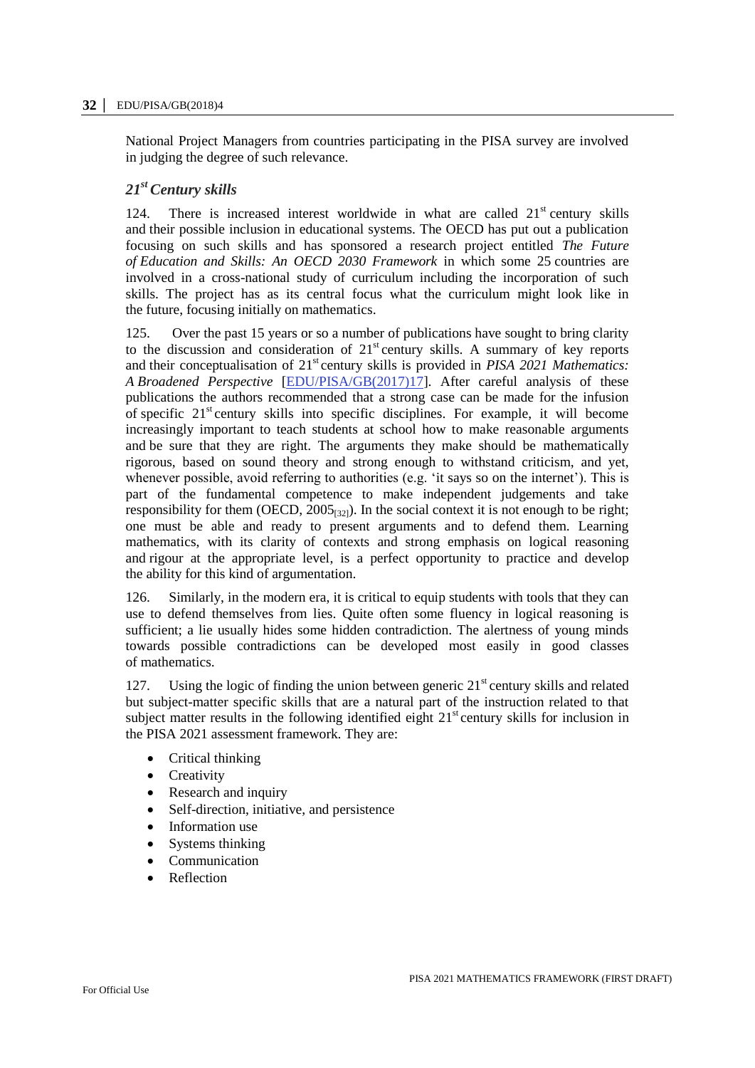National Project Managers from countries participating in the PISA survey are involved in judging the degree of such relevance.

### *21st Century skills*

124. There is increased interest worldwide in what are called 21st century skills and their possible inclusion in educational systems. The OECD has put out a publication focusing on such skills and has sponsored a research project entitled *The Future of Education and Skills: An OECD 2030 Framework* in which some 25 countries are involved in a cross-national study of curriculum including the incorporation of such skills. The project has as its central focus what the curriculum might look like in the future, focusing initially on mathematics.

125. Over the past 15 years or so a number of publications have sought to bring clarity to the discussion and consideration of 21st century skills. A summary of key reports and their conceptualisation of 21st century skills is provided in *PISA 2021 Mathematics: A Broadened Perspective* [EDU/PISA/GB(2017)17]. After careful analysis of these publications the authors recommended that a strong case can be made for the infusion of specific 21st century skills into specific disciplines. For example, it will become increasingly important to teach students at school how to make reasonable arguments and be sure that they are right. The arguments they make should be mathematically rigorous, based on sound theory and strong enough to withstand criticism, and yet, whenever possible, avoid referring to authorities (e.g. 'it says so on the internet'). This is part of the fundamental competence to make independent judgements and take responsibility for them (OECD, 2005[32]). In the social context it is not enough to be right; one must be able and ready to present arguments and to defend them. Learning mathematics, with its clarity of contexts and strong emphasis on logical reasoning and rigour at the appropriate level, is a perfect opportunity to practice and develop the ability for this kind of argumentation.

126. Similarly, in the modern era, it is critical to equip students with tools that they can use to defend themselves from lies. Quite often some fluency in logical reasoning is sufficient; a lie usually hides some hidden contradiction. The alertness of young minds towards possible contradictions can be developed most easily in good classes of mathematics.

127. Using the logic of finding the union between generic 21st century skills and related but subject-matter specific skills that are a natural part of the instruction related to that subject matter results in the following identified eight 21st century skills for inclusion in the PISA 2021 assessment framework. They are:

- Critical thinking
- Creativity
- Research and inquiry
- Self-direction, initiative, and persistence
- Information use
- Systems thinking
- Communication
- Reflection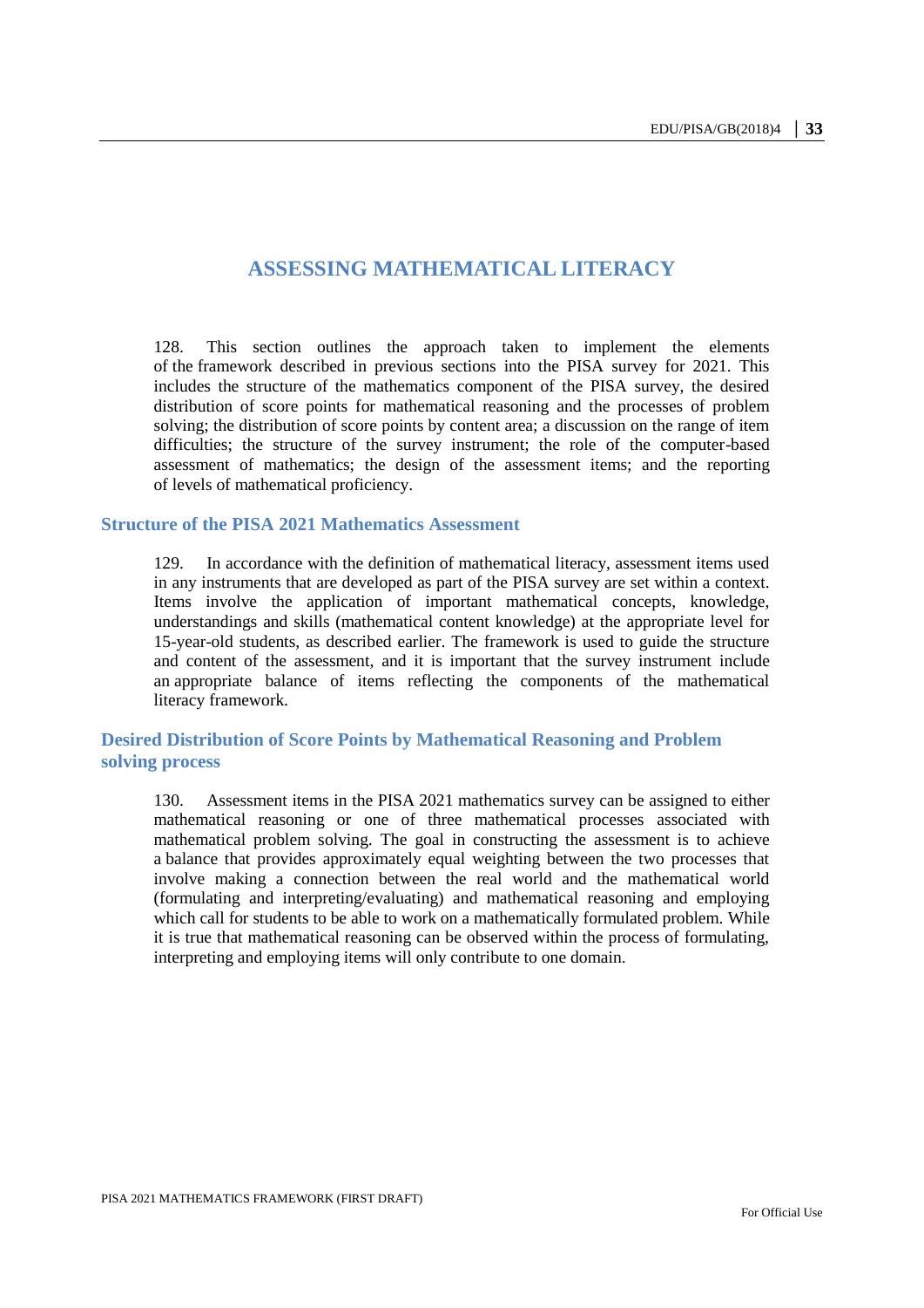# ASSESSING MATHEMATICAL LITERACY

128. This section outlines the approach taken to implement the elements of the framework described in previous sections into the PISA survey for 2021. This includes the structure of the mathematics component of the PISA survey, the desired distribution of score points for mathematical reasoning and the processes of problem solving; the distribution of score points by content area; a discussion on the range of item difficulties; the structure of the survey instrument; the role of the computer-based assessment of mathematics; the design of the assessment items; and the reporting of levels of mathematical proficiency.

## Structure of the PISA 2021 Mathematics Assessment

129. In accordance with the definition of mathematical literacy, assessment items used in any instruments that are developed as part of the PISA survey are set within a context. Items involve the application of important mathematical concepts, knowledge, understandings and skills (mathematical content knowledge) at the appropriate level for 15-year-old students, as described earlier. The framework is used to guide the structure and content of the assessment, and it is important that the survey instrument include an appropriate balance of items reflecting the components of the mathematical literacy framework.

## Desired Distribution of Score Points by Mathematical Reasoning and Problem solving process

130. Assessment items in the PISA 2021 mathematics survey can be assigned to either mathematical reasoning or one of three mathematical processes associated with mathematical problem solving. The goal in constructing the assessment is to achieve a balance that provides approximately equal weighting between the two processes that involve making a connection between the real world and the mathematical world (formulating and interpreting/evaluating) and mathematical reasoning and employing which call for students to be able to work on a mathematically formulated problem. While it is true that mathematical reasoning can be observed within the process of formulating, interpreting and employing items will only contribute to one domain.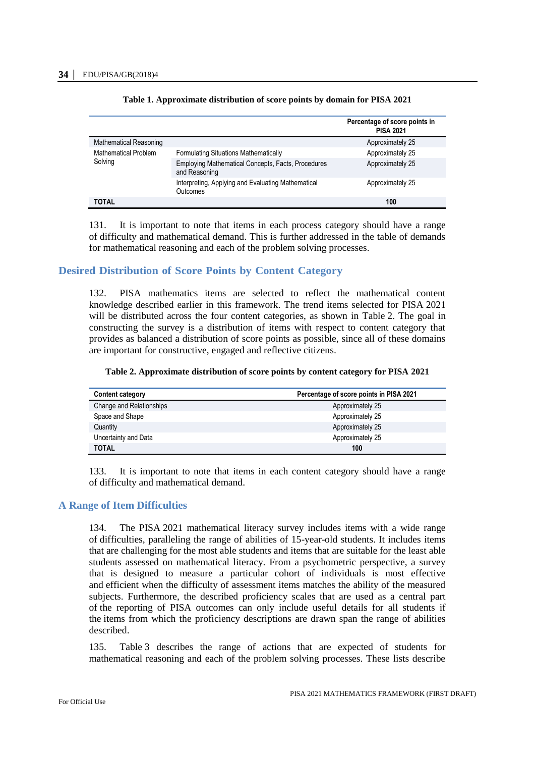**Table 1. Approximate distribution of score points by domain for PISA 2021**

| | | Percentage of score points in PISA 2021 |
|---|---|---|
| Mathematical Reasoning | | Approximately 25 |
| Mathematical Problem Solving | Formulating Situations Mathematically | Approximately 25 |
| | Employing Mathematical Concepts, Facts, Procedures and Reasoning | Approximately 25 |
| | Interpreting, Applying and Evaluating Mathematical Outcomes | Approximately 25 |
| **TOTAL** | | **100** |

131. It is important to note that items in each process category should have a range of difficulty and mathematical demand. This is further addressed in the table of demands for mathematical reasoning and each of the problem solving processes.

## Desired Distribution of Score Points by Content Category

132. PISA mathematics items are selected to reflect the mathematical content knowledge described earlier in this framework. The trend items selected for PISA 2021 will be distributed across the four content categories, as shown in Table 2. The goal in constructing the survey is a distribution of items with respect to content category that provides as balanced a distribution of score points as possible, since all of these domains are important for constructive, engaged and reflective citizens.

**Table 2. Approximate distribution of score points by content category for PISA 2021**

| Content category | Percentage of score points in PISA 2021 |
|---|---|
| Change and Relationships | Approximately 25 |
| Space and Shape | Approximately 25 |
| Quantity | Approximately 25 |
| Uncertainty and Data | Approximately 25 |
| **TOTAL** | **100** |

133. It is important to note that items in each content category should have a range of difficulty and mathematical demand.

## A Range of Item Difficulties

134. The PISA 2021 mathematical literacy survey includes items with a wide range of difficulties, paralleling the range of abilities of 15-year-old students. It includes items that are challenging for the most able students and items that are suitable for the least able students assessed on mathematical literacy. From a psychometric perspective, a survey that is designed to measure a particular cohort of individuals is most effective and efficient when the difficulty of assessment items matches the ability of the measured subjects. Furthermore, the described proficiency scales that are used as a central part of the reporting of PISA outcomes can only include useful details for all students if the items from which the proficiency descriptions are drawn span the range of abilities described.

135. Table 3 describes the range of actions that are expected of students for mathematical reasoning and each of the problem solving processes. These lists describe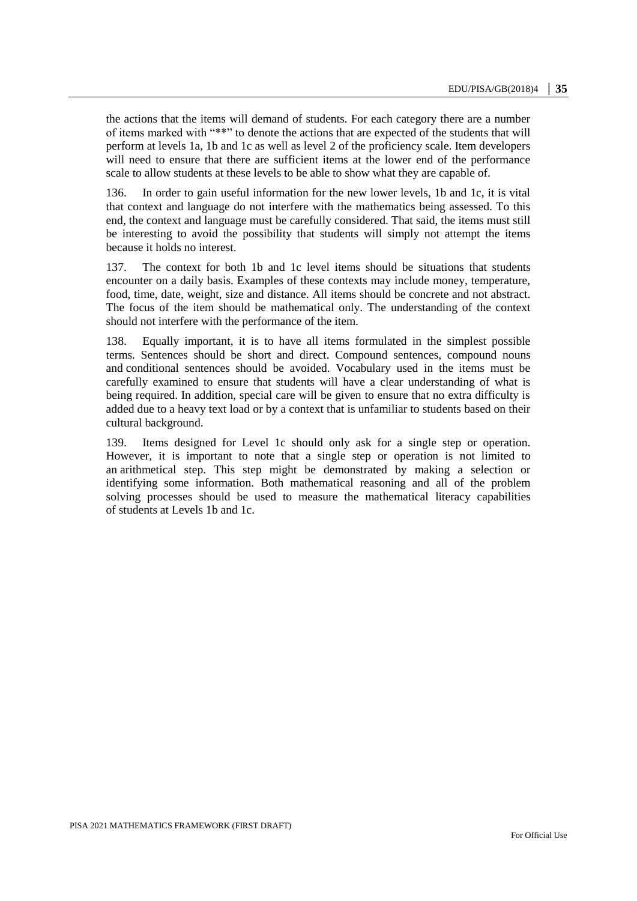the actions that the items will demand of students. For each category there are a number of items marked with "**" to denote the actions that are expected of the students that will perform at levels 1a, 1b and 1c as well as level 2 of the proficiency scale. Item developers will need to ensure that there are sufficient items at the lower end of the performance scale to allow students at these levels to be able to show what they are capable of.

136. In order to gain useful information for the new lower levels, 1b and 1c, it is vital that context and language do not interfere with the mathematics being assessed. To this end, the context and language must be carefully considered. That said, the items must still be interesting to avoid the possibility that students will simply not attempt the items because it holds no interest.

137. The context for both 1b and 1c level items should be situations that students encounter on a daily basis. Examples of these contexts may include money, temperature, food, time, date, weight, size and distance. All items should be concrete and not abstract. The focus of the item should be mathematical only. The understanding of the context should not interfere with the performance of the item.

138. Equally important, it is to have all items formulated in the simplest possible terms. Sentences should be short and direct. Compound sentences, compound nouns and conditional sentences should be avoided. Vocabulary used in the items must be carefully examined to ensure that students will have a clear understanding of what is being required. In addition, special care will be given to ensure that no extra difficulty is added due to a heavy text load or by a context that is unfamiliar to students based on their cultural background.

139. Items designed for Level 1c should only ask for a single step or operation. However, it is important to note that a single step or operation is not limited to an arithmetical step. This step might be demonstrated by making a selection or identifying some information. Both mathematical reasoning and all of the problem solving processes should be used to measure the mathematical literacy capabilities of students at Levels 1b and 1c.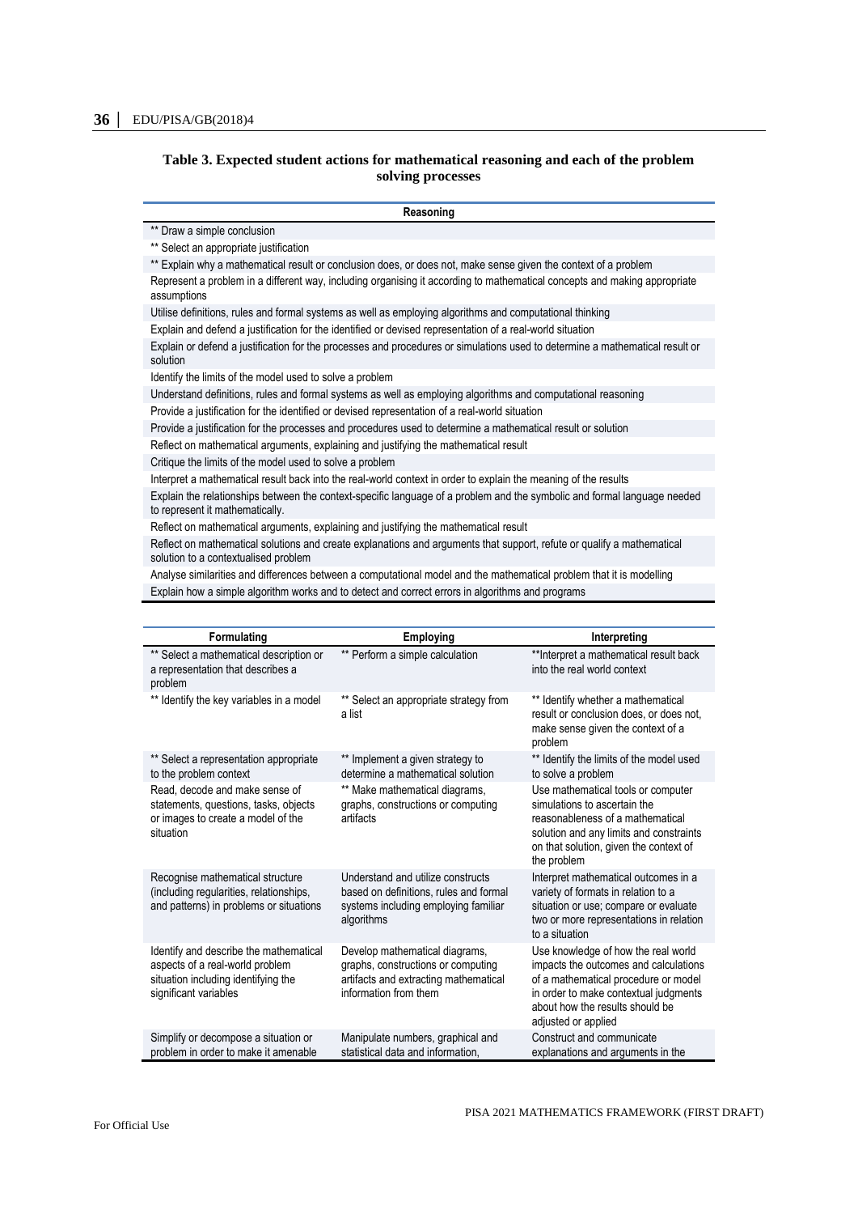**Table 3. Expected student actions for mathematical reasoning and each of the problem solving processes**

| Reasoning |
| --- |
| ** Draw a simple conclusion |
| ** Select an appropriate justification |
| ** Explain why a mathematical result or conclusion does, or does not, make sense given the context of a problem |
| Represent a problem in a different way, including organising it according to mathematical concepts and making appropriate assumptions |
| Utilise definitions, rules and formal systems as well as employing algorithms and computational thinking |
| Explain and defend a justification for the identified or devised representation of a real-world situation |
| Explain or defend a justification for the processes and procedures or simulations used to determine a mathematical result or solution |
| Identify the limits of the model used to solve a problem |
| Understand definitions, rules and formal systems as well as employing algorithms and computational reasoning |
| Provide a justification for the identified or devised representation of a real-world situation |
| Provide a justification for the processes and procedures used to determine a mathematical result or solution |
| Reflect on mathematical arguments, explaining and justifying the mathematical result |
| Critique the limits of the model used to solve a problem |
| Interpret a mathematical result back into the real-world context in order to explain the meaning of the results |
| Explain the relationships between the context-specific language of a problem and the symbolic and formal language needed to represent it mathematically. |
| Reflect on mathematical arguments, explaining and justifying the mathematical result |
| Reflect on mathematical solutions and create explanations and arguments that support, refute or qualify a mathematical solution to a contextualised problem |
| Analyse similarities and differences between a computational model and the mathematical problem that it is modelling |
| Explain how a simple algorithm works and to detect and correct errors in algorithms and programs |

| Formulating | Employing | Interpreting |
| --- | --- | --- |
| ** Select a mathematical description or a representation that describes a problem | ** Perform a simple calculation | **Interpret a mathematical result back into the real world context |
| ** Identify the key variables in a model | ** Select an appropriate strategy from a list | ** Identify whether a mathematical result or conclusion does, or does not, make sense given the context of a problem |
| ** Select a representation appropriate to the problem context | ** Implement a given strategy to determine a mathematical solution | ** Identify the limits of the model used to solve a problem |
| Read, decode and make sense of statements, questions, tasks, objects or images to create a model of the situation | ** Make mathematical diagrams, graphs, constructions or computing artifacts | Use mathematical tools or computer simulations to ascertain the reasonableness of a mathematical solution and any limits and constraints on that solution, given the context of the problem |
| Recognise mathematical structure (including regularities, relationships, and patterns) in problems or situations | Understand and utilize constructs based on definitions, rules and formal systems including employing familiar algorithms | Interpret mathematical outcomes in a variety of formats in relation to a situation or use; compare or evaluate two or more representations in relation to a situation |
| Identify and describe the mathematical aspects of a real-world problem situation including identifying the significant variables | Develop mathematical diagrams, graphs, constructions or computing artifacts and extracting mathematical information from them | Use knowledge of how the real world impacts the outcomes and calculations of a mathematical procedure or model in order to make contextual judgments about how the results should be adjusted or applied |
| Simplify or decompose a situation or problem in order to make it amenable | Manipulate numbers, graphical and statistical data and information, | Construct and communicate explanations and arguments in the |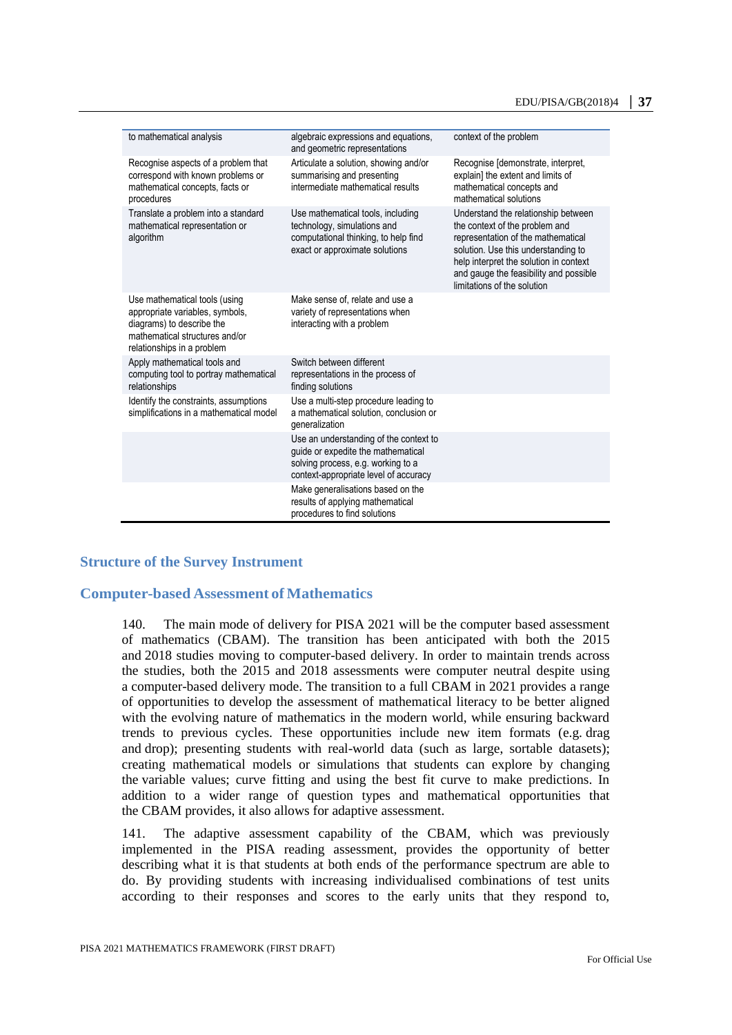| | | |
|---|---|---|
| to mathematical analysis | algebraic expressions and equations, and geometric representations | context of the problem |
| Recognise aspects of a problem that correspond with known problems or mathematical concepts, facts or procedures | Articulate a solution, showing and/or summarising and presenting intermediate mathematical results | Recognise [demonstrate, interpret, explain] the extent and limits of mathematical concepts and mathematical solutions |
| Translate a problem into a standard mathematical representation or algorithm | Use mathematical tools, including technology, simulations and computational thinking, to help find exact or approximate solutions | Understand the relationship between the context of the problem and representation of the mathematical solution. Use this understanding to help interpret the solution in context and gauge the feasibility and possible limitations of the solution |
| Use mathematical tools (using appropriate variables, symbols, diagrams) to describe the mathematical structures and/or relationships in a problem | Make sense of, relate and use a variety of representations when interacting with a problem | |
| Apply mathematical tools and computing tool to portray mathematical relationships | Switch between different representations in the process of finding solutions | |
| Identify the constraints, assumptions simplifications in a mathematical model | Use a multi-step procedure leading to a mathematical solution, conclusion or generalization | |
| | Use an understanding of the context to guide or expedite the mathematical solving process, e.g. working to a context-appropriate level of accuracy | |
| | Make generalisations based on the results of applying mathematical procedures to find solutions | |

## Structure of the Survey Instrument

## Computer-based Assessment of Mathematics

140. The main mode of delivery for PISA 2021 will be the computer based assessment of mathematics (CBAM). The transition has been anticipated with both the 2015 and 2018 studies moving to computer-based delivery. In order to maintain trends across the studies, both the 2015 and 2018 assessments were computer neutral despite using a computer-based delivery mode. The transition to a full CBAM in 2021 provides a range of opportunities to develop the assessment of mathematical literacy to be better aligned with the evolving nature of mathematics in the modern world, while ensuring backward trends to previous cycles. These opportunities include new item formats (e.g. drag and drop); presenting students with real-world data (such as large, sortable datasets); creating mathematical models or simulations that students can explore by changing the variable values; curve fitting and using the best fit curve to make predictions. In addition to a wider range of question types and mathematical opportunities that the CBAM provides, it also allows for adaptive assessment.

141. The adaptive assessment capability of the CBAM, which was previously implemented in the PISA reading assessment, provides the opportunity of better describing what it is that students at both ends of the performance spectrum are able to do. By providing students with increasing individualised combinations of test units according to their responses and scores to the early units that they respond to,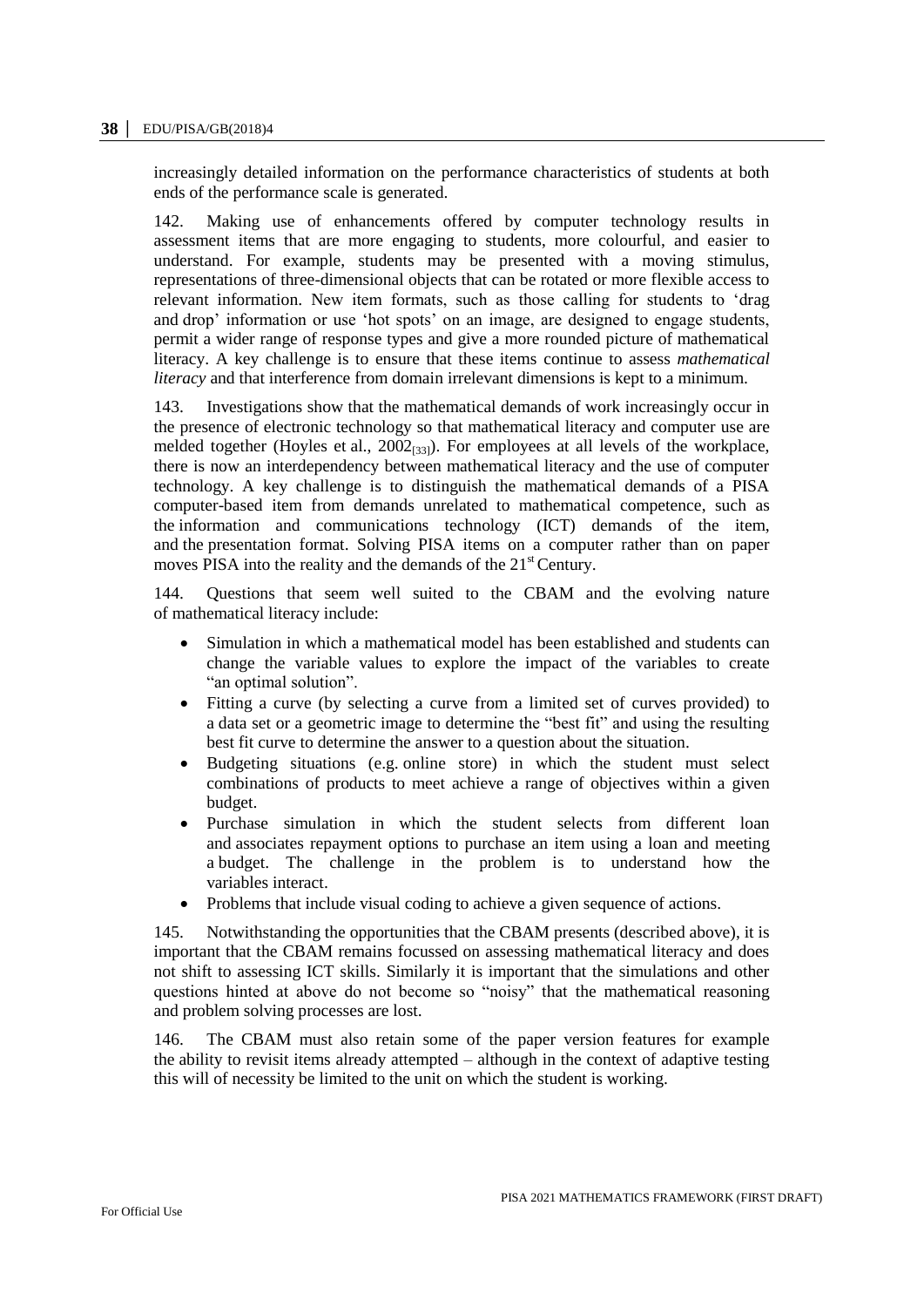increasingly detailed information on the performance characteristics of students at both ends of the performance scale is generated.

142. Making use of enhancements offered by computer technology results in assessment items that are more engaging to students, more colourful, and easier to understand. For example, students may be presented with a moving stimulus, representations of three-dimensional objects that can be rotated or more flexible access to relevant information. New item formats, such as those calling for students to 'drag and drop' information or use 'hot spots' on an image, are designed to engage students, permit a wider range of response types and give a more rounded picture of mathematical literacy. A key challenge is to ensure that these items continue to assess *mathematical literacy* and that interference from domain irrelevant dimensions is kept to a minimum.

143. Investigations show that the mathematical demands of work increasingly occur in the presence of electronic technology so that mathematical literacy and computer use are melded together (Hoyles et al., 2002[33]). For employees at all levels of the workplace, there is now an interdependency between mathematical literacy and the use of computer technology. A key challenge is to distinguish the mathematical demands of a PISA computer-based item from demands unrelated to mathematical competence, such as the information and communications technology (ICT) demands of the item, and the presentation format. Solving PISA items on a computer rather than on paper moves PISA into the reality and the demands of the 21st Century.

144. Questions that seem well suited to the CBAM and the evolving nature of mathematical literacy include:

- Simulation in which a mathematical model has been established and students can change the variable values to explore the impact of the variables to create "an optimal solution".
- Fitting a curve (by selecting a curve from a limited set of curves provided) to a data set or a geometric image to determine the "best fit" and using the resulting best fit curve to determine the answer to a question about the situation.
- Budgeting situations (e.g. online store) in which the student must select combinations of products to meet achieve a range of objectives within a given budget.
- Purchase simulation in which the student selects from different loan and associates repayment options to purchase an item using a loan and meeting a budget. The challenge in the problem is to understand how the variables interact.
- Problems that include visual coding to achieve a given sequence of actions.

145. Notwithstanding the opportunities that the CBAM presents (described above), it is important that the CBAM remains focussed on assessing mathematical literacy and does not shift to assessing ICT skills. Similarly it is important that the simulations and other questions hinted at above do not become so "noisy" that the mathematical reasoning and problem solving processes are lost.

146. The CBAM must also retain some of the paper version features for example the ability to revisit items already attempted – although in the context of adaptive testing this will of necessity be limited to the unit on which the student is working.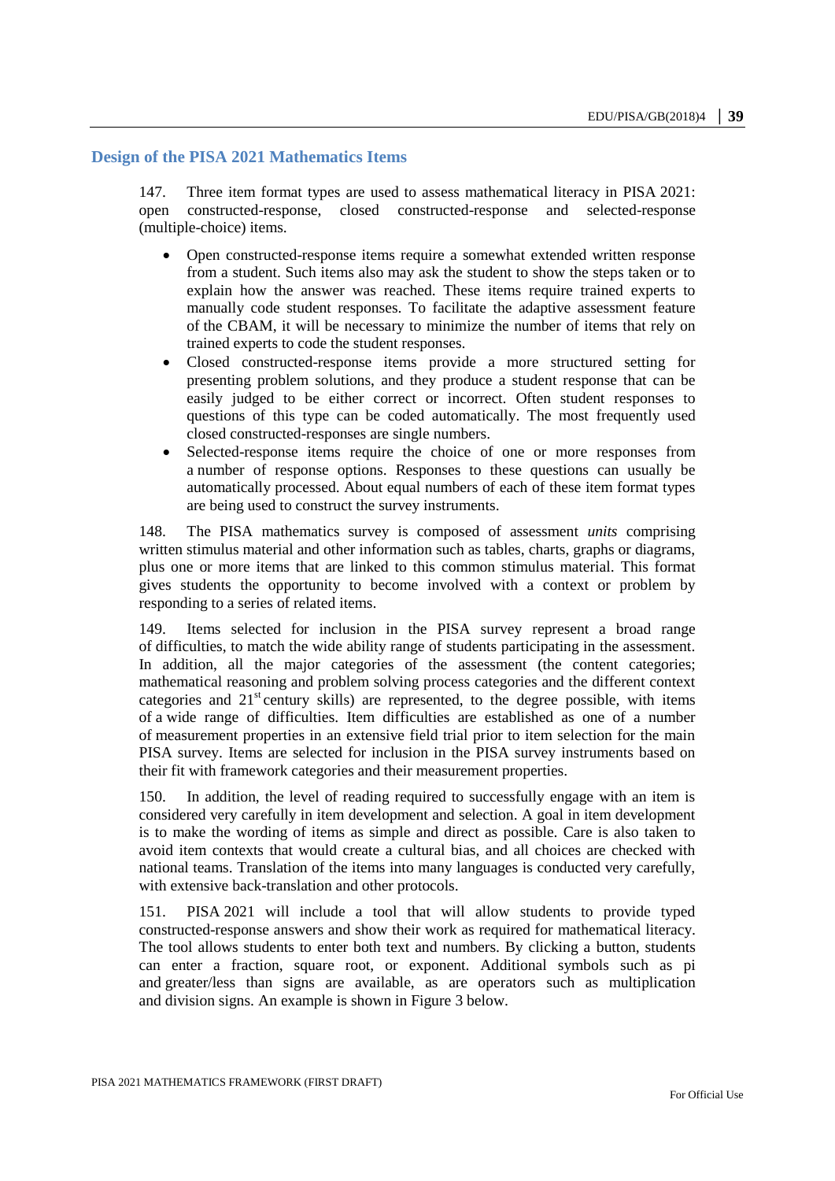## Design of the PISA 2021 Mathematics Items

147. Three item format types are used to assess mathematical literacy in PISA 2021: open constructed-response, closed constructed-response and selected-response (multiple-choice) items.

- Open constructed-response items require a somewhat extended written response from a student. Such items also may ask the student to show the steps taken or to explain how the answer was reached. These items require trained experts to manually code student responses. To facilitate the adaptive assessment feature of the CBAM, it will be necessary to minimize the number of items that rely on trained experts to code the student responses.
- Closed constructed-response items provide a more structured setting for presenting problem solutions, and they produce a student response that can be easily judged to be either correct or incorrect. Often student responses to questions of this type can be coded automatically. The most frequently used closed constructed-responses are single numbers.
- Selected-response items require the choice of one or more responses from a number of response options. Responses to these questions can usually be automatically processed. About equal numbers of each of these item format types are being used to construct the survey instruments.

148. The PISA mathematics survey is composed of assessment *units* comprising written stimulus material and other information such as tables, charts, graphs or diagrams, plus one or more items that are linked to this common stimulus material. This format gives students the opportunity to become involved with a context or problem by responding to a series of related items.

149. Items selected for inclusion in the PISA survey represent a broad range of difficulties, to match the wide ability range of students participating in the assessment. In addition, all the major categories of the assessment (the content categories; mathematical reasoning and problem solving process categories and the different context categories and 21st century skills) are represented, to the degree possible, with items of a wide range of difficulties. Item difficulties are established as one of a number of measurement properties in an extensive field trial prior to item selection for the main PISA survey. Items are selected for inclusion in the PISA survey instruments based on their fit with framework categories and their measurement properties.

150. In addition, the level of reading required to successfully engage with an item is considered very carefully in item development and selection. A goal in item development is to make the wording of items as simple and direct as possible. Care is also taken to avoid item contexts that would create a cultural bias, and all choices are checked with national teams. Translation of the items into many languages is conducted very carefully, with extensive back-translation and other protocols.

151. PISA 2021 will include a tool that will allow students to provide typed constructed-response answers and show their work as required for mathematical literacy. The tool allows students to enter both text and numbers. By clicking a button, students can enter a fraction, square root, or exponent. Additional symbols such as pi and greater/less than signs are available, as are operators such as multiplication and division signs. An example is shown in Figure 3 below.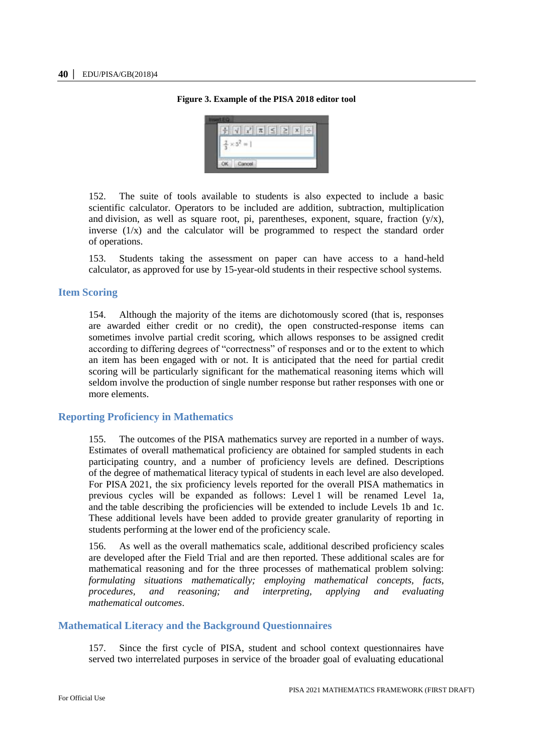**Figure 3. Example of the PISA 2018 editor tool**

152. The suite of tools available to students is also expected to include a basic scientific calculator. Operators to be included are addition, subtraction, multiplication and division, as well as square root, pi, parentheses, exponent, square, fraction (y/x), inverse (1/x) and the calculator will be programmed to respect the standard order of operations.

153. Students taking the assessment on paper can have access to a hand-held calculator, as approved for use by 15-year-old students in their respective school systems.

## Item Scoring

154. Although the majority of the items are dichotomously scored (that is, responses are awarded either credit or no credit), the open constructed-response items can sometimes involve partial credit scoring, which allows responses to be assigned credit according to differing degrees of "correctness" of responses and or to the extent to which an item has been engaged with or not. It is anticipated that the need for partial credit scoring will be particularly significant for the mathematical reasoning items which will seldom involve the production of single number response but rather responses with one or more elements.

## Reporting Proficiency in Mathematics

155. The outcomes of the PISA mathematics survey are reported in a number of ways. Estimates of overall mathematical proficiency are obtained for sampled students in each participating country, and a number of proficiency levels are defined. Descriptions of the degree of mathematical literacy typical of students in each level are also developed. For PISA 2021, the six proficiency levels reported for the overall PISA mathematics in previous cycles will be expanded as follows: Level 1 will be renamed Level 1a, and the table describing the proficiencies will be extended to include Levels 1b and 1c. These additional levels have been added to provide greater granularity of reporting in students performing at the lower end of the proficiency scale.

156. As well as the overall mathematics scale, additional described proficiency scales are developed after the Field Trial and are then reported. These additional scales are for mathematical reasoning and for the three processes of mathematical problem solving: *formulating situations mathematically; employing mathematical concepts, facts, procedures, and reasoning;* and *interpreting, applying and evaluating mathematical outcomes*.

## Mathematical Literacy and the Background Questionnaires

157. Since the first cycle of PISA, student and school context questionnaires have served two interrelated purposes in service of the broader goal of evaluating educational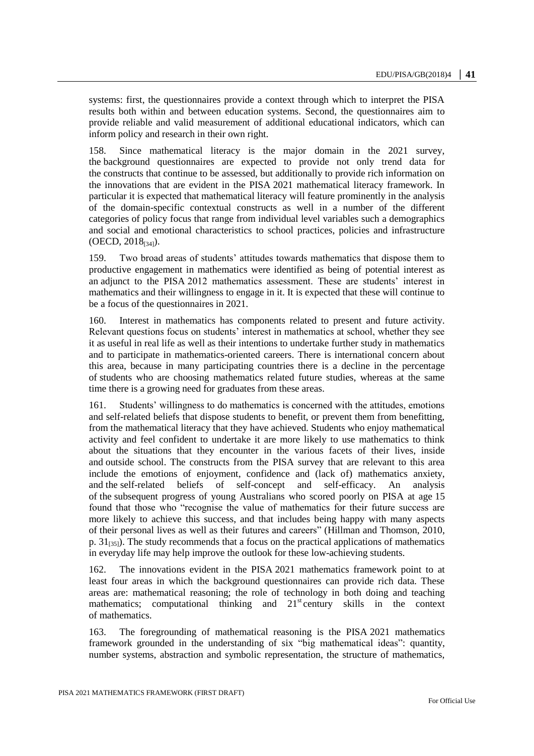systems: first, the questionnaires provide a context through which to interpret the PISA results both within and between education systems. Second, the questionnaires aim to provide reliable and valid measurement of additional educational indicators, which can inform policy and research in their own right.

158. Since mathematical literacy is the major domain in the 2021 survey, the background questionnaires are expected to provide not only trend data for the constructs that continue to be assessed, but additionally to provide rich information on the innovations that are evident in the PISA 2021 mathematical literacy framework. In particular it is expected that mathematical literacy will feature prominently in the analysis of the domain-specific contextual constructs as well in a number of the different categories of policy focus that range from individual level variables such a demographics and social and emotional characteristics to school practices, policies and infrastructure (OECD, 2018[34]).

159. Two broad areas of students' attitudes towards mathematics that dispose them to productive engagement in mathematics were identified as being of potential interest as an adjunct to the PISA 2012 mathematics assessment. These are students' interest in mathematics and their willingness to engage in it. It is expected that these will continue to be a focus of the questionnaires in 2021.

160. Interest in mathematics has components related to present and future activity. Relevant questions focus on students' interest in mathematics at school, whether they see it as useful in real life as well as their intentions to undertake further study in mathematics and to participate in mathematics-oriented careers. There is international concern about this area, because in many participating countries there is a decline in the percentage of students who are choosing mathematics related future studies, whereas at the same time there is a growing need for graduates from these areas.

161. Students' willingness to do mathematics is concerned with the attitudes, emotions and self-related beliefs that dispose students to benefit, or prevent them from benefitting, from the mathematical literacy that they have achieved. Students who enjoy mathematical activity and feel confident to undertake it are more likely to use mathematics to think about the situations that they encounter in the various facets of their lives, inside and outside school. The constructs from the PISA survey that are relevant to this area include the emotions of enjoyment, confidence and (lack of) mathematics anxiety, and the self-related beliefs of self-concept and self-efficacy. An analysis of the subsequent progress of young Australians who scored poorly on PISA at age 15 found that those who "recognise the value of mathematics for their future success are more likely to achieve this success, and that includes being happy with many aspects of their personal lives as well as their futures and careers" (Hillman and Thomson, 2010, p. 31[35]). The study recommends that a focus on the practical applications of mathematics in everyday life may help improve the outlook for these low-achieving students.

162. The innovations evident in the PISA 2021 mathematics framework point to at least four areas in which the background questionnaires can provide rich data. These areas are: mathematical reasoning; the role of technology in both doing and teaching mathematics; computational thinking and 21st century skills in the context of mathematics.

163. The foregrounding of mathematical reasoning is the PISA 2021 mathematics framework grounded in the understanding of six "big mathematical ideas": quantity, number systems, abstraction and symbolic representation, the structure of mathematics,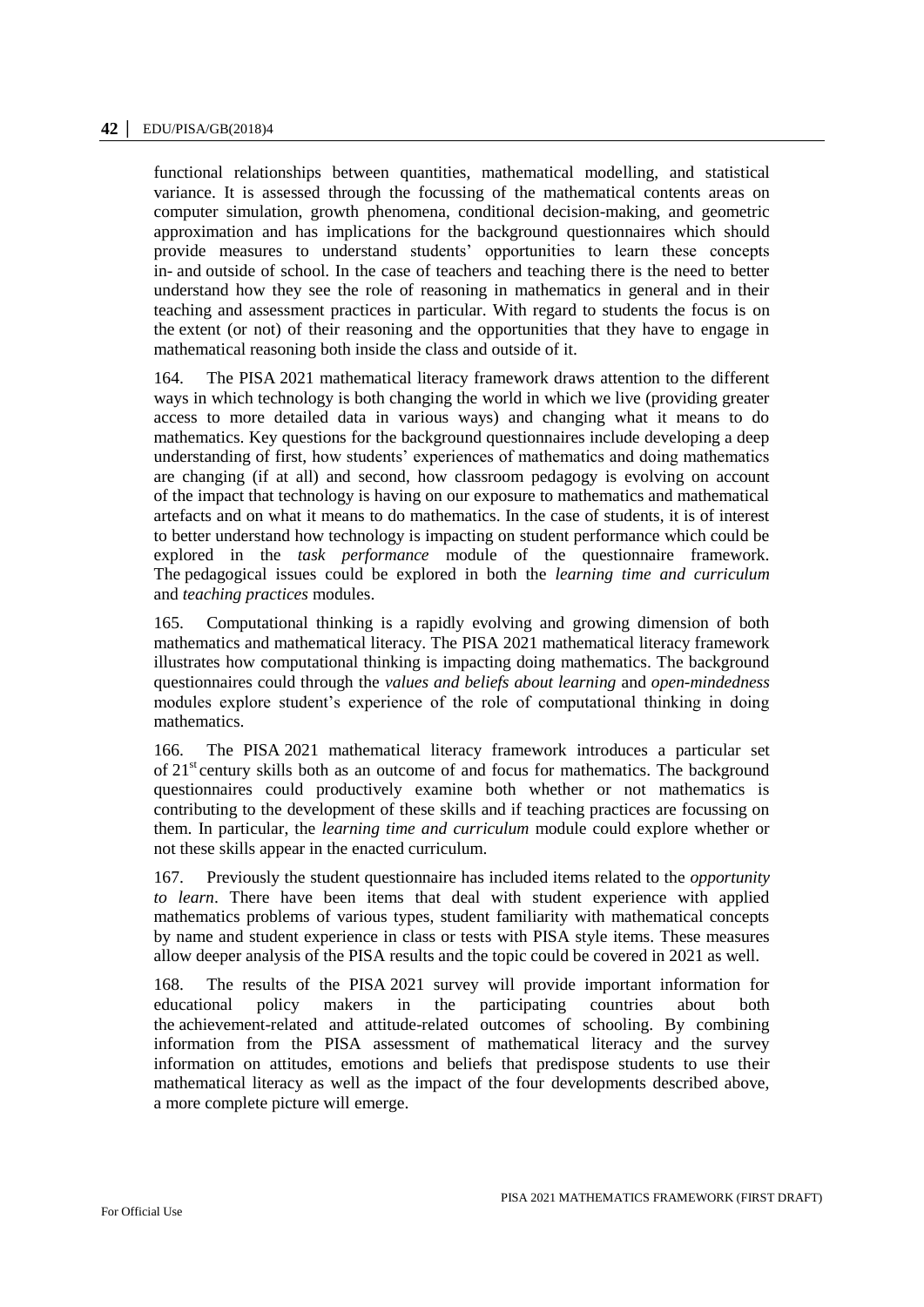functional relationships between quantities, mathematical modelling, and statistical variance. It is assessed through the focussing of the mathematical contents areas on computer simulation, growth phenomena, conditional decision-making, and geometric approximation and has implications for the background questionnaires which should provide measures to understand students' opportunities to learn these concepts in- and outside of school. In the case of teachers and teaching there is the need to better understand how they see the role of reasoning in mathematics in general and in their teaching and assessment practices in particular. With regard to students the focus is on the extent (or not) of their reasoning and the opportunities that they have to engage in mathematical reasoning both inside the class and outside of it.

164. The PISA 2021 mathematical literacy framework draws attention to the different ways in which technology is both changing the world in which we live (providing greater access to more detailed data in various ways) and changing what it means to do mathematics. Key questions for the background questionnaires include developing a deep understanding of first, how students' experiences of mathematics and doing mathematics are changing (if at all) and second, how classroom pedagogy is evolving on account of the impact that technology is having on our exposure to mathematics and mathematical artefacts and on what it means to do mathematics. In the case of students, it is of interest to better understand how technology is impacting on student performance which could be explored in the *task performance* module of the questionnaire framework. The pedagogical issues could be explored in both the *learning time and curriculum* and *teaching practices* modules.

165. Computational thinking is a rapidly evolving and growing dimension of both mathematics and mathematical literacy. The PISA 2021 mathematical literacy framework illustrates how computational thinking is impacting doing mathematics. The background questionnaires could through the *values and beliefs about learning* and *open-mindedness* modules explore student's experience of the role of computational thinking in doing mathematics.

166. The PISA 2021 mathematical literacy framework introduces a particular set of 21st century skills both as an outcome of and focus for mathematics. The background questionnaires could productively examine both whether or not mathematics is contributing to the development of these skills and if teaching practices are focussing on them. In particular, the *learning time and curriculum* module could explore whether or not these skills appear in the enacted curriculum.

167. Previously the student questionnaire has included items related to the *opportunity to learn*. There have been items that deal with student experience with applied mathematics problems of various types, student familiarity with mathematical concepts by name and student experience in class or tests with PISA style items. These measures allow deeper analysis of the PISA results and the topic could be covered in 2021 as well.

168. The results of the PISA 2021 survey will provide important information for educational policy makers in the participating countries about both the achievement-related and attitude-related outcomes of schooling. By combining information from the PISA assessment of mathematical literacy and the survey information on attitudes, emotions and beliefs that predispose students to use their mathematical literacy as well as the impact of the four developments described above, a more complete picture will emerge.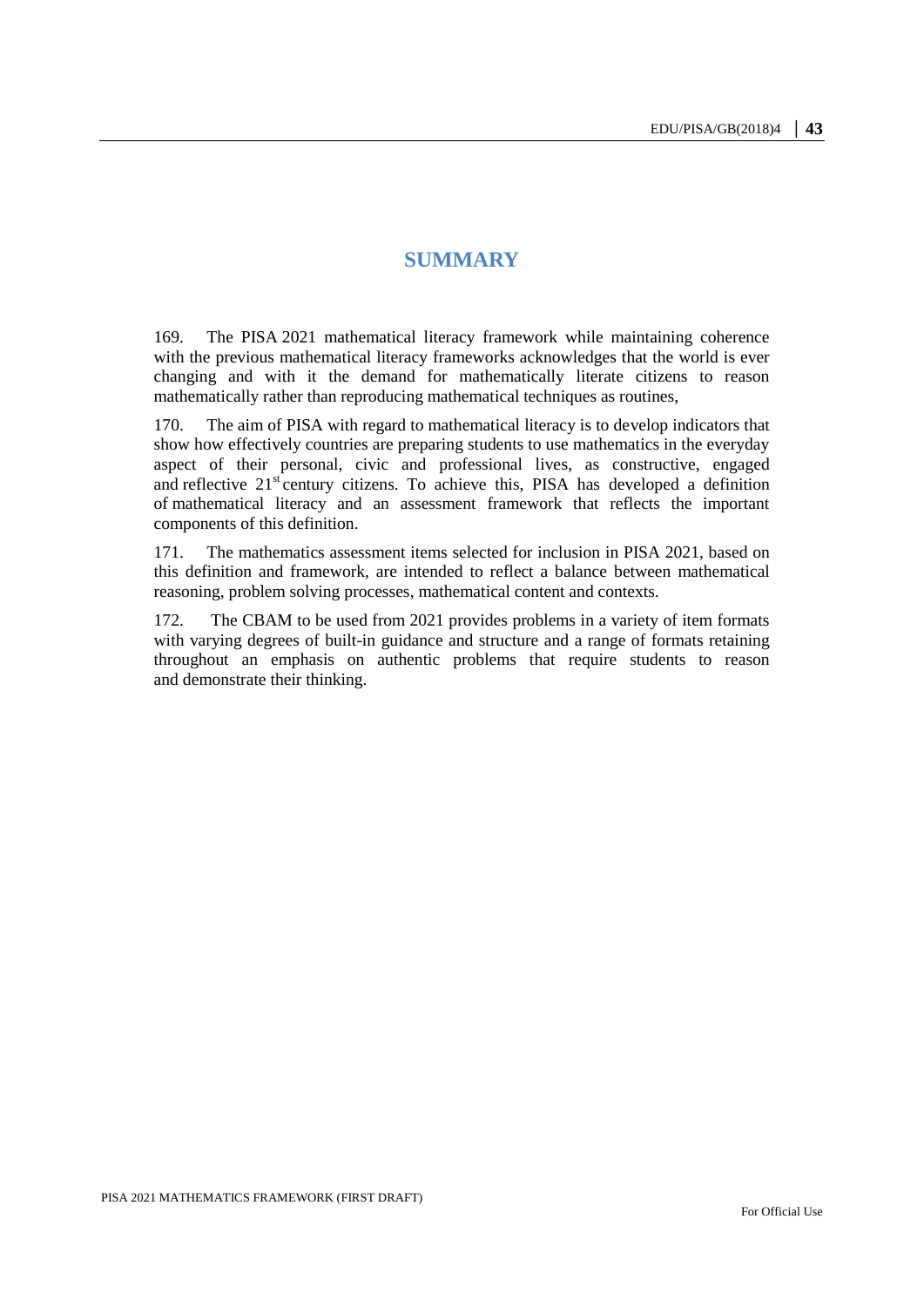# SUMMARY

169. The PISA 2021 mathematical literacy framework while maintaining coherence with the previous mathematical literacy frameworks acknowledges that the world is ever changing and with it the demand for mathematically literate citizens to reason mathematically rather than reproducing mathematical techniques as routines,

170. The aim of PISA with regard to mathematical literacy is to develop indicators that show how effectively countries are preparing students to use mathematics in the everyday aspect of their personal, civic and professional lives, as constructive, engaged and reflective 21st century citizens. To achieve this, PISA has developed a definition of mathematical literacy and an assessment framework that reflects the important components of this definition.

171. The mathematics assessment items selected for inclusion in PISA 2021, based on this definition and framework, are intended to reflect a balance between mathematical reasoning, problem solving processes, mathematical content and contexts.

172. The CBAM to be used from 2021 provides problems in a variety of item formats with varying degrees of built-in guidance and structure and a range of formats retaining throughout an emphasis on authentic problems that require students to reason and demonstrate their thinking.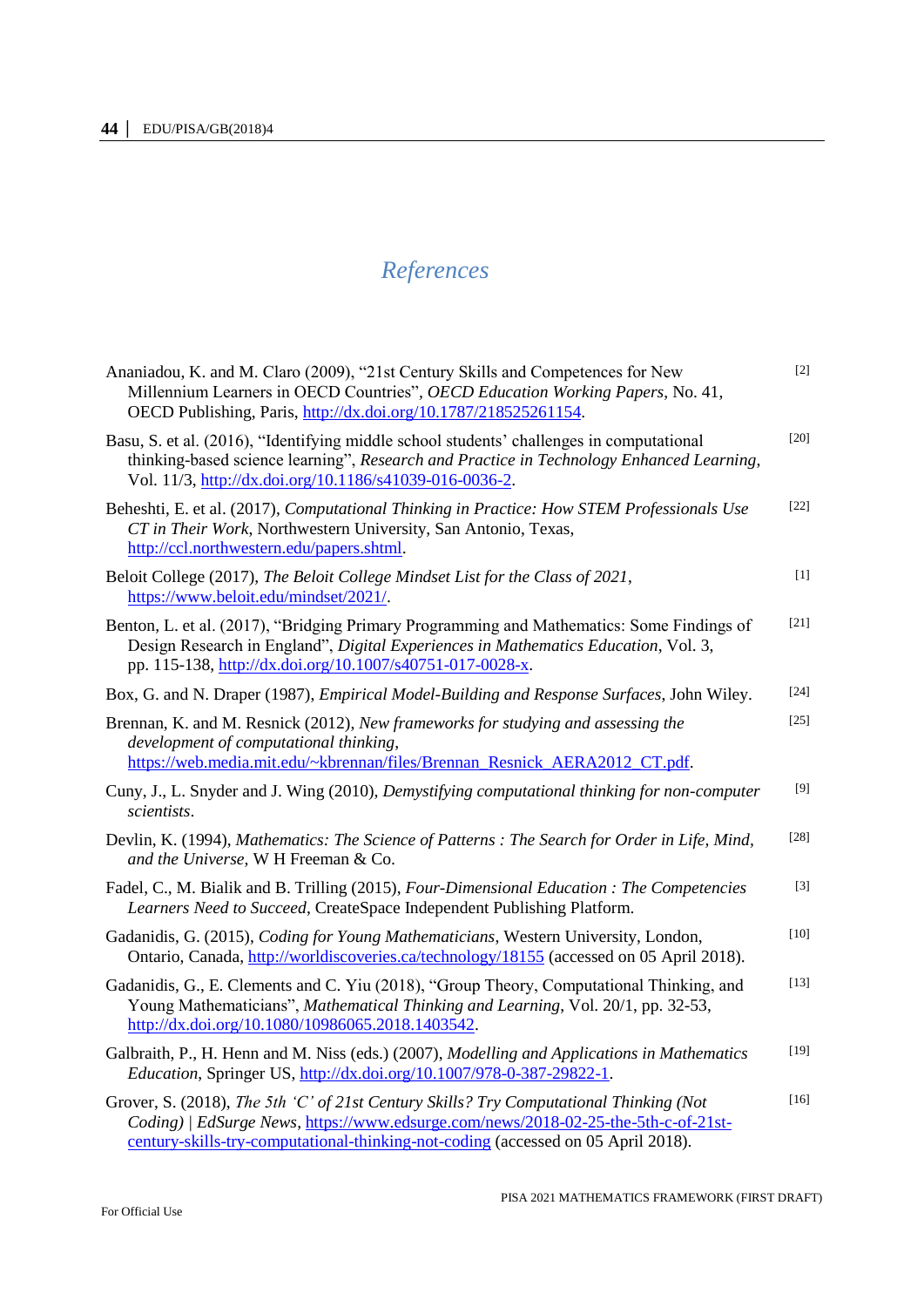# *References*

Ananiadou, K. and M. Claro (2009), “21st Century Skills and Competences for New Millennium Learners in OECD Countries”, *OECD Education Working Papers*, No. 41, OECD Publishing, Paris, http://dx.doi.org/10.1787/218525261154. [2]

Basu, S. et al. (2016), “Identifying middle school students’ challenges in computational thinking-based science learning”, *Research and Practice in Technology Enhanced Learning*, Vol. 11/3, http://dx.doi.org/10.1186/s41039-016-0036-2. [20]

Beheshti, E. et al. (2017), *Computational Thinking in Practice: How STEM Professionals Use CT in Their Work*, Northwestern University, San Antonio, Texas, http://ccl.northwestern.edu/papers.shtml. [22]

Beloit College (2017), *The Beloit College Mindset List for the Class of 2021*, https://www.beloit.edu/mindset/2021/. [1]

Benton, L. et al. (2017), “Bridging Primary Programming and Mathematics: Some Findings of Design Research in England”, *Digital Experiences in Mathematics Education*, Vol. 3, pp. 115-138, http://dx.doi.org/10.1007/s40751-017-0028-x. [21]

Box, G. and N. Draper (1987), *Empirical Model-Building and Response Surfaces*, John Wiley. [24]

Brennan, K. and M. Resnick (2012), *New frameworks for studying and assessing the development of computational thinking*, https://web.media.mit.edu/~kbrennan/files/Brennan_Resnick_AERA2012_CT.pdf. [25]

Cuny, J., L. Snyder and J. Wing (2010), *Demystifying computational thinking for non-computer scientists*. [9]

Devlin, K. (1994), *Mathematics: The Science of Patterns : The Search for Order in Life, Mind, and the Universe*, W H Freeman & Co. [28]

Fadel, C., M. Bialik and B. Trilling (2015), *Four-Dimensional Education : The Competencies Learners Need to Succeed*, CreateSpace Independent Publishing Platform. [3]

Gadanidis, G. (2015), *Coding for Young Mathematicians*, Western University, London, Ontario, Canada, http://worldiscoveries.ca/technology/18155 (accessed on 05 April 2018). [10]

Gadanidis, G., E. Clements and C. Yiu (2018), “Group Theory, Computational Thinking, and Young Mathematicians”, *Mathematical Thinking and Learning*, Vol. 20/1, pp. 32-53, http://dx.doi.org/10.1080/10986065.2018.1403542. [13]

Galbraith, P., H. Henn and M. Niss (eds.) (2007), *Modelling and Applications in Mathematics Education*, Springer US, http://dx.doi.org/10.1007/978-0-387-29822-1. [19]

Grover, S. (2018), *The 5th ‘C’ of 21st Century Skills? Try Computational Thinking (Not Coding) | EdSurge News*, https://www.edsurge.com/news/2018-02-25-the-5th-c-of-21st-century-skills-try-computational-thinking-not-coding (accessed on 05 April 2018). [16]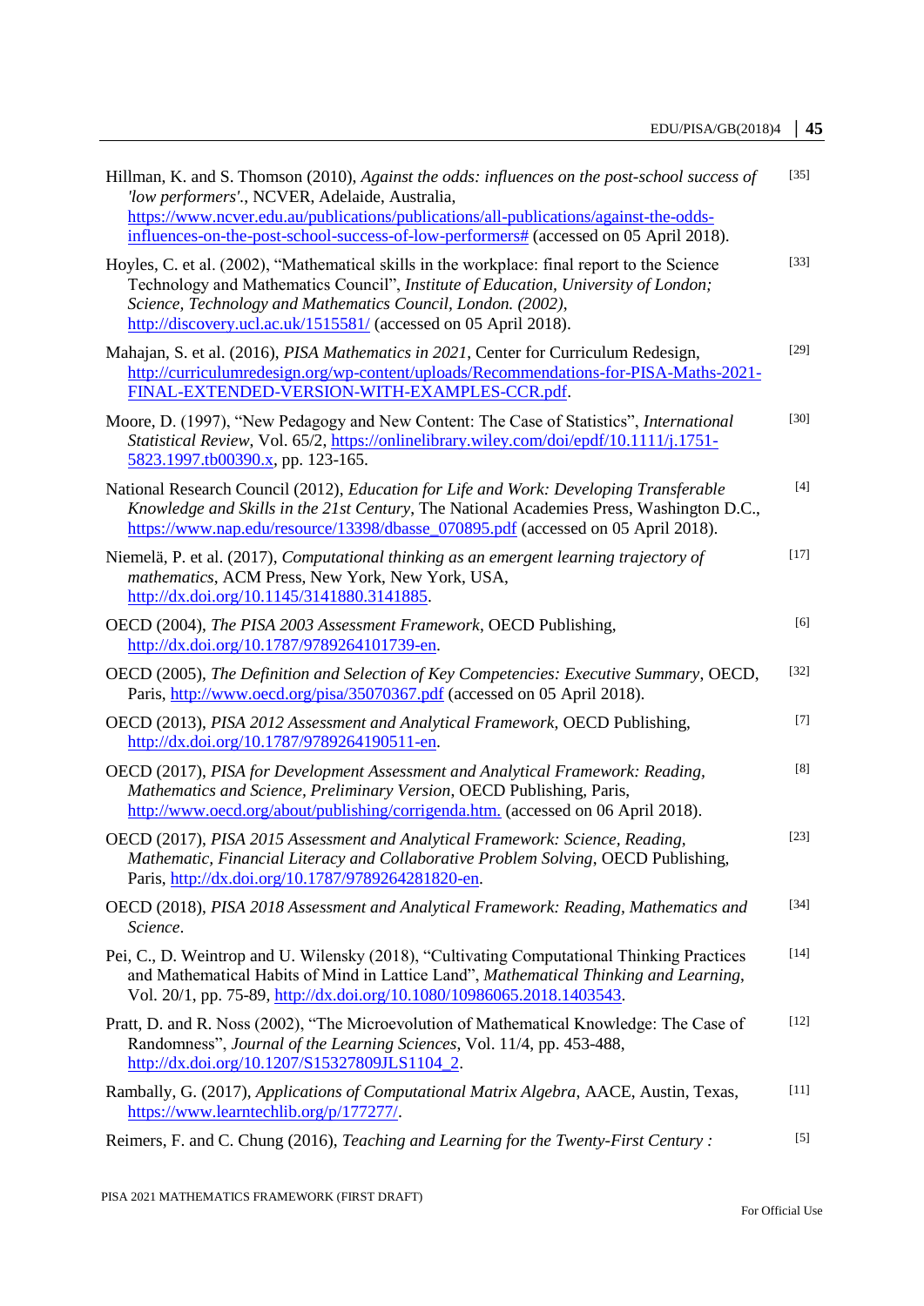Hillman, K. and S. Thomson (2010), *Against the odds: influences on the post-school success of 'low performers'.*, NCVER, Adelaide, Australia, https://www.ncver.edu.au/publications/publications/all-publications/against-the-odds-influences-on-the-post-school-success-of-low-performers# (accessed on 05 April 2018). [35]

Hoyles, C. et al. (2002), "Mathematical skills in the workplace: final report to the Science Technology and Mathematics Council", *Institute of Education, University of London; Science, Technology and Mathematics Council, London. (2002)*, http://discovery.ucl.ac.uk/1515581/ (accessed on 05 April 2018). [33]

Mahajan, S. et al. (2016), *PISA Mathematics in 2021*, Center for Curriculum Redesign, http://curriculumredesign.org/wp-content/uploads/Recommendations-for-PISA-Maths-2021-FINAL-EXTENDED-VERSION-WITH-EXAMPLES-CCR.pdf. [29]

Moore, D. (1997), "New Pedagogy and New Content: The Case of Statistics", *International Statistical Review*, Vol. 65/2, https://onlinelibrary.wiley.com/doi/epdf/10.1111/j.1751-5823.1997.tb00390.x, pp. 123-165. [30]

National Research Council (2012), *Education for Life and Work: Developing Transferable Knowledge and Skills in the 21st Century*, The National Academies Press, Washington D.C., https://www.nap.edu/resource/13398/dbasse_070895.pdf (accessed on 05 April 2018). [4]

Niemelä, P. et al. (2017), *Computational thinking as an emergent learning trajectory of mathematics*, ACM Press, New York, New York, USA, http://dx.doi.org/10.1145/3141880.3141885. [17]

OECD (2004), *The PISA 2003 Assessment Framework*, OECD Publishing, http://dx.doi.org/10.1787/9789264101739-en. [6]

OECD (2005), *The Definition and Selection of Key Competencies: Executive Summary*, OECD, Paris, http://www.oecd.org/pisa/35070367.pdf (accessed on 05 April 2018). [32]

OECD (2013), *PISA 2012 Assessment and Analytical Framework*, OECD Publishing, http://dx.doi.org/10.1787/9789264190511-en. [7]

OECD (2017), *PISA for Development Assessment and Analytical Framework: Reading, Mathematics and Science, Preliminary Version*, OECD Publishing, Paris, http://www.oecd.org/about/publishing/corrigenda.htm. (accessed on 06 April 2018). [8]

OECD (2017), *PISA 2015 Assessment and Analytical Framework: Science, Reading, Mathematic, Financial Literacy and Collaborative Problem Solving*, OECD Publishing, Paris, http://dx.doi.org/10.1787/9789264281820-en. [23]

OECD (2018), *PISA 2018 Assessment and Analytical Framework: Reading, Mathematics and Science*. [34]

Pei, C., D. Weintrop and U. Wilensky (2018), "Cultivating Computational Thinking Practices and Mathematical Habits of Mind in Lattice Land", *Mathematical Thinking and Learning*, Vol. 20/1, pp. 75-89, http://dx.doi.org/10.1080/10986065.2018.1403543. [14]

Pratt, D. and R. Noss (2002), "The Microevolution of Mathematical Knowledge: The Case of Randomness", *Journal of the Learning Sciences*, Vol. 11/4, pp. 453-488, http://dx.doi.org/10.1207/S15327809JLS1104_2. [12]

Rambally, G. (2017), *Applications of Computational Matrix Algebra*, AACE, Austin, Texas, https://www.learntechlib.org/p/177277/. [11]

Reimers, F. and C. Chung (2016), *Teaching and Learning for the Twenty-First Century :* [5]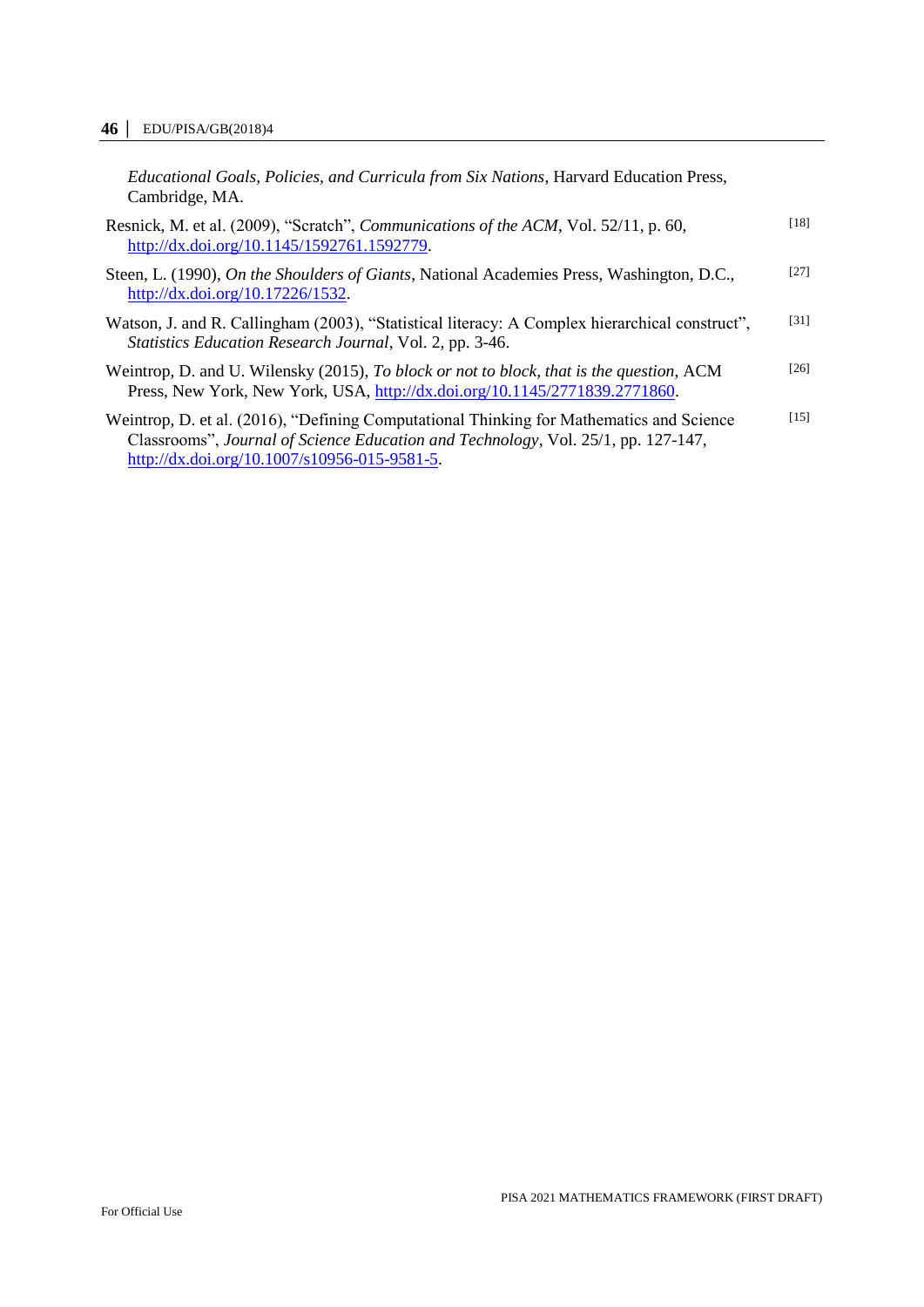*Educational Goals, Policies, and Curricula from Six Nations*, Harvard Education Press, Cambridge, MA.

Resnick, M. et al. (2009), "Scratch", *Communications of the ACM*, Vol. 52/11, p. 60, http://dx.doi.org/10.1145/1592761.1592779. [18]

Steen, L. (1990), *On the Shoulders of Giants*, National Academies Press, Washington, D.C., http://dx.doi.org/10.17226/1532. [27]

Watson, J. and R. Callingham (2003), "Statistical literacy: A Complex hierarchical construct", *Statistics Education Research Journal*, Vol. 2, pp. 3-46. [31]

Weintrop, D. and U. Wilensky (2015), *To block or not to block, that is the question*, ACM Press, New York, New York, USA, http://dx.doi.org/10.1145/2771839.2771860. [26]

Weintrop, D. et al. (2016), "Defining Computational Thinking for Mathematics and Science Classrooms", *Journal of Science Education and Technology*, Vol. 25/1, pp. 127-147, http://dx.doi.org/10.1007/s10956-015-9581-5. [15]